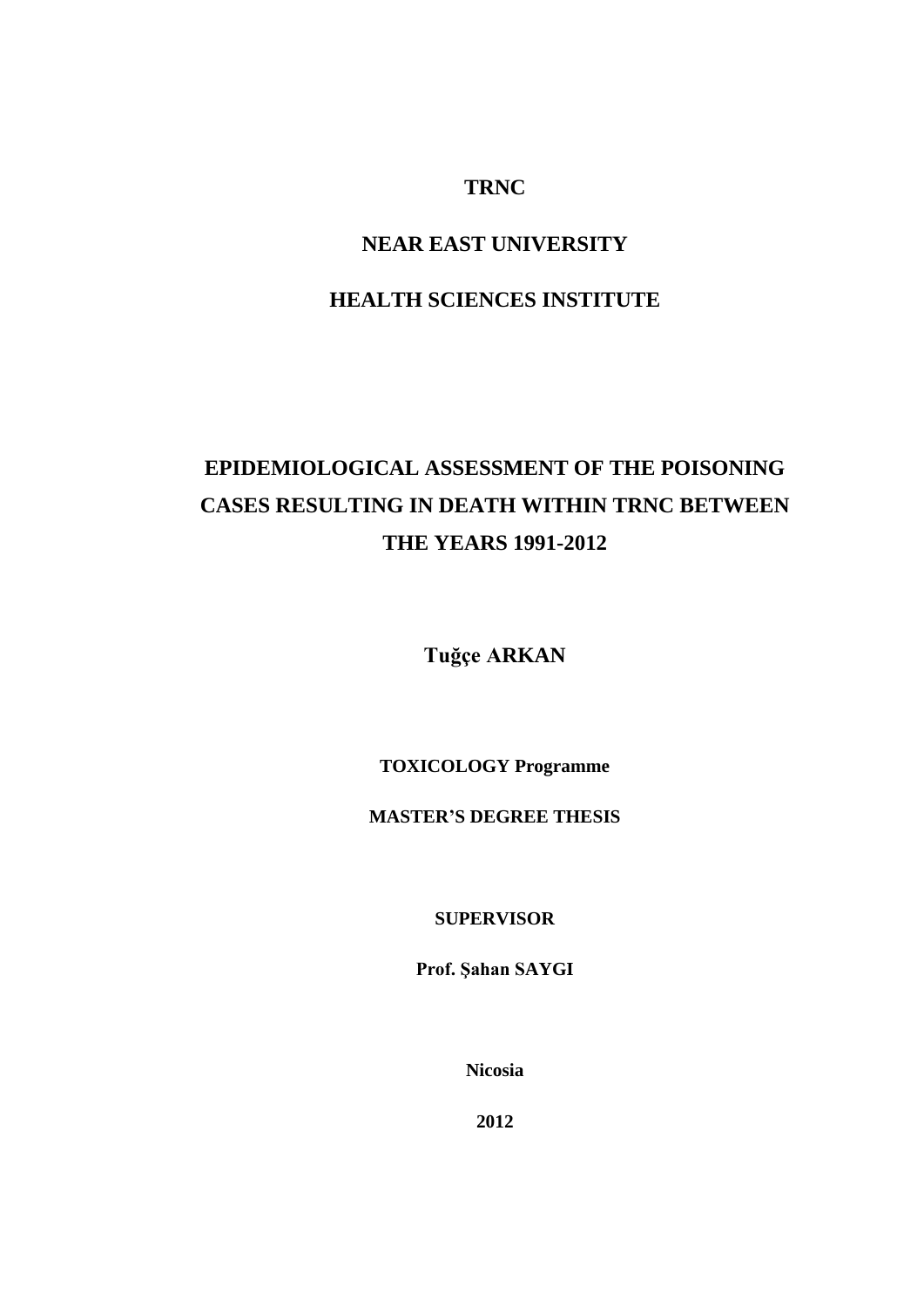**TRNC**

**NEAR EAST UNIVERSITY**

**HEALTH SCIENCES INSTITUTE**

# EPIDEMIOLOGICAL ASSESSMENT OF THE POISONING CASES RESULTING IN DEATH WITHIN TRNC BETWEEN THE YEARS 1991-2012

**Tuğçe ARKAN**

**TOXICOLOGY Programme**

**MASTER'S DEGREE THESIS**

**SUPERVISOR**

**Prof. Şahan SAYGI**

**Nicosia**

**2012**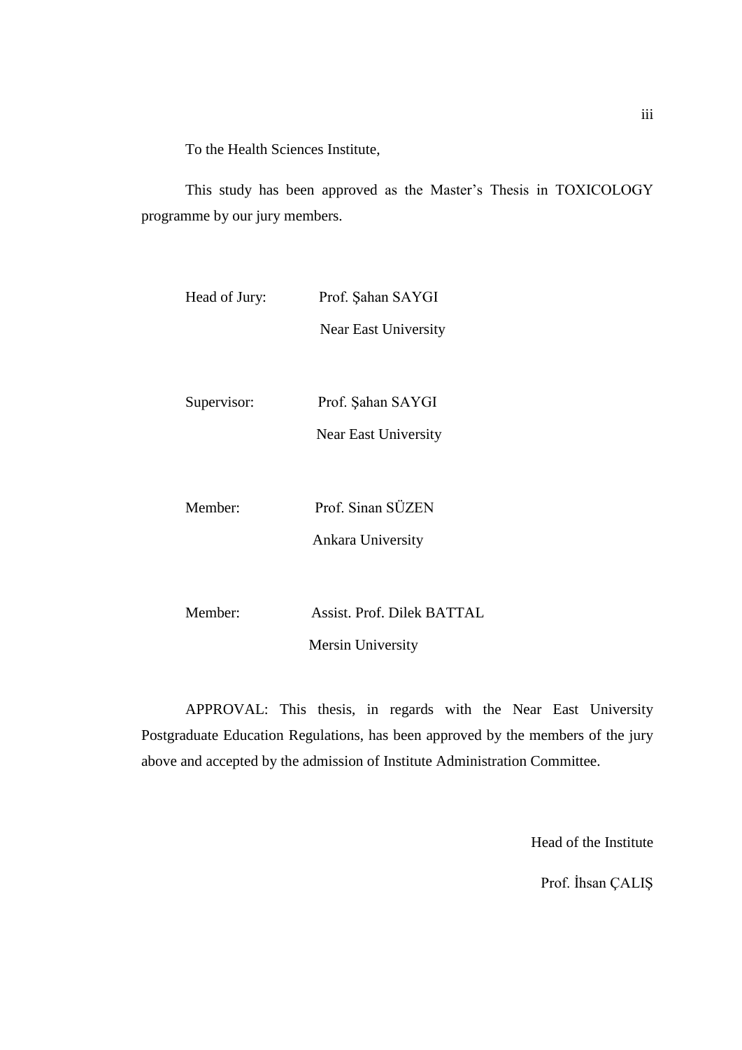To the Health Sciences Institute,

This study has been approved as the Master's Thesis in TOXICOLOGY programme by our jury members.

Head of Jury: Prof. Şahan SAYGI
Near East University

Supervisor: Prof. Şahan SAYGI
Near East University

Member: Prof. Sinan SÜZEN
Ankara University

Member: Assist. Prof. Dilek BATTAL
Mersin University

APPROVAL: This thesis, in regards with the Near East University Postgraduate Education Regulations, has been approved by the members of the jury above and accepted by the admission of Institute Administration Committee.

Head of the Institute

Prof. İhsan ÇALIŞ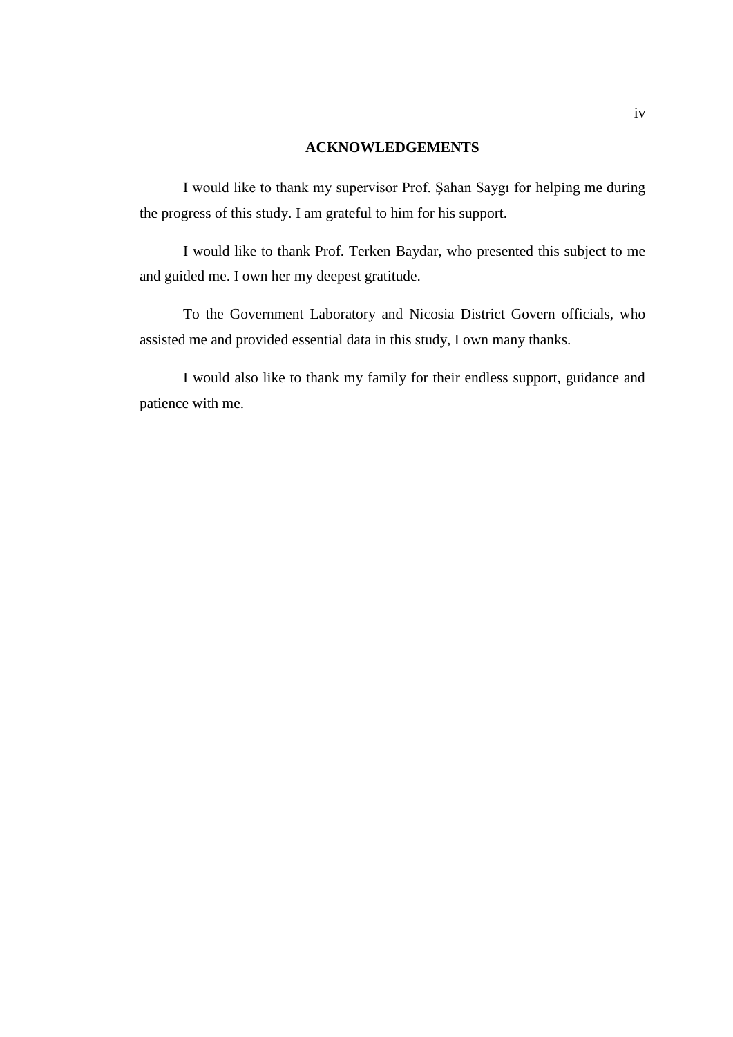# ACKNOWLEDGEMENTS

I would like to thank my supervisor Prof. Şahan Saygı for helping me during the progress of this study. I am grateful to him for his support.

I would like to thank Prof. Terken Baydar, who presented this subject to me and guided me. I own her my deepest gratitude.

To the Government Laboratory and Nicosia District Govern officials, who assisted me and provided essential data in this study, I own many thanks.

I would also like to thank my family for their endless support, guidance and patience with me.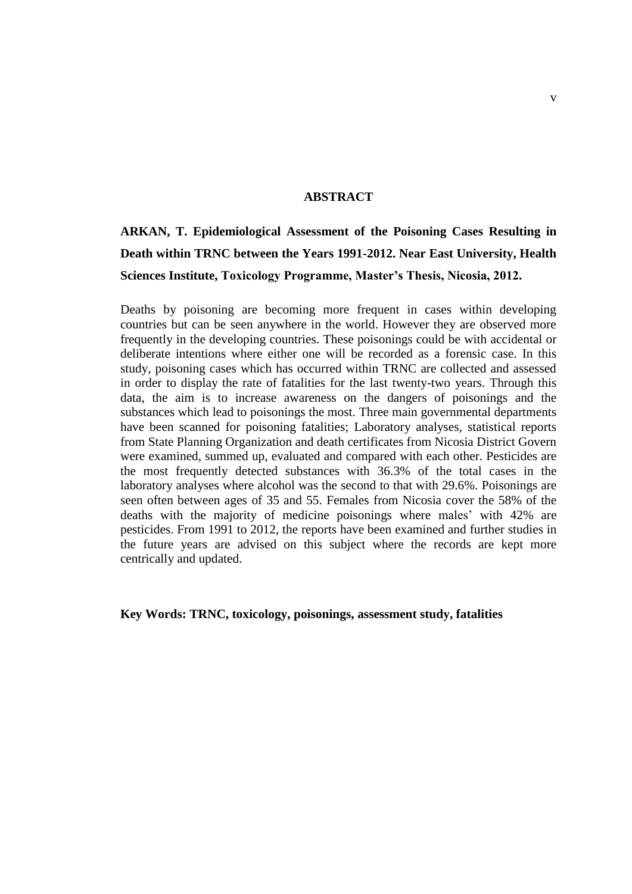## ABSTRACT

**ARKAN, T. Epidemiological Assessment of the Poisoning Cases Resulting in Death within TRNC between the Years 1991-2012. Near East University, Health Sciences Institute, Toxicology Programme, Master's Thesis, Nicosia, 2012.**

Deaths by poisoning are becoming more frequent in cases within developing countries but can be seen anywhere in the world. However they are observed more frequently in the developing countries. These poisonings could be with accidental or deliberate intentions where either one will be recorded as a forensic case. In this study, poisoning cases which has occurred within TRNC are collected and assessed in order to display the rate of fatalities for the last twenty-two years. Through this data, the aim is to increase awareness on the dangers of poisonings and the substances which lead to poisonings the most. Three main governmental departments have been scanned for poisoning fatalities; Laboratory analyses, statistical reports from State Planning Organization and death certificates from Nicosia District Govern were examined, summed up, evaluated and compared with each other. Pesticides are the most frequently detected substances with 36.3% of the total cases in the laboratory analyses where alcohol was the second to that with 29.6%. Poisonings are seen often between ages of 35 and 55. Females from Nicosia cover the 58% of the deaths with the majority of medicine poisonings where males' with 42% are pesticides. From 1991 to 2012, the reports have been examined and further studies in the future years are advised on this subject where the records are kept more centrically and updated.

**Key Words: TRNC, toxicology, poisonings, assessment study, fatalities**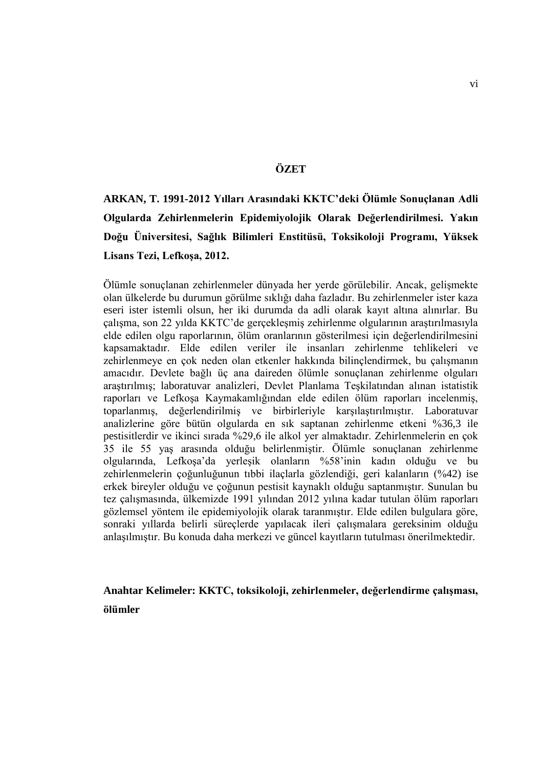# ÖZET

**ARKAN, T. 1991-2012 Yılları Arasındaki KKTC'deki Ölümle Sonuçlanan Adli Olgularda Zehirlenmelerin Epidemiyolojik Olarak Değerlendirilmesi. Yakın Doğu Üniversitesi, Sağlık Bilimleri Enstitüsü, Toksikoloji Programı, Yüksek Lisans Tezi, Lefkoşa, 2012.**

Ölümle sonuçlanan zehirlenmeler dünyada her yerde görülebilir. Ancak, gelişmekte olan ülkelerde bu durumun görülme sıklığı daha fazladır. Bu zehirlenmeler ister kaza eseri ister istemli olsun, her iki durumda da adli olarak kayıt altına alınırlar. Bu çalışma, son 22 yılda KKTC'de gerçekleşmiş zehirlenme olgularının araştırılmasıyla elde edilen olgu raporlarının, ölüm oranlarının gösterilmesi için değerlendirilmesini kapsamaktadır. Elde edilen veriler ile insanları zehirlenme tehlikeleri ve zehirlenmeye en çok neden olan etkenler hakkında bilinçlendirmek, bu çalışmanın amacıdır. Devlete bağlı üç ana daireden ölümle sonuçlanan zehirlenme olguları araştırılmış; laboratuvar analizleri, Devlet Planlama Teşkilatından alınan istatistik raporları ve Lefkoşa Kaymakamlığından elde edilen ölüm raporları incelenmiş, toparlanmış, değerlendirilmiş ve birbirleriyle karşılaştırılmıştır. Laboratuvar analizlerine göre bütün olgularda en sık saptanan zehirlenme etkeni %36,3 ile pestisitlerdir ve ikinci sırada %29,6 ile alkol yer almaktadır. Zehirlenmelerin en çok 35 ile 55 yaş arasında olduğu belirlenmiştir. Ölümle sonuçlanan zehirlenme olgularında, Lefkoşa'da yerleşik olanların %58'inin kadın olduğu ve bu zehirlenmelerin çoğunluğunun tıbbi ilaçlarla gözlendiği, geri kalanların (%42) ise erkek bireyler olduğu ve çoğunun pestisit kaynaklı olduğu saptanmıştır. Sunulan bu tez çalışmasında, ülkemizde 1991 yılından 2012 yılına kadar tutulan ölüm raporları gözlemsel yöntem ile epidemiyolojik olarak taranmıştır. Elde edilen bulgulara göre, sonraki yıllarda belirli süreçlerde yapılacak ileri çalışmalara gereksinim olduğu anlaşılmıştır. Bu konuda daha merkezi ve güncel kayıtların tutulması önerilmektedir.

**Anahtar Kelimeler: KKTC, toksikoloji, zehirlenmeler, değerlendirme çalışması, ölümler**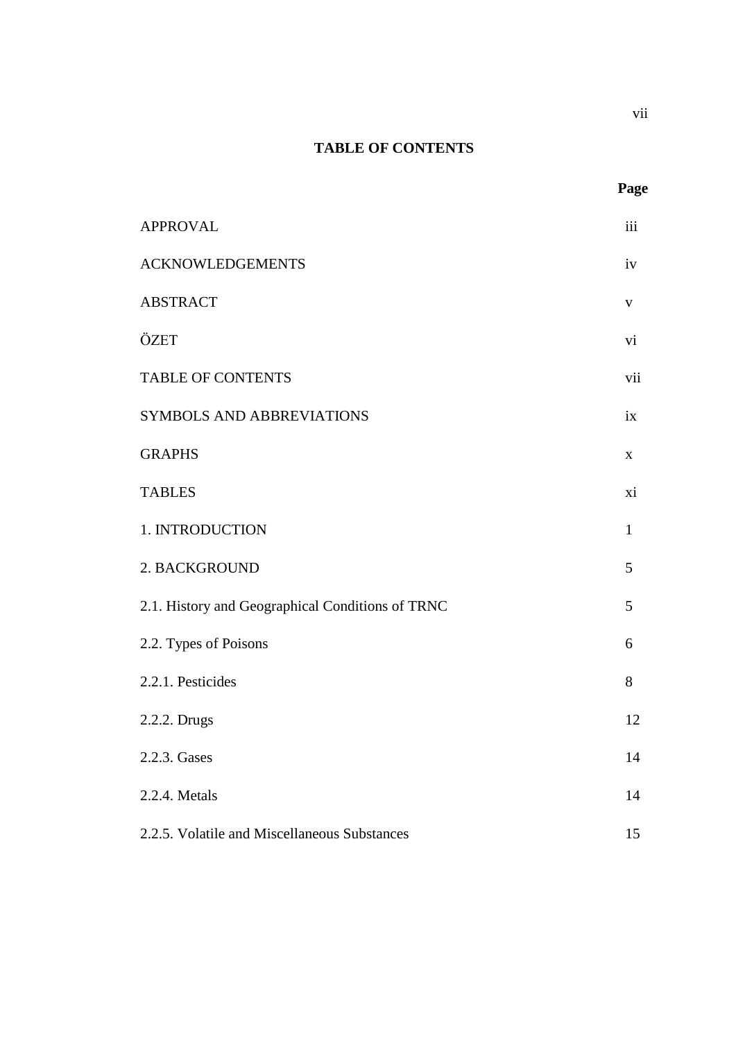**TABLE OF CONTENTS**

| | Page |
|---|---|
| APPROVAL | iii |
| ACKNOWLEDGEMENTS | iv |
| ABSTRACT | v |
| ÖZET | vi |
| TABLE OF CONTENTS | vii |
| SYMBOLS AND ABBREVIATIONS | ix |
| GRAPHS | x |
| TABLES | xi |
| 1. INTRODUCTION | 1 |
| 2. BACKGROUND | 5 |
| 2.1. History and Geographical Conditions of TRNC | 5 |
| 2.2. Types of Poisons | 6 |
| 2.2.1. Pesticides | 8 |
| 2.2.2. Drugs | 12 |
| 2.2.3. Gases | 14 |
| 2.2.4. Metals | 14 |
| 2.2.5. Volatile and Miscellaneous Substances | 15 |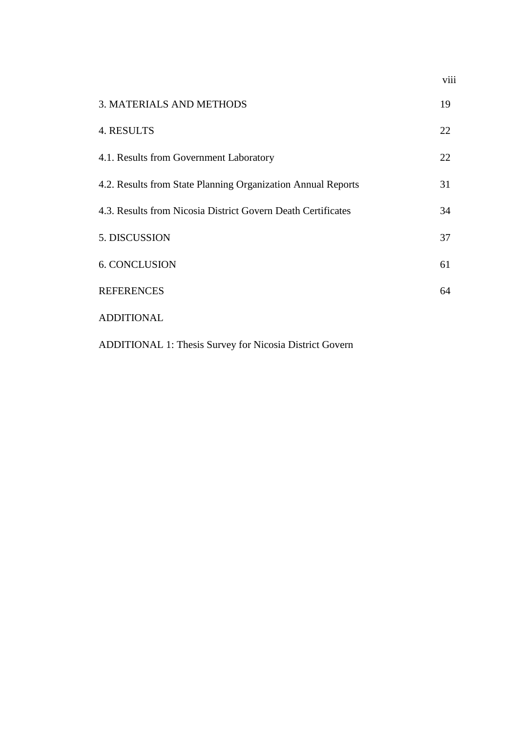| | |
|---|---|
| 3. MATERIALS AND METHODS | 19 |
| 4. RESULTS | 22 |
| 4.1. Results from Government Laboratory | 22 |
| 4.2. Results from State Planning Organization Annual Reports | 31 |
| 4.3. Results from Nicosia District Govern Death Certificates | 34 |
| 5. DISCUSSION | 37 |
| 6. CONCLUSION | 61 |
| REFERENCES | 64 |
| ADDITIONAL | |
| ADDITIONAL 1: Thesis Survey for Nicosia District Govern | |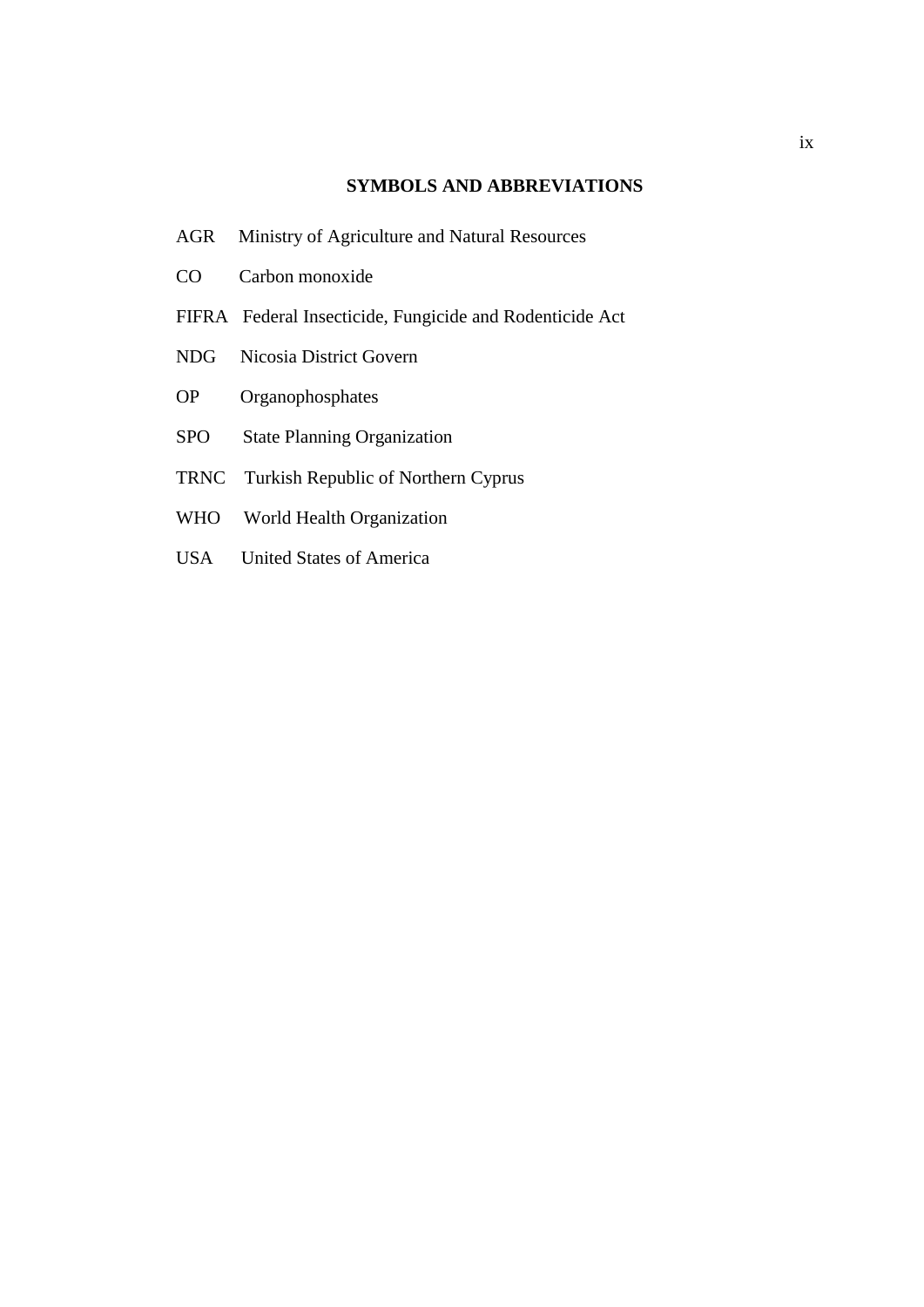## SYMBOLS AND ABBREVIATIONS

AGR Ministry of Agriculture and Natural Resources

CO Carbon monoxide

FIFRA Federal Insecticide, Fungicide and Rodenticide Act

NDG Nicosia District Govern

OP Organophosphates

SPO State Planning Organization

TRNC Turkish Republic of Northern Cyprus

WHO World Health Organization

USA United States of America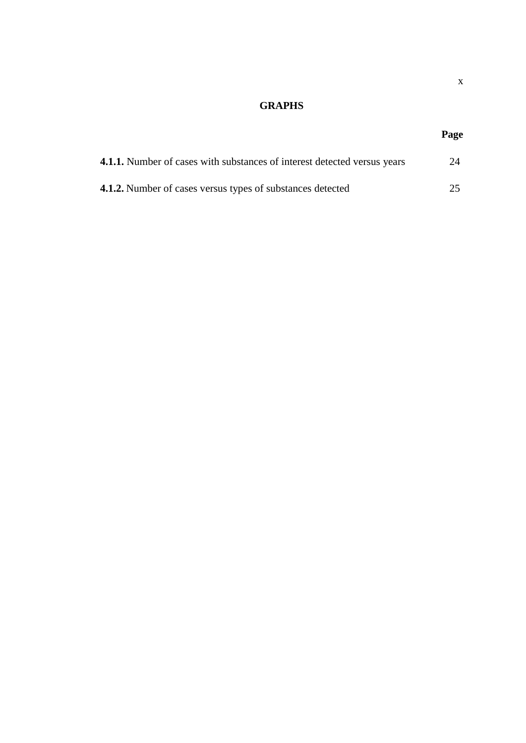# GRAPHS

| | Page |
|---|---|
| **4.1.1.** Number of cases with substances of interest detected versus years | 24 |
| **4.1.2.** Number of cases versus types of substances detected | 25 |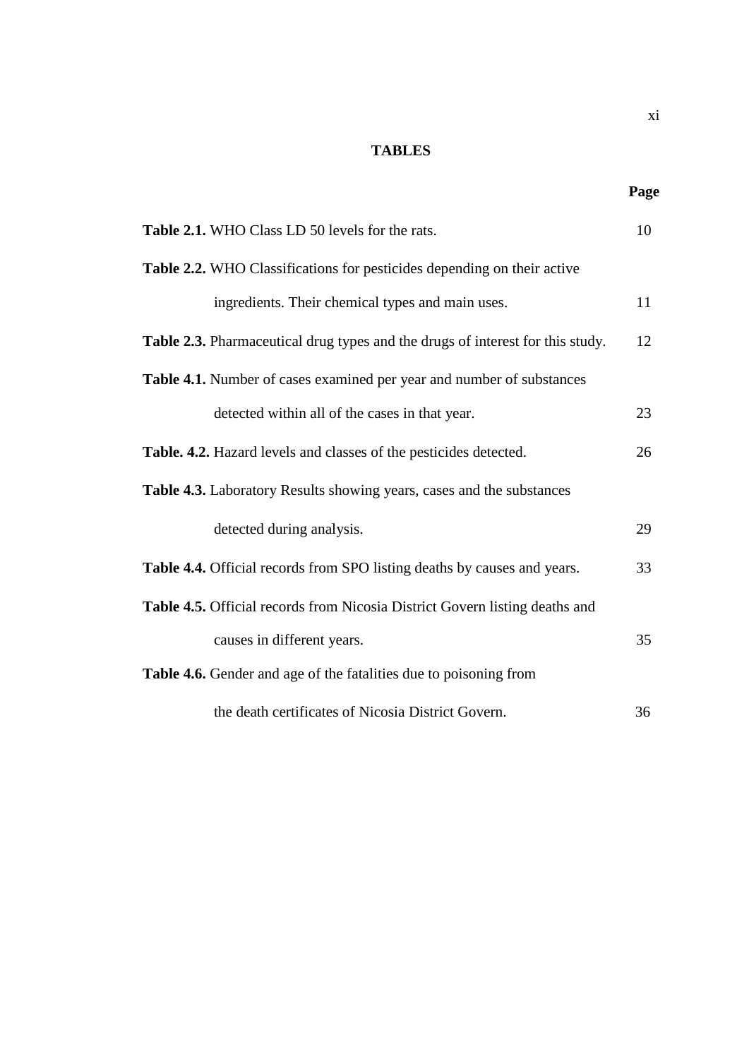# TABLES

| | Page |
|---|---|
| **Table 2.1.** WHO Class LD 50 levels for the rats. | 10 |
| **Table 2.2.** WHO Classifications for pesticides depending on their active ingredients. Their chemical types and main uses. | 11 |
| **Table 2.3.** Pharmaceutical drug types and the drugs of interest for this study. | 12 |
| **Table 4.1.** Number of cases examined per year and number of substances detected within all of the cases in that year. | 23 |
| **Table. 4.2.** Hazard levels and classes of the pesticides detected. | 26 |
| **Table 4.3.** Laboratory Results showing years, cases and the substances detected during analysis. | 29 |
| **Table 4.4.** Official records from SPO listing deaths by causes and years. | 33 |
| **Table 4.5.** Official records from Nicosia District Govern listing deaths and causes in different years. | 35 |
| **Table 4.6.** Gender and age of the fatalities due to poisoning from the death certificates of Nicosia District Govern. | 36 |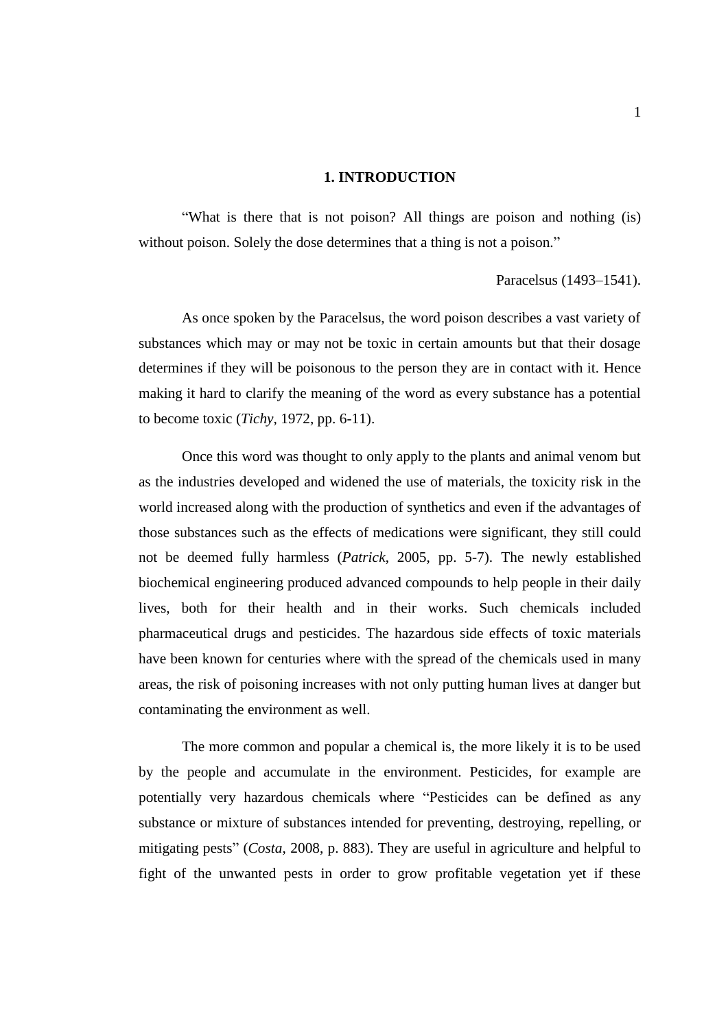# 1. INTRODUCTION

"What is there that is not poison? All things are poison and nothing (is) without poison. Solely the dose determines that a thing is not a poison."

Paracelsus (1493–1541).

As once spoken by the Paracelsus, the word poison describes a vast variety of substances which may or may not be toxic in certain amounts but that their dosage determines if they will be poisonous to the person they are in contact with it. Hence making it hard to clarify the meaning of the word as every substance has a potential to become toxic (*Tichy*, 1972, pp. 6-11).

Once this word was thought to only apply to the plants and animal venom but as the industries developed and widened the use of materials, the toxicity risk in the world increased along with the production of synthetics and even if the advantages of those substances such as the effects of medications were significant, they still could not be deemed fully harmless (*Patrick*, 2005, pp. 5-7). The newly established biochemical engineering produced advanced compounds to help people in their daily lives, both for their health and in their works. Such chemicals included pharmaceutical drugs and pesticides. The hazardous side effects of toxic materials have been known for centuries where with the spread of the chemicals used in many areas, the risk of poisoning increases with not only putting human lives at danger but contaminating the environment as well.

The more common and popular a chemical is, the more likely it is to be used by the people and accumulate in the environment. Pesticides, for example are potentially very hazardous chemicals where "Pesticides can be defined as any substance or mixture of substances intended for preventing, destroying, repelling, or mitigating pests" (*Costa*, 2008, p. 883). They are useful in agriculture and helpful to fight of the unwanted pests in order to grow profitable vegetation yet if these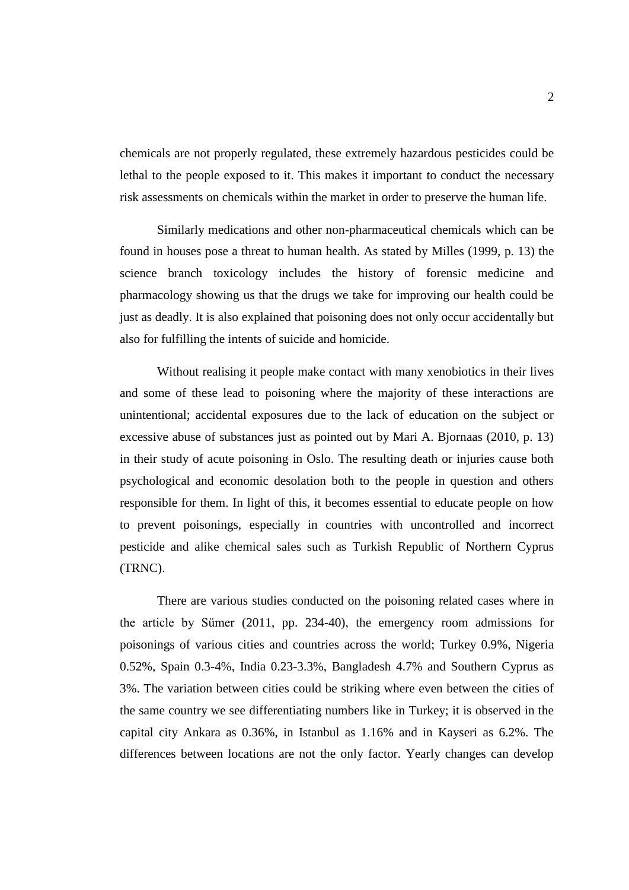chemicals are not properly regulated, these extremely hazardous pesticides could be lethal to the people exposed to it. This makes it important to conduct the necessary risk assessments on chemicals within the market in order to preserve the human life.

Similarly medications and other non-pharmaceutical chemicals which can be found in houses pose a threat to human health. As stated by Milles (1999, p. 13) the science branch toxicology includes the history of forensic medicine and pharmacology showing us that the drugs we take for improving our health could be just as deadly. It is also explained that poisoning does not only occur accidentally but also for fulfilling the intents of suicide and homicide.

Without realising it people make contact with many xenobiotics in their lives and some of these lead to poisoning where the majority of these interactions are unintentional; accidental exposures due to the lack of education on the subject or excessive abuse of substances just as pointed out by Mari A. Bjornaas (2010, p. 13) in their study of acute poisoning in Oslo. The resulting death or injuries cause both psychological and economic desolation both to the people in question and others responsible for them. In light of this, it becomes essential to educate people on how to prevent poisonings, especially in countries with uncontrolled and incorrect pesticide and alike chemical sales such as Turkish Republic of Northern Cyprus (TRNC).

There are various studies conducted on the poisoning related cases where in the article by Sümer (2011, pp. 234-40), the emergency room admissions for poisonings of various cities and countries across the world; Turkey 0.9%, Nigeria 0.52%, Spain 0.3-4%, India 0.23-3.3%, Bangladesh 4.7% and Southern Cyprus as 3%. The variation between cities could be striking where even between the cities of the same country we see differentiating numbers like in Turkey; it is observed in the capital city Ankara as 0.36%, in Istanbul as 1.16% and in Kayseri as 6.2%. The differences between locations are not the only factor. Yearly changes can develop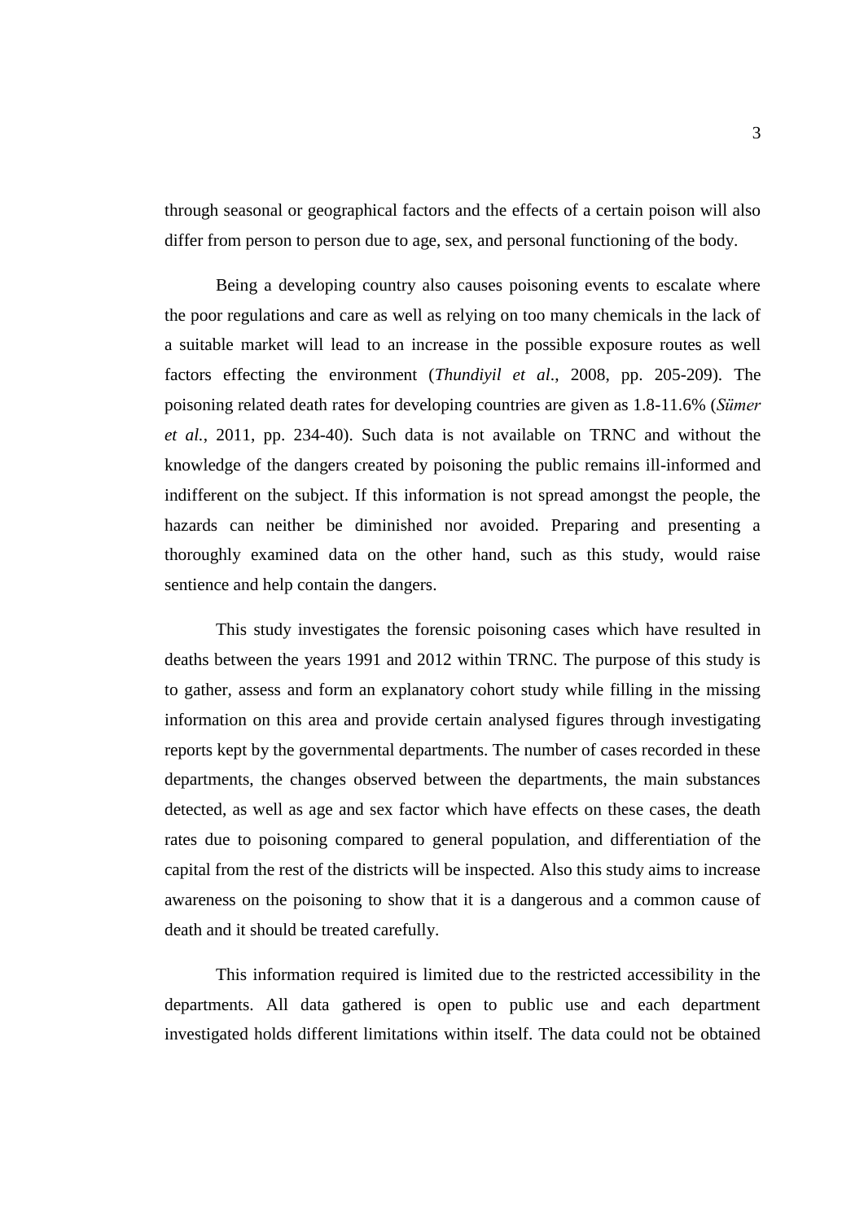through seasonal or geographical factors and the effects of a certain poison will also differ from person to person due to age, sex, and personal functioning of the body.

Being a developing country also causes poisoning events to escalate where the poor regulations and care as well as relying on too many chemicals in the lack of a suitable market will lead to an increase in the possible exposure routes as well factors effecting the environment (*Thundiyil et al*., 2008, pp. 205-209). The poisoning related death rates for developing countries are given as 1.8-11.6% (*Sümer et al.*, 2011, pp. 234-40). Such data is not available on TRNC and without the knowledge of the dangers created by poisoning the public remains ill-informed and indifferent on the subject. If this information is not spread amongst the people, the hazards can neither be diminished nor avoided. Preparing and presenting a thoroughly examined data on the other hand, such as this study, would raise sentience and help contain the dangers.

This study investigates the forensic poisoning cases which have resulted in deaths between the years 1991 and 2012 within TRNC. The purpose of this study is to gather, assess and form an explanatory cohort study while filling in the missing information on this area and provide certain analysed figures through investigating reports kept by the governmental departments. The number of cases recorded in these departments, the changes observed between the departments, the main substances detected, as well as age and sex factor which have effects on these cases, the death rates due to poisoning compared to general population, and differentiation of the capital from the rest of the districts will be inspected. Also this study aims to increase awareness on the poisoning to show that it is a dangerous and a common cause of death and it should be treated carefully.

This information required is limited due to the restricted accessibility in the departments. All data gathered is open to public use and each department investigated holds different limitations within itself. The data could not be obtained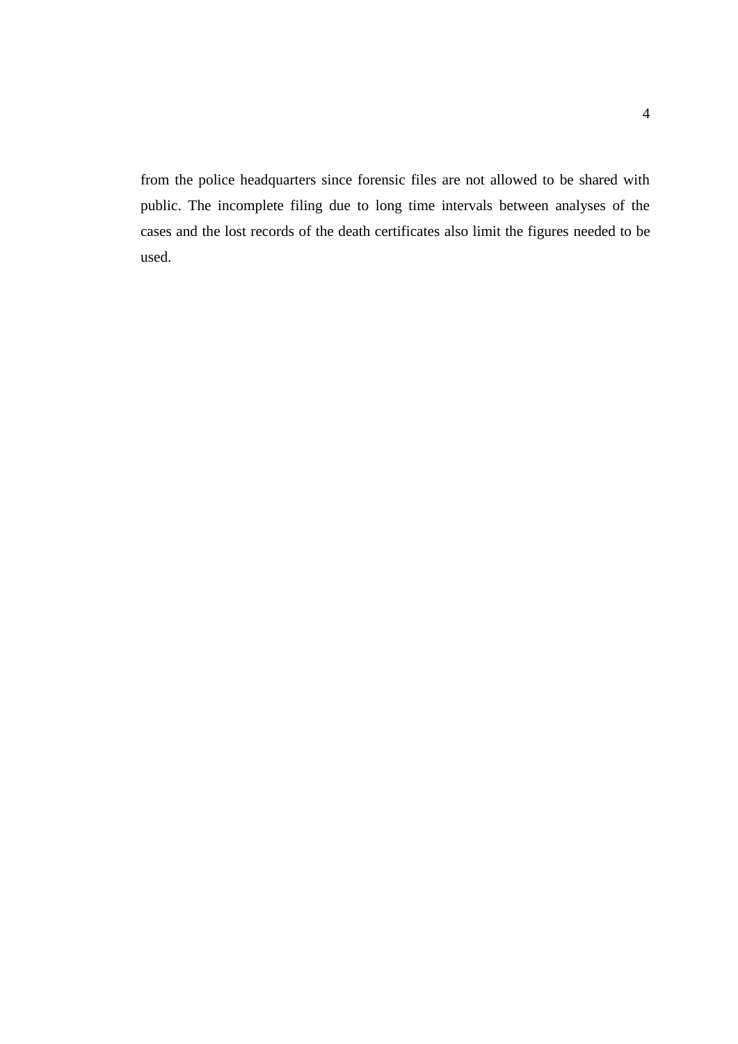from the police headquarters since forensic files are not allowed to be shared with public. The incomplete filing due to long time intervals between analyses of the cases and the lost records of the death certificates also limit the figures needed to be used.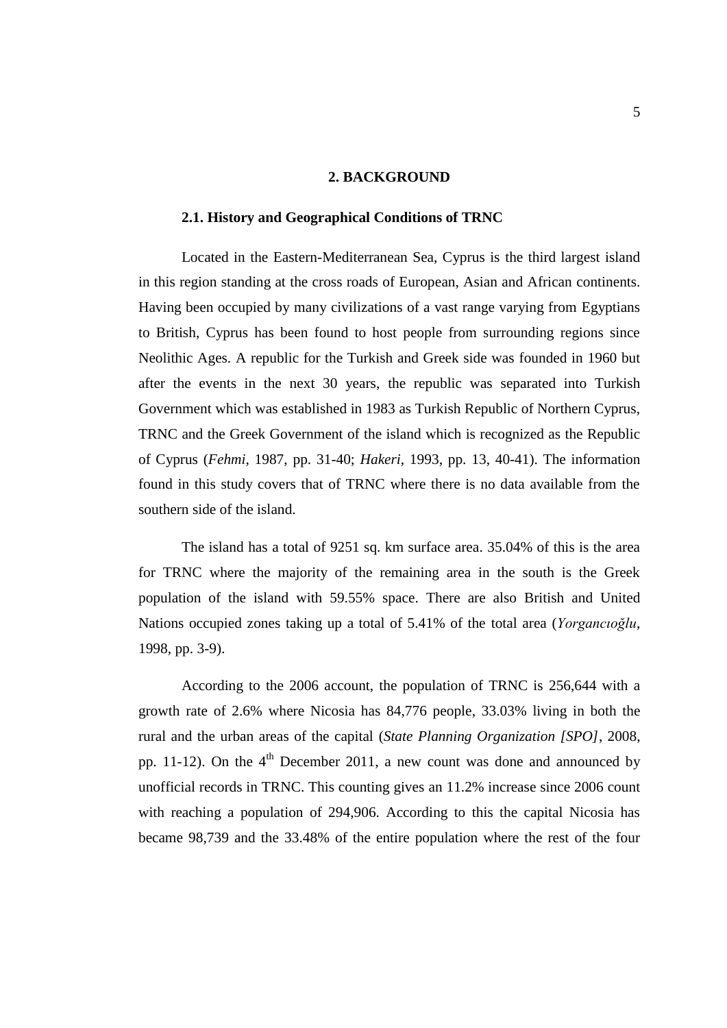# 2. BACKGROUND

## 2.1. History and Geographical Conditions of TRNC

Located in the Eastern-Mediterranean Sea, Cyprus is the third largest island in this region standing at the cross roads of European, Asian and African continents. Having been occupied by many civilizations of a vast range varying from Egyptians to British, Cyprus has been found to host people from surrounding regions since Neolithic Ages. A republic for the Turkish and Greek side was founded in 1960 but after the events in the next 30 years, the republic was separated into Turkish Government which was established in 1983 as Turkish Republic of Northern Cyprus, TRNC and the Greek Government of the island which is recognized as the Republic of Cyprus (*Fehmi*, 1987, pp. 31-40; *Hakeri*, 1993, pp. 13, 40-41). The information found in this study covers that of TRNC where there is no data available from the southern side of the island.

The island has a total of 9251 sq. km surface area. 35.04% of this is the area for TRNC where the majority of the remaining area in the south is the Greek population of the island with 59.55% space. There are also British and United Nations occupied zones taking up a total of 5.41% of the total area (*Yorgancıoğlu*, 1998, pp. 3-9).

According to the 2006 account, the population of TRNC is 256,644 with a growth rate of 2.6% where Nicosia has 84,776 people, 33.03% living in both the rural and the urban areas of the capital (*State Planning Organization [SPO]*, 2008, pp. 11-12). On the 4th December 2011, a new count was done and announced by unofficial records in TRNC. This counting gives an 11.2% increase since 2006 count with reaching a population of 294,906. According to this the capital Nicosia has became 98,739 and the 33.48% of the entire population where the rest of the four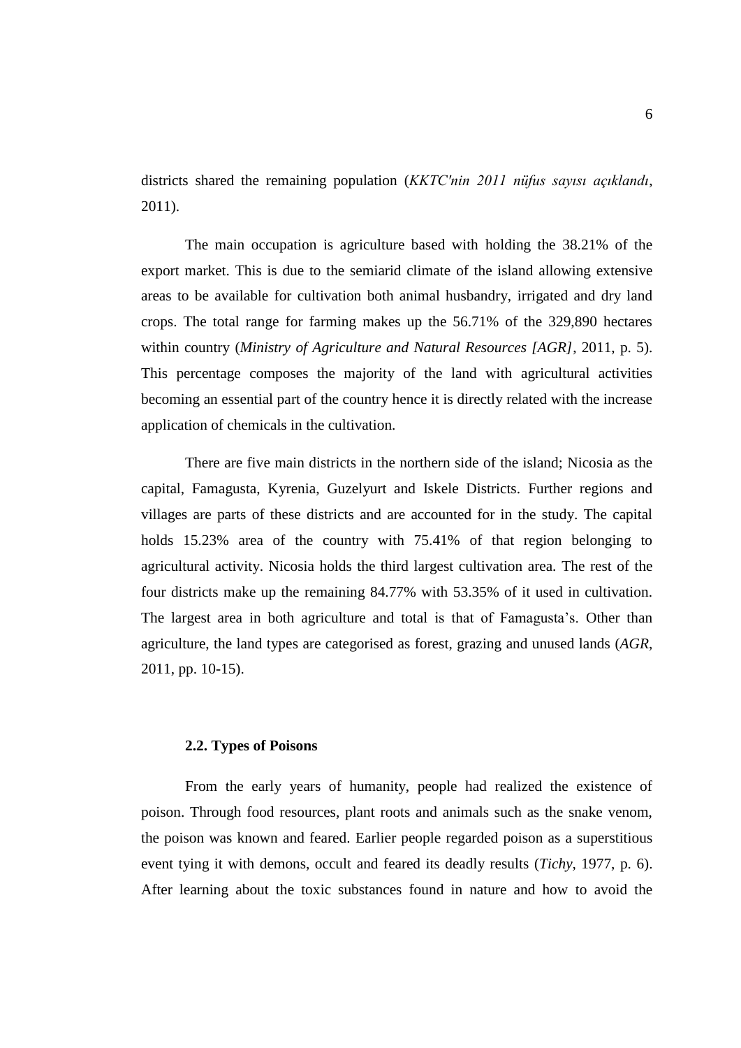districts shared the remaining population (*KKTC'nin 2011 nüfus sayısı açıklandı*, 2011).

The main occupation is agriculture based with holding the 38.21% of the export market. This is due to the semiarid climate of the island allowing extensive areas to be available for cultivation both animal husbandry, irrigated and dry land crops. The total range for farming makes up the 56.71% of the 329,890 hectares within country (*Ministry of Agriculture and Natural Resources [AGR]*, 2011, p. 5). This percentage composes the majority of the land with agricultural activities becoming an essential part of the country hence it is directly related with the increase application of chemicals in the cultivation.

There are five main districts in the northern side of the island; Nicosia as the capital, Famagusta, Kyrenia, Guzelyurt and Iskele Districts. Further regions and villages are parts of these districts and are accounted for in the study. The capital holds 15.23% area of the country with 75.41% of that region belonging to agricultural activity. Nicosia holds the third largest cultivation area. The rest of the four districts make up the remaining 84.77% with 53.35% of it used in cultivation. The largest area in both agriculture and total is that of Famagusta's. Other than agriculture, the land types are categorised as forest, grazing and unused lands (*AGR*, 2011, pp. 10-15).

### 2.2. Types of Poisons

From the early years of humanity, people had realized the existence of poison. Through food resources, plant roots and animals such as the snake venom, the poison was known and feared. Earlier people regarded poison as a superstitious event tying it with demons, occult and feared its deadly results (*Tichy*, 1977, p. 6). After learning about the toxic substances found in nature and how to avoid the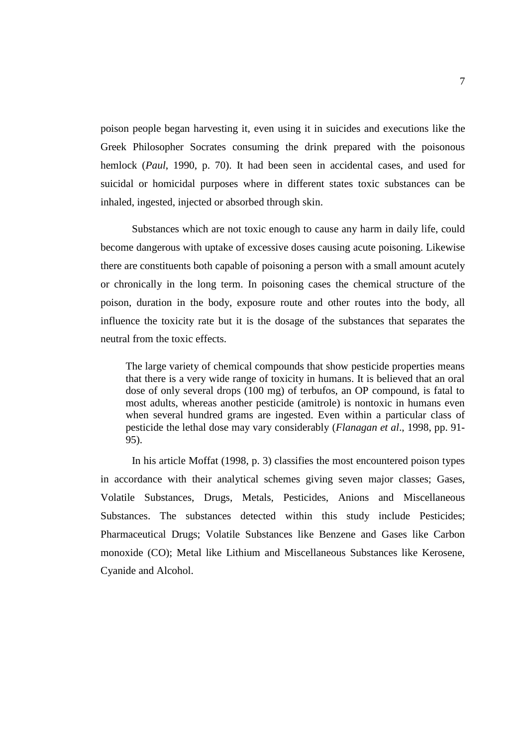poison people began harvesting it, even using it in suicides and executions like the Greek Philosopher Socrates consuming the drink prepared with the poisonous hemlock (*Paul*, 1990, p. 70). It had been seen in accidental cases, and used for suicidal or homicidal purposes where in different states toxic substances can be inhaled, ingested, injected or absorbed through skin.

Substances which are not toxic enough to cause any harm in daily life, could become dangerous with uptake of excessive doses causing acute poisoning. Likewise there are constituents both capable of poisoning a person with a small amount acutely or chronically in the long term. In poisoning cases the chemical structure of the poison, duration in the body, exposure route and other routes into the body, all influence the toxicity rate but it is the dosage of the substances that separates the neutral from the toxic effects.

> The large variety of chemical compounds that show pesticide properties means that there is a very wide range of toxicity in humans. It is believed that an oral dose of only several drops (100 mg) of terbufos, an OP compound, is fatal to most adults, whereas another pesticide (amitrole) is nontoxic in humans even when several hundred grams are ingested. Even within a particular class of pesticide the lethal dose may vary considerably (*Flanagan et al*., 1998, pp. 91-95).

In his article Moffat (1998, p. 3) classifies the most encountered poison types in accordance with their analytical schemes giving seven major classes; Gases, Volatile Substances, Drugs, Metals, Pesticides, Anions and Miscellaneous Substances. The substances detected within this study include Pesticides; Pharmaceutical Drugs; Volatile Substances like Benzene and Gases like Carbon monoxide (CO); Metal like Lithium and Miscellaneous Substances like Kerosene, Cyanide and Alcohol.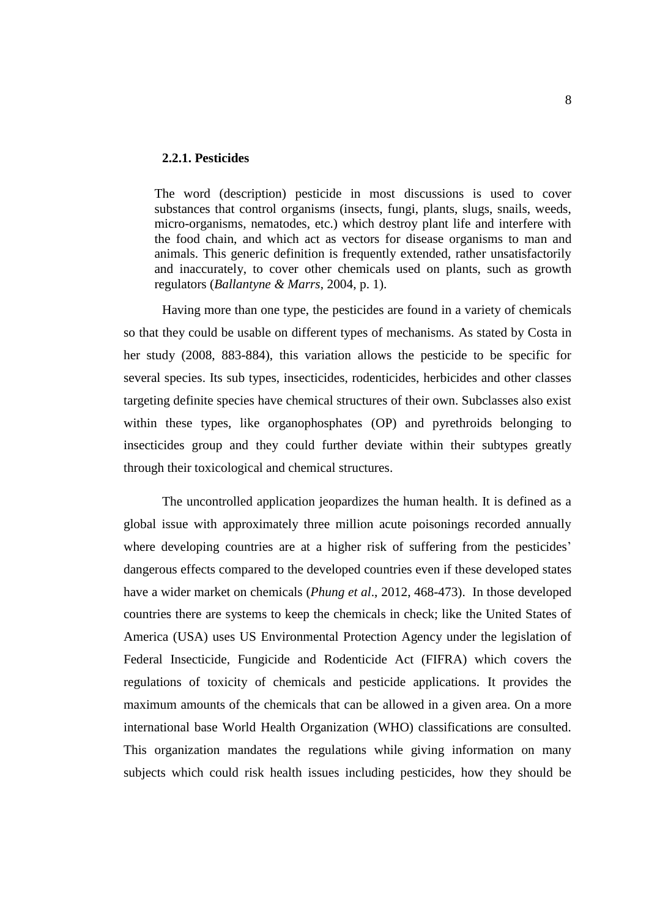### 2.2.1. Pesticides

> The word (description) pesticide in most discussions is used to cover substances that control organisms (insects, fungi, plants, slugs, snails, weeds, micro-organisms, nematodes, etc.) which destroy plant life and interfere with the food chain, and which act as vectors for disease organisms to man and animals. This generic definition is frequently extended, rather unsatisfactorily and inaccurately, to cover other chemicals used on plants, such as growth regulators (*Ballantyne & Marrs*, 2004, p. 1).

Having more than one type, the pesticides are found in a variety of chemicals so that they could be usable on different types of mechanisms. As stated by Costa in her study (2008, 883-884), this variation allows the pesticide to be specific for several species. Its sub types, insecticides, rodenticides, herbicides and other classes targeting definite species have chemical structures of their own. Subclasses also exist within these types, like organophosphates (OP) and pyrethroids belonging to insecticides group and they could further deviate within their subtypes greatly through their toxicological and chemical structures.

The uncontrolled application jeopardizes the human health. It is defined as a global issue with approximately three million acute poisonings recorded annually where developing countries are at a higher risk of suffering from the pesticides' dangerous effects compared to the developed countries even if these developed states have a wider market on chemicals (*Phung et al*., 2012, 468-473). In those developed countries there are systems to keep the chemicals in check; like the United States of America (USA) uses US Environmental Protection Agency under the legislation of Federal Insecticide, Fungicide and Rodenticide Act (FIFRA) which covers the regulations of toxicity of chemicals and pesticide applications. It provides the maximum amounts of the chemicals that can be allowed in a given area. On a more international base World Health Organization (WHO) classifications are consulted. This organization mandates the regulations while giving information on many subjects which could risk health issues including pesticides, how they should be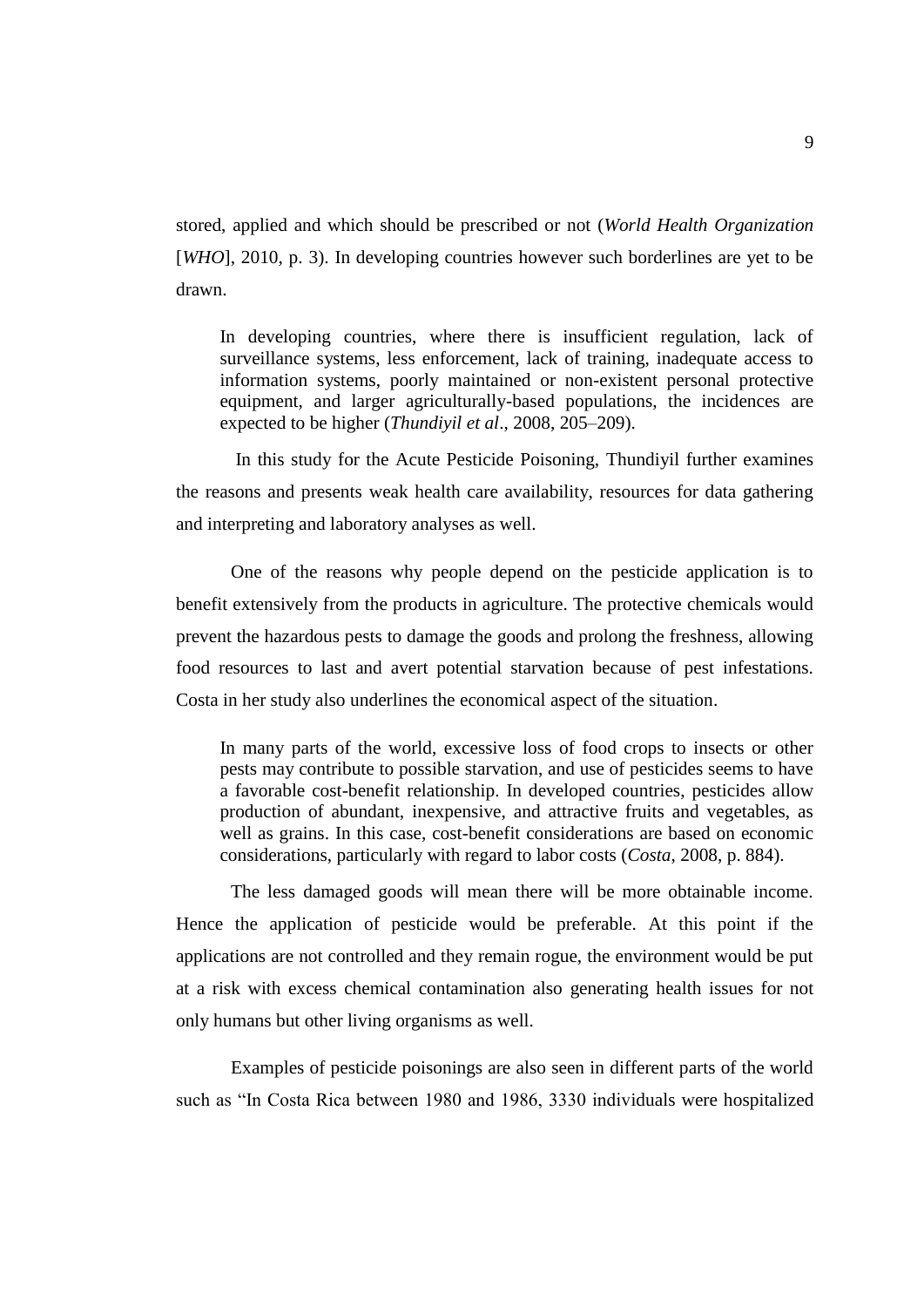stored, applied and which should be prescribed or not (*World Health Organization* [*WHO*], 2010, p. 3). In developing countries however such borderlines are yet to be drawn.

> In developing countries, where there is insufficient regulation, lack of surveillance systems, less enforcement, lack of training, inadequate access to information systems, poorly maintained or non-existent personal protective equipment, and larger agriculturally-based populations, the incidences are expected to be higher (*Thundiyil et al*., 2008, 205–209).

In this study for the Acute Pesticide Poisoning, Thundiyil further examines the reasons and presents weak health care availability, resources for data gathering and interpreting and laboratory analyses as well.

One of the reasons why people depend on the pesticide application is to benefit extensively from the products in agriculture. The protective chemicals would prevent the hazardous pests to damage the goods and prolong the freshness, allowing food resources to last and avert potential starvation because of pest infestations. Costa in her study also underlines the economical aspect of the situation.

> In many parts of the world, excessive loss of food crops to insects or other pests may contribute to possible starvation, and use of pesticides seems to have a favorable cost-benefit relationship. In developed countries, pesticides allow production of abundant, inexpensive, and attractive fruits and vegetables, as well as grains. In this case, cost-benefit considerations are based on economic considerations, particularly with regard to labor costs (*Costa*, 2008, p. 884).

The less damaged goods will mean there will be more obtainable income. Hence the application of pesticide would be preferable. At this point if the applications are not controlled and they remain rogue, the environment would be put at a risk with excess chemical contamination also generating health issues for not only humans but other living organisms as well.

Examples of pesticide poisonings are also seen in different parts of the world such as "In Costa Rica between 1980 and 1986, 3330 individuals were hospitalized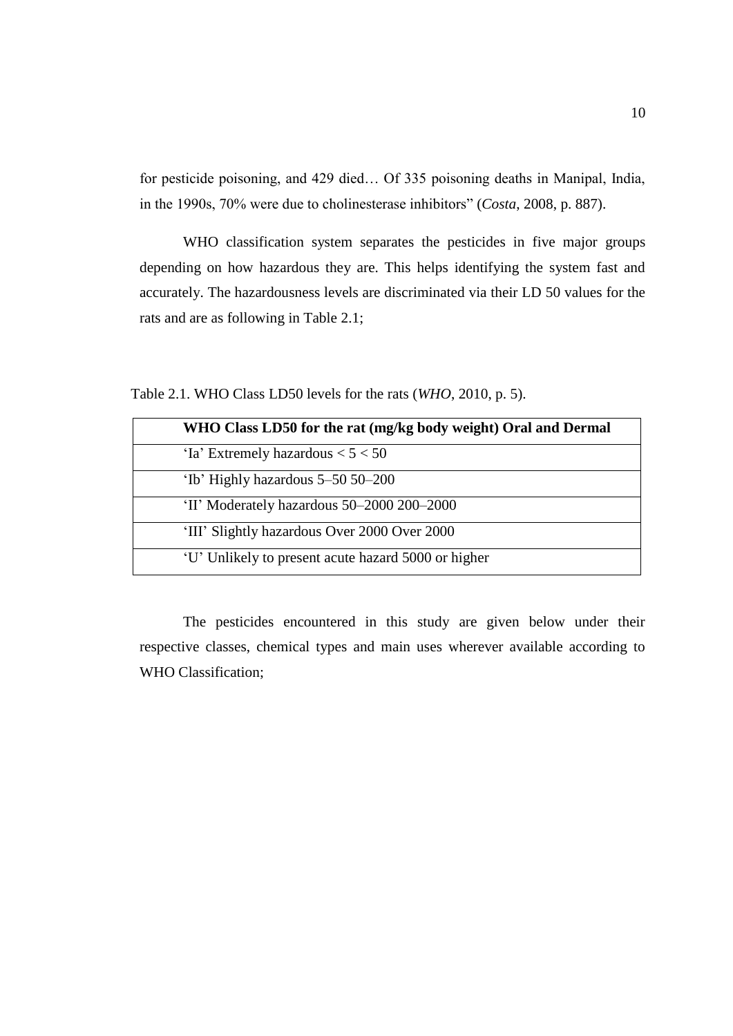for pesticide poisoning, and 429 died… Of 335 poisoning deaths in Manipal, India, in the 1990s, 70% were due to cholinesterase inhibitors" (*Costa*, 2008, p. 887).

WHO classification system separates the pesticides in five major groups depending on how hazardous they are. This helps identifying the system fast and accurately. The hazardousness levels are discriminated via their LD 50 values for the rats and are as following in Table 2.1;

Table 2.1. WHO Class LD50 levels for the rats (*WHO*, 2010, p. 5).

| **WHO Class LD50 for the rat (mg/kg body weight) Oral and Dermal** |
|---|
| 'Ia' Extremely hazardous < 5 < 50 |
| 'Ib' Highly hazardous 5–50 50–200 |
| 'II' Moderately hazardous 50–2000 200–2000 |
| 'III' Slightly hazardous Over 2000 Over 2000 |
| 'U' Unlikely to present acute hazard 5000 or higher |

The pesticides encountered in this study are given below under their respective classes, chemical types and main uses wherever available according to WHO Classification;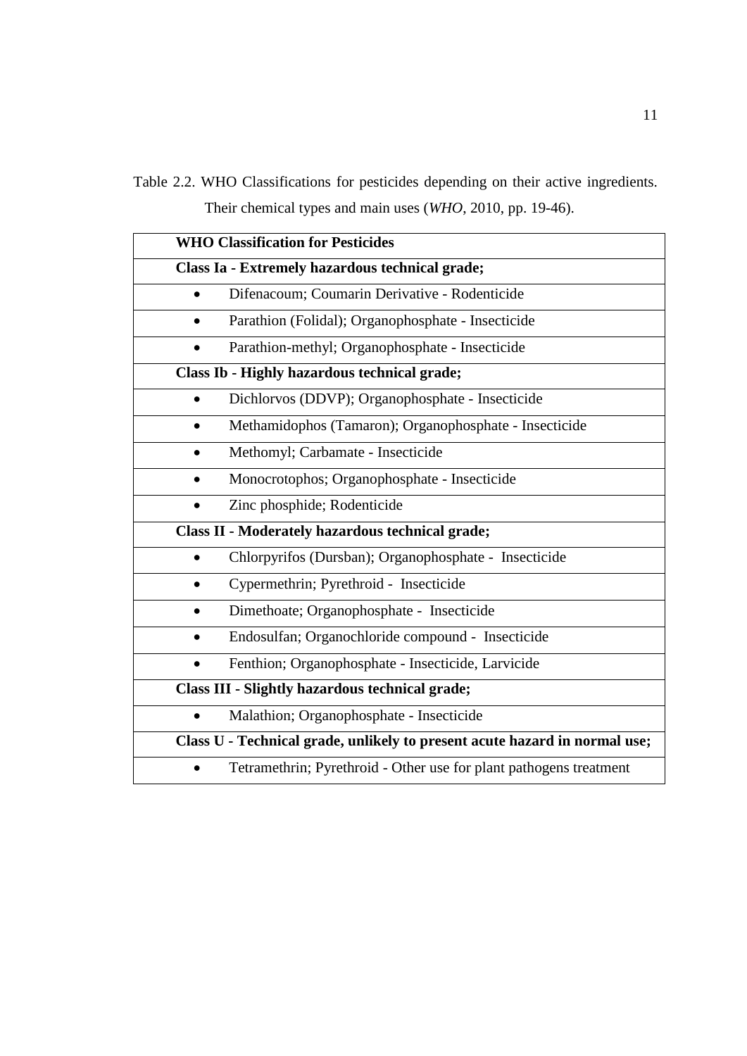Table 2.2. WHO Classifications for pesticides depending on their active ingredients. Their chemical types and main uses (*WHO*, 2010, pp. 19-46).

| **WHO Classification for Pesticides** |
| --- |
| **Class Ia - Extremely hazardous technical grade;** |
| • Difenacoum; Coumarin Derivative - Rodenticide |
| • Parathion (Folidal); Organophosphate - Insecticide |
| • Parathion-methyl; Organophosphate - Insecticide |
| **Class Ib - Highly hazardous technical grade;** |
| • Dichlorvos (DDVP); Organophosphate - Insecticide |
| • Methamidophos (Tamaron); Organophosphate - Insecticide |
| • Methomyl; Carbamate - Insecticide |
| • Monocrotophos; Organophosphate - Insecticide |
| • Zinc phosphide; Rodenticide |
| **Class II - Moderately hazardous technical grade;** |
| • Chlorpyrifos (Dursban); Organophosphate - Insecticide |
| • Cypermethrin; Pyrethroid - Insecticide |
| • Dimethoate; Organophosphate - Insecticide |
| • Endosulfan; Organochloride compound - Insecticide |
| • Fenthion; Organophosphate - Insecticide, Larvicide |
| **Class III - Slightly hazardous technical grade;** |
| • Malathion; Organophosphate - Insecticide |
| **Class U - Technical grade, unlikely to present acute hazard in normal use;** |
| • Tetramethrin; Pyrethroid - Other use for plant pathogens treatment |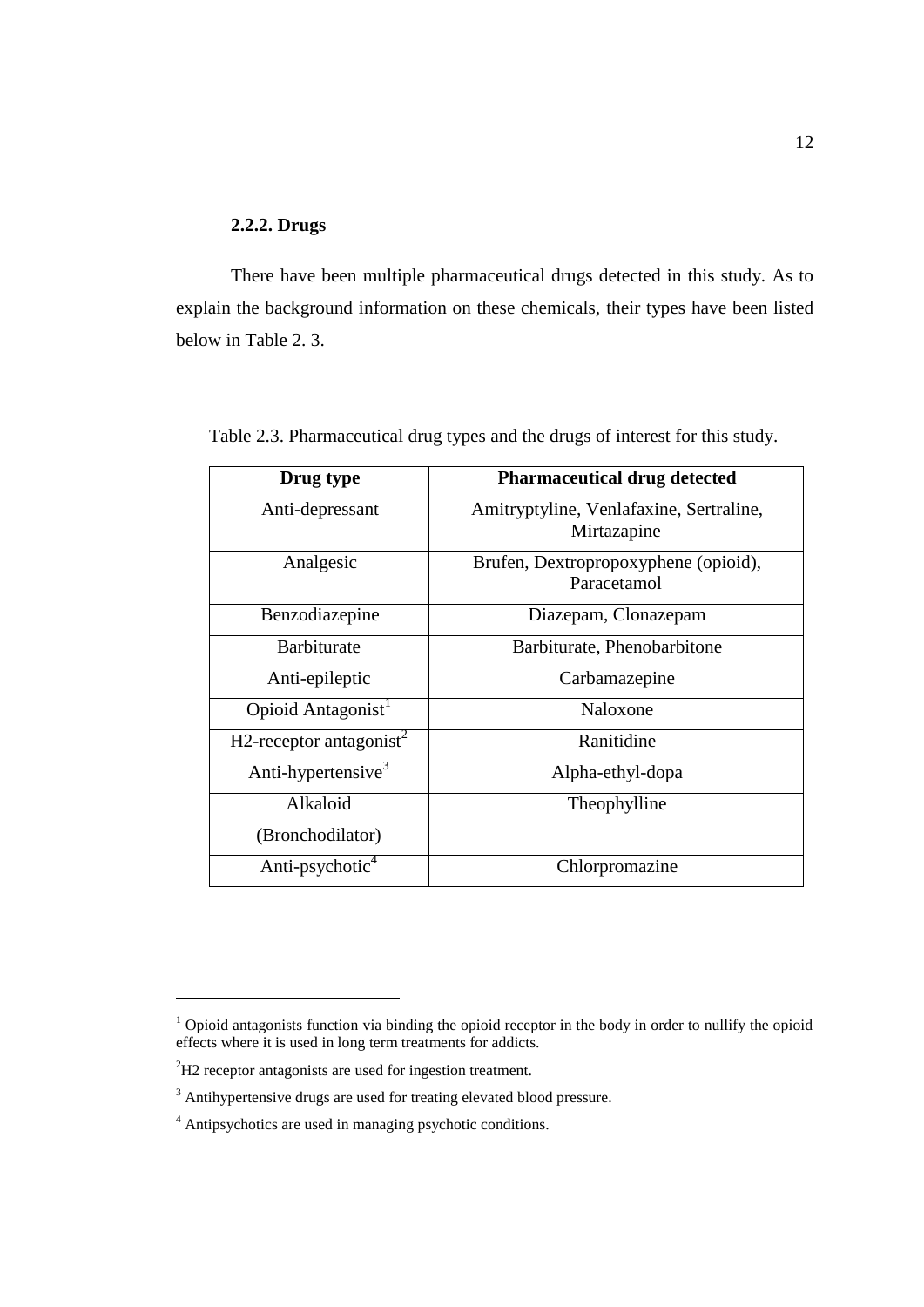### 2.2.2. Drugs

There have been multiple pharmaceutical drugs detected in this study. As to explain the background information on these chemicals, their types have been listed below in Table 2. 3.

Table 2.3. Pharmaceutical drug types and the drugs of interest for this study.

| **Drug type** | **Pharmaceutical drug detected** |
|---|---|
| Anti-depressant | Amitryptyline, Venlafaxine, Sertraline, Mirtazapine |
| Analgesic | Brufen, Dextropropoxyphene (opioid), Paracetamol |
| Benzodiazepine | Diazepam, Clonazepam |
| Barbiturate | Barbiturate, Phenobarbitone |
| Anti-epileptic | Carbamazepine |
| Opioid Antagonist[1] | Naloxone |
| H2-receptor antagonist[2] | Ranitidine |
| Anti-hypertensive[3] | Alpha-ethyl-dopa |
| Alkaloid (Bronchodilator) | Theophylline |
| Anti-psychotic[4] | Chlorpromazine |

---

[1] Opioid antagonists function via binding the opioid receptor in the body in order to nullify the opioid effects where it is used in long term treatments for addicts.

[2] H2 receptor antagonists are used for ingestion treatment.

[3] Antihypertensive drugs are used for treating elevated blood pressure.

[4] Antipsychotics are used in managing psychotic conditions.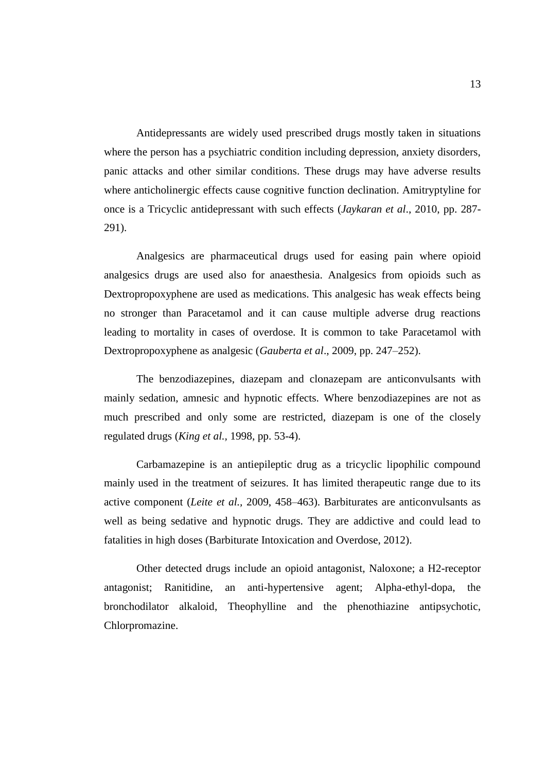Antidepressants are widely used prescribed drugs mostly taken in situations where the person has a psychiatric condition including depression, anxiety disorders, panic attacks and other similar conditions. These drugs may have adverse results where anticholinergic effects cause cognitive function declination. Amitryptyline for once is a Tricyclic antidepressant with such effects (*Jaykaran et al*., 2010, pp. 287-291).

Analgesics are pharmaceutical drugs used for easing pain where opioid analgesics drugs are used also for anaesthesia. Analgesics from opioids such as Dextropropoxyphene are used as medications. This analgesic has weak effects being no stronger than Paracetamol and it can cause multiple adverse drug reactions leading to mortality in cases of overdose. It is common to take Paracetamol with Dextropropoxyphene as analgesic (*Gauberta et al*., 2009, pp. 247–252).

The benzodiazepines, diazepam and clonazepam are anticonvulsants with mainly sedation, amnesic and hypnotic effects. Where benzodiazepines are not as much prescribed and only some are restricted, diazepam is one of the closely regulated drugs (*King et al.*, 1998, pp. 53-4).

Carbamazepine is an antiepileptic drug as a tricyclic lipophilic compound mainly used in the treatment of seizures. It has limited therapeutic range due to its active component (*Leite et al.*, 2009, 458–463). Barbiturates are anticonvulsants as well as being sedative and hypnotic drugs. They are addictive and could lead to fatalities in high doses (Barbiturate Intoxication and Overdose, 2012).

Other detected drugs include an opioid antagonist, Naloxone; a H2-receptor antagonist; Ranitidine, an anti-hypertensive agent; Alpha-ethyl-dopa, the bronchodilator alkaloid, Theophylline and the phenothiazine antipsychotic, Chlorpromazine.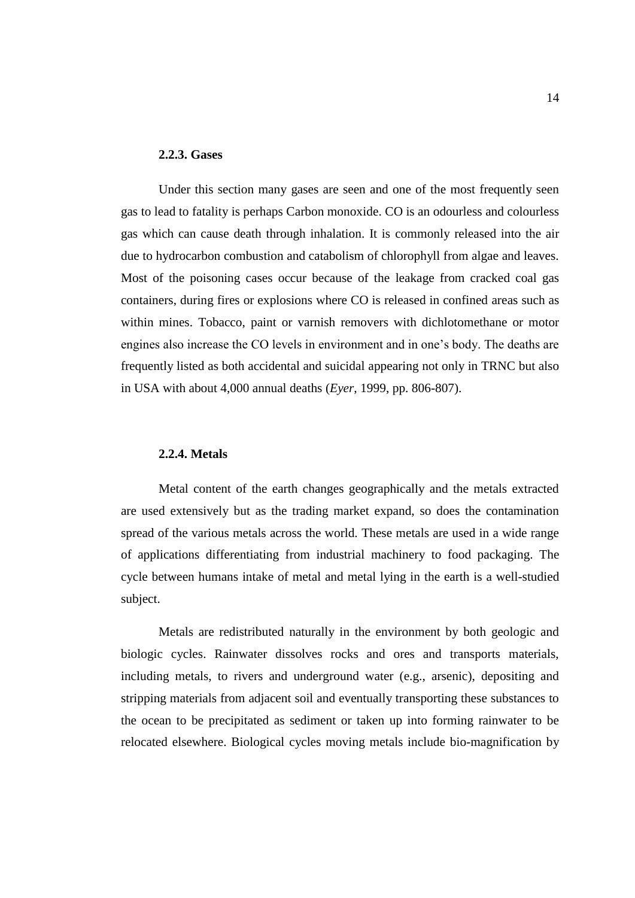### 2.2.3. Gases

Under this section many gases are seen and one of the most frequently seen gas to lead to fatality is perhaps Carbon monoxide. CO is an odourless and colourless gas which can cause death through inhalation. It is commonly released into the air due to hydrocarbon combustion and catabolism of chlorophyll from algae and leaves. Most of the poisoning cases occur because of the leakage from cracked coal gas containers, during fires or explosions where CO is released in confined areas such as within mines. Tobacco, paint or varnish removers with dichlotomethane or motor engines also increase the CO levels in environment and in one's body. The deaths are frequently listed as both accidental and suicidal appearing not only in TRNC but also in USA with about 4,000 annual deaths (*Eyer*, 1999, pp. 806-807).

### 2.2.4. Metals

Metal content of the earth changes geographically and the metals extracted are used extensively but as the trading market expand, so does the contamination spread of the various metals across the world. These metals are used in a wide range of applications differentiating from industrial machinery to food packaging. The cycle between humans intake of metal and metal lying in the earth is a well-studied subject.

Metals are redistributed naturally in the environment by both geologic and biologic cycles. Rainwater dissolves rocks and ores and transports materials, including metals, to rivers and underground water (e.g., arsenic), depositing and stripping materials from adjacent soil and eventually transporting these substances to the ocean to be precipitated as sediment or taken up into forming rainwater to be relocated elsewhere. Biological cycles moving metals include bio-magnification by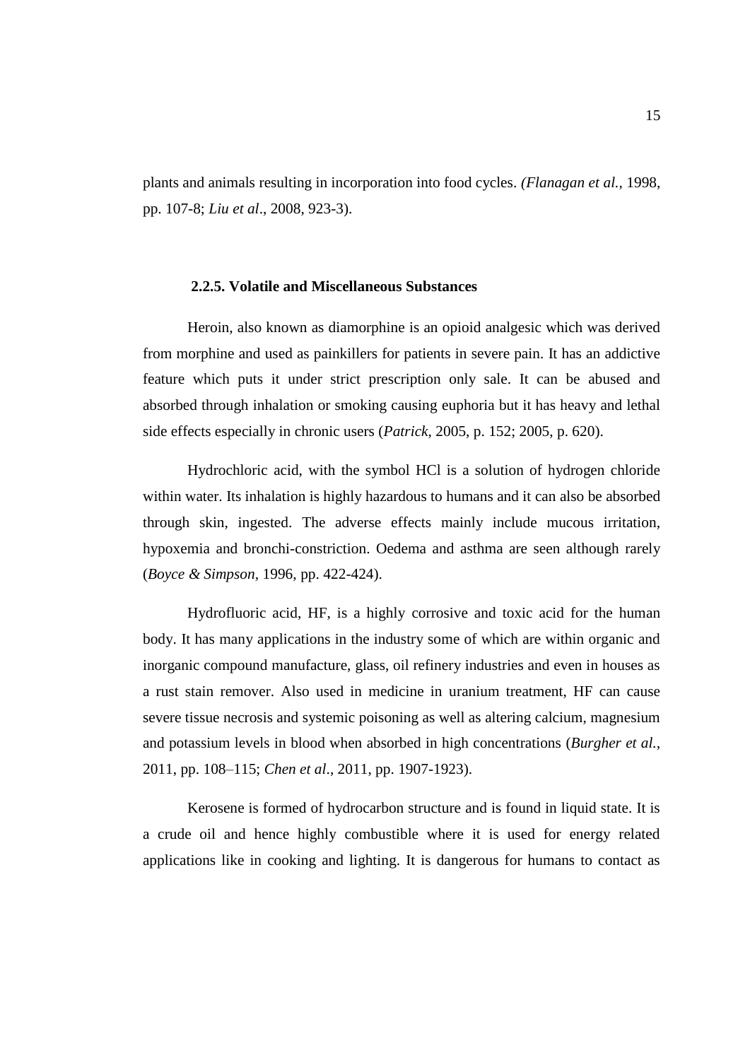plants and animals resulting in incorporation into food cycles. *(Flanagan et al.,* 1998, pp. 107-8; *Liu et al*., 2008, 923-3).

### 2.2.5. Volatile and Miscellaneous Substances

Heroin, also known as diamorphine is an opioid analgesic which was derived from morphine and used as painkillers for patients in severe pain. It has an addictive feature which puts it under strict prescription only sale. It can be abused and absorbed through inhalation or smoking causing euphoria but it has heavy and lethal side effects especially in chronic users (*Patrick*, 2005, p. 152; 2005, p. 620).

Hydrochloric acid, with the symbol HCl is a solution of hydrogen chloride within water. Its inhalation is highly hazardous to humans and it can also be absorbed through skin, ingested. The adverse effects mainly include mucous irritation, hypoxemia and bronchi-constriction. Oedema and asthma are seen although rarely (*Boyce & Simpson*, 1996, pp. 422-424).

Hydrofluoric acid, HF, is a highly corrosive and toxic acid for the human body. It has many applications in the industry some of which are within organic and inorganic compound manufacture, glass, oil refinery industries and even in houses as a rust stain remover. Also used in medicine in uranium treatment, HF can cause severe tissue necrosis and systemic poisoning as well as altering calcium, magnesium and potassium levels in blood when absorbed in high concentrations (*Burgher et al.,* 2011, pp. 108–115; *Chen et al*., 2011, pp. 1907-1923).

Kerosene is formed of hydrocarbon structure and is found in liquid state. It is a crude oil and hence highly combustible where it is used for energy related applications like in cooking and lighting. It is dangerous for humans to contact as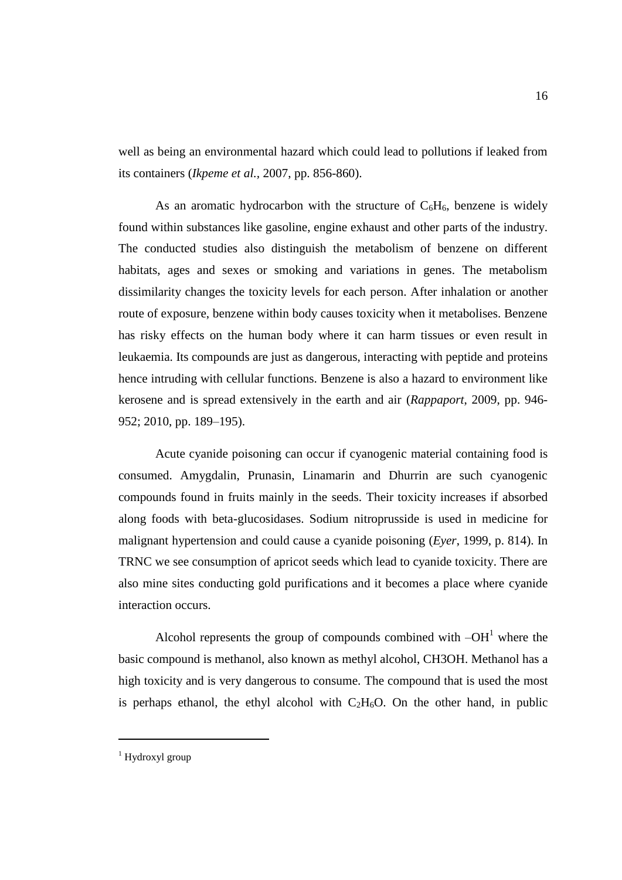well as being an environmental hazard which could lead to pollutions if leaked from its containers (*Ikpeme et al.*, 2007, pp. 856-860).

As an aromatic hydrocarbon with the structure of $C_6H_6$, benzene is widely found within substances like gasoline, engine exhaust and other parts of the industry. The conducted studies also distinguish the metabolism of benzene on different habitats, ages and sexes or smoking and variations in genes. The metabolism dissimilarity changes the toxicity levels for each person. After inhalation or another route of exposure, benzene within body causes toxicity when it metabolises. Benzene has risky effects on the human body where it can harm tissues or even result in leukaemia. Its compounds are just as dangerous, interacting with peptide and proteins hence intruding with cellular functions. Benzene is also a hazard to environment like kerosene and is spread extensively in the earth and air (*Rappaport*, 2009, pp. 946-952; 2010, pp. 189–195).

Acute cyanide poisoning can occur if cyanogenic material containing food is consumed. Amygdalin, Prunasin, Linamarin and Dhurrin are such cyanogenic compounds found in fruits mainly in the seeds. Their toxicity increases if absorbed along foods with beta-glucosidases. Sodium nitroprusside is used in medicine for malignant hypertension and could cause a cyanide poisoning (*Eyer*, 1999, p. 814). In TRNC we see consumption of apricot seeds which lead to cyanide toxicity. There are also mine sites conducting gold purifications and it becomes a place where cyanide interaction occurs.

Alcohol represents the group of compounds combined with –OH[1] where the basic compound is methanol, also known as methyl alcohol, CH3OH. Methanol has a high toxicity and is very dangerous to consume. The compound that is used the most is perhaps ethanol, the ethyl alcohol with $C_2H_6O$. On the other hand, in public

[1] Hydroxyl group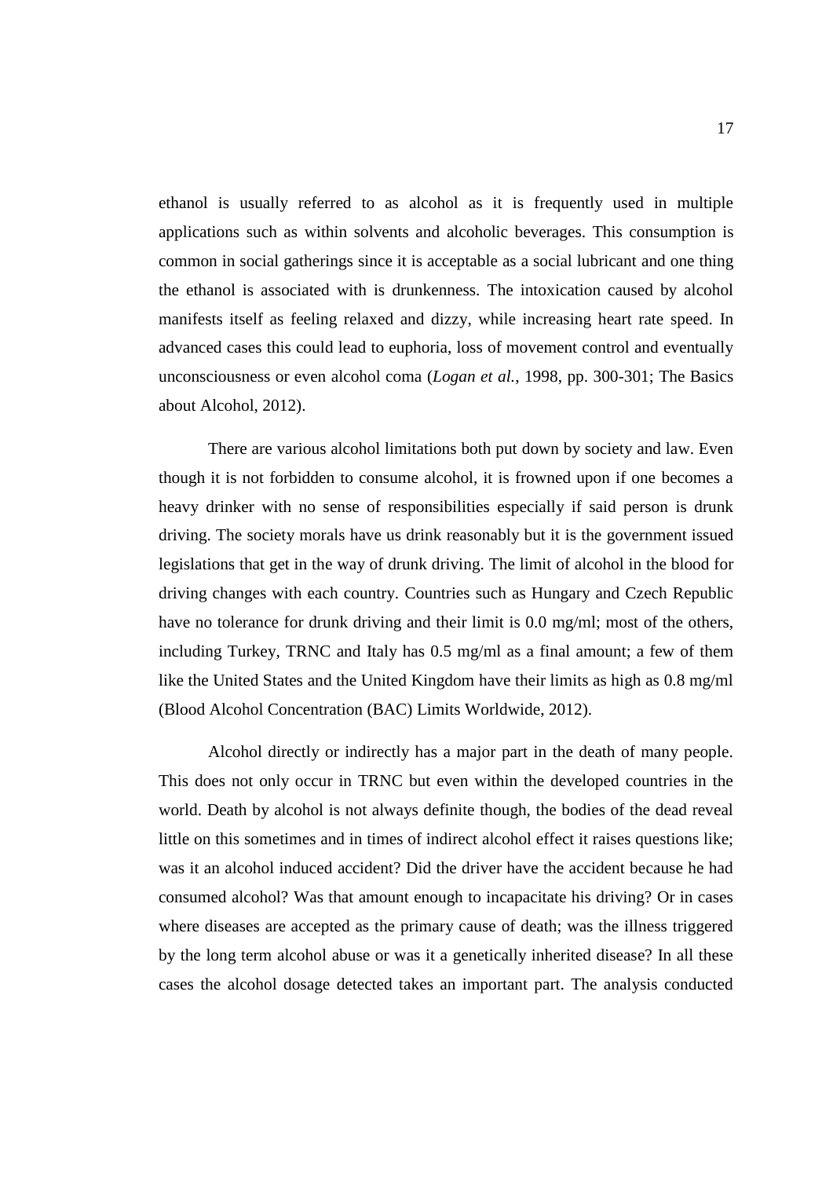ethanol is usually referred to as alcohol as it is frequently used in multiple applications such as within solvents and alcoholic beverages. This consumption is common in social gatherings since it is acceptable as a social lubricant and one thing the ethanol is associated with is drunkenness. The intoxication caused by alcohol manifests itself as feeling relaxed and dizzy, while increasing heart rate speed. In advanced cases this could lead to euphoria, loss of movement control and eventually unconsciousness or even alcohol coma (*Logan et al.*, 1998, pp. 300-301; The Basics about Alcohol, 2012).

There are various alcohol limitations both put down by society and law. Even though it is not forbidden to consume alcohol, it is frowned upon if one becomes a heavy drinker with no sense of responsibilities especially if said person is drunk driving. The society morals have us drink reasonably but it is the government issued legislations that get in the way of drunk driving. The limit of alcohol in the blood for driving changes with each country. Countries such as Hungary and Czech Republic have no tolerance for drunk driving and their limit is 0.0 mg/ml; most of the others, including Turkey, TRNC and Italy has 0.5 mg/ml as a final amount; a few of them like the United States and the United Kingdom have their limits as high as 0.8 mg/ml (Blood Alcohol Concentration (BAC) Limits Worldwide, 2012).

Alcohol directly or indirectly has a major part in the death of many people. This does not only occur in TRNC but even within the developed countries in the world. Death by alcohol is not always definite though, the bodies of the dead reveal little on this sometimes and in times of indirect alcohol effect it raises questions like; was it an alcohol induced accident? Did the driver have the accident because he had consumed alcohol? Was that amount enough to incapacitate his driving? Or in cases where diseases are accepted as the primary cause of death; was the illness triggered by the long term alcohol abuse or was it a genetically inherited disease? In all these cases the alcohol dosage detected takes an important part. The analysis conducted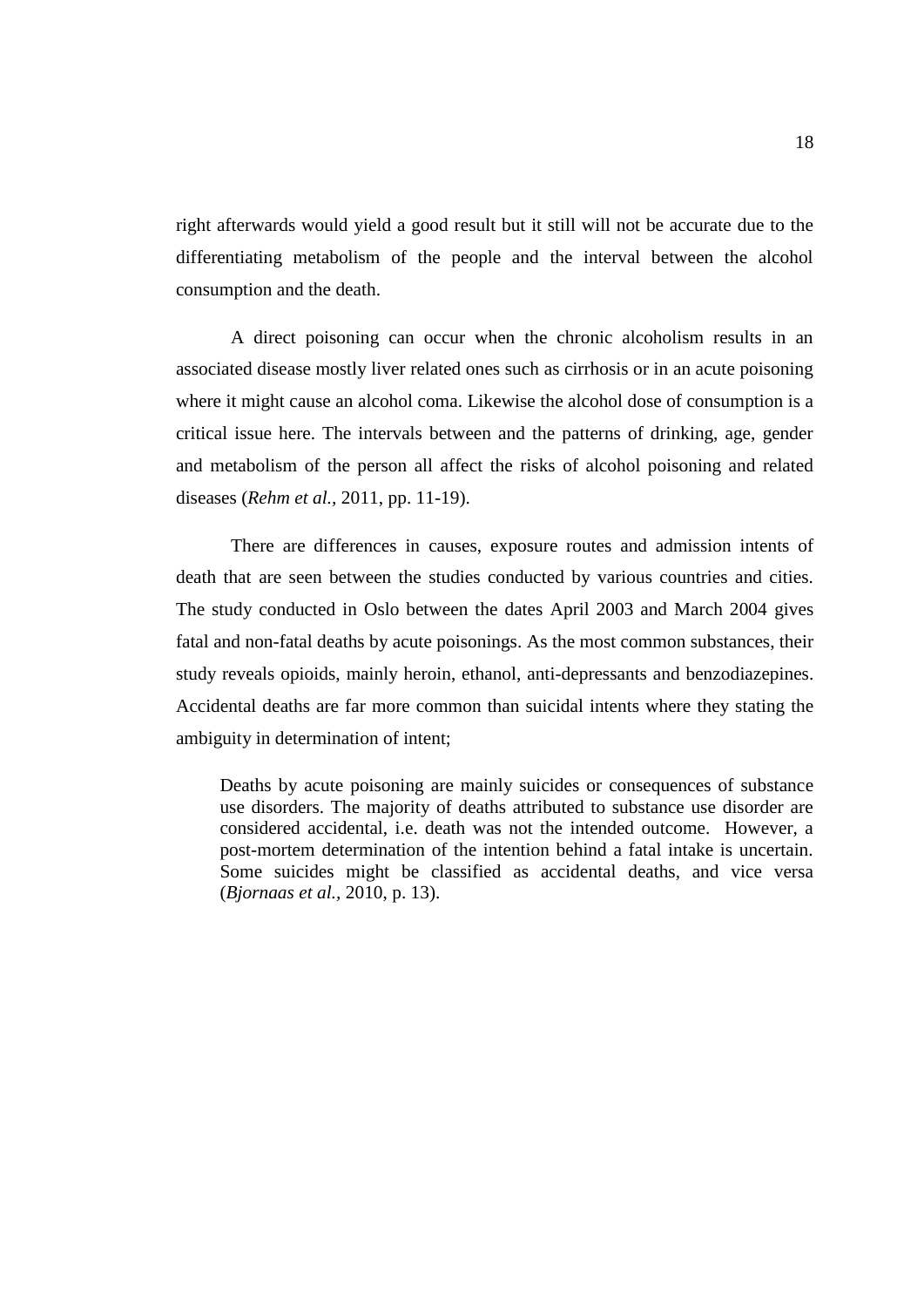right afterwards would yield a good result but it still will not be accurate due to the differentiating metabolism of the people and the interval between the alcohol consumption and the death.

A direct poisoning can occur when the chronic alcoholism results in an associated disease mostly liver related ones such as cirrhosis or in an acute poisoning where it might cause an alcohol coma. Likewise the alcohol dose of consumption is a critical issue here. The intervals between and the patterns of drinking, age, gender and metabolism of the person all affect the risks of alcohol poisoning and related diseases (*Rehm et al.*, 2011, pp. 11-19).

There are differences in causes, exposure routes and admission intents of death that are seen between the studies conducted by various countries and cities. The study conducted in Oslo between the dates April 2003 and March 2004 gives fatal and non-fatal deaths by acute poisonings. As the most common substances, their study reveals opioids, mainly heroin, ethanol, anti-depressants and benzodiazepines. Accidental deaths are far more common than suicidal intents where they stating the ambiguity in determination of intent;

> Deaths by acute poisoning are mainly suicides or consequences of substance use disorders. The majority of deaths attributed to substance use disorder are considered accidental, i.e. death was not the intended outcome. However, a post-mortem determination of the intention behind a fatal intake is uncertain. Some suicides might be classified as accidental deaths, and vice versa (*Bjornaas et al.*, 2010, p. 13).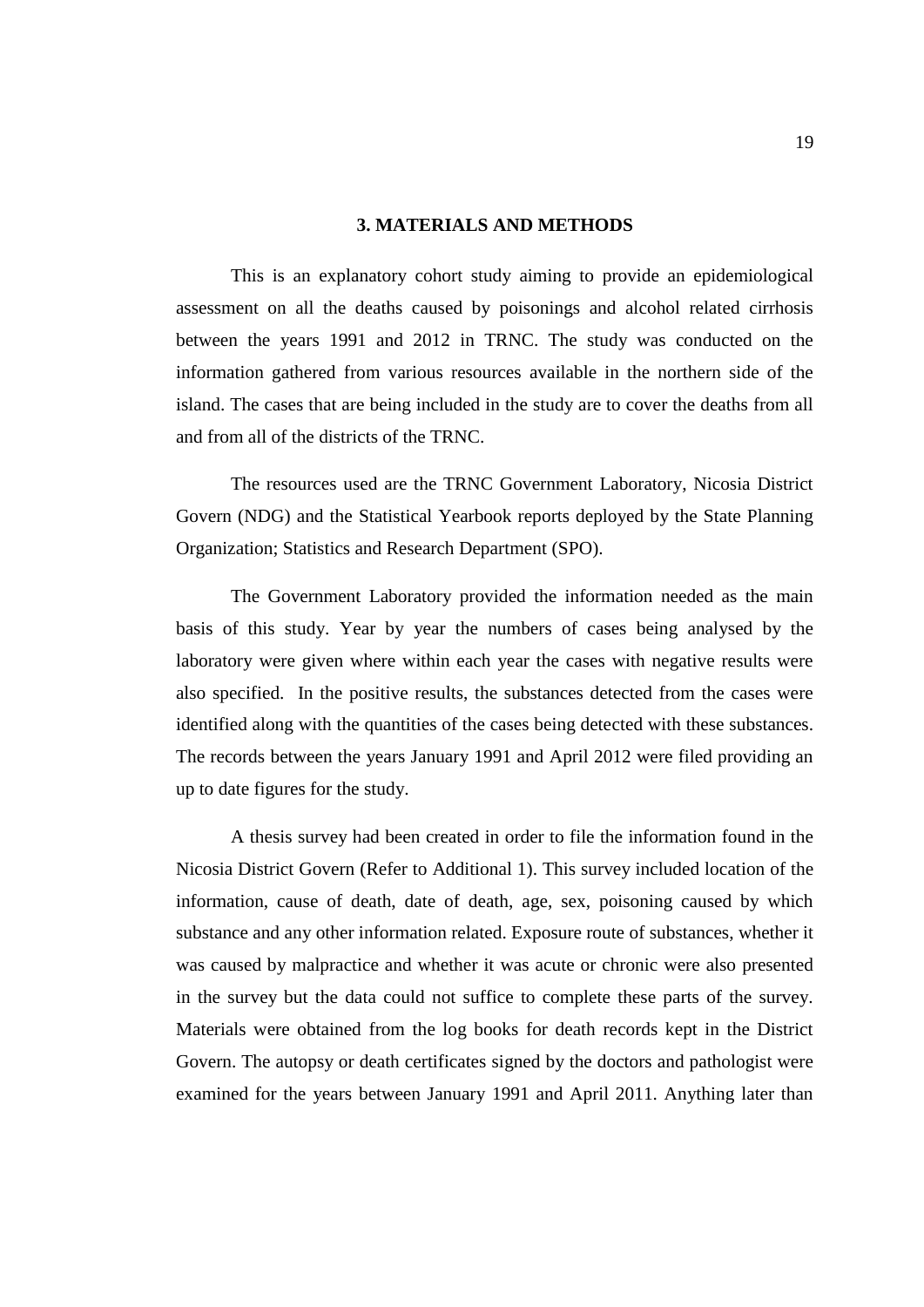# 3. MATERIALS AND METHODS

This is an explanatory cohort study aiming to provide an epidemiological assessment on all the deaths caused by poisonings and alcohol related cirrhosis between the years 1991 and 2012 in TRNC. The study was conducted on the information gathered from various resources available in the northern side of the island. The cases that are being included in the study are to cover the deaths from all and from all of the districts of the TRNC.

The resources used are the TRNC Government Laboratory, Nicosia District Govern (NDG) and the Statistical Yearbook reports deployed by the State Planning Organization; Statistics and Research Department (SPO).

The Government Laboratory provided the information needed as the main basis of this study. Year by year the numbers of cases being analysed by the laboratory were given where within each year the cases with negative results were also specified. In the positive results, the substances detected from the cases were identified along with the quantities of the cases being detected with these substances. The records between the years January 1991 and April 2012 were filed providing an up to date figures for the study.

A thesis survey had been created in order to file the information found in the Nicosia District Govern (Refer to Additional 1). This survey included location of the information, cause of death, date of death, age, sex, poisoning caused by which substance and any other information related. Exposure route of substances, whether it was caused by malpractice and whether it was acute or chronic were also presented in the survey but the data could not suffice to complete these parts of the survey. Materials were obtained from the log books for death records kept in the District Govern. The autopsy or death certificates signed by the doctors and pathologist were examined for the years between January 1991 and April 2011. Anything later than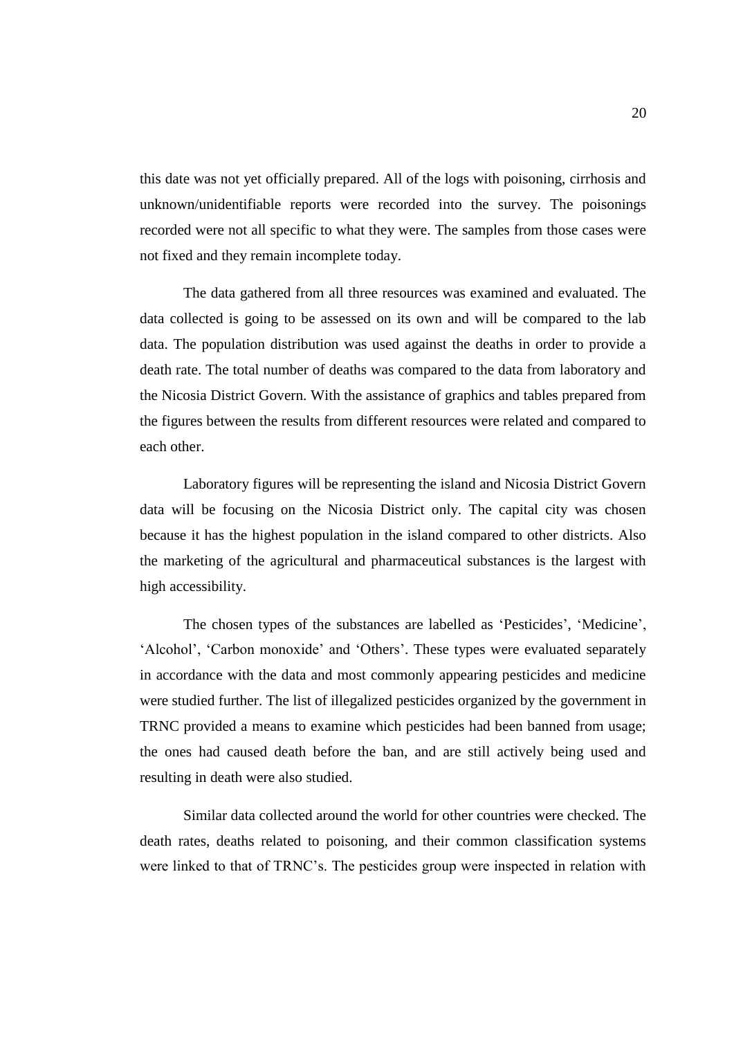this date was not yet officially prepared. All of the logs with poisoning, cirrhosis and unknown/unidentifiable reports were recorded into the survey. The poisonings recorded were not all specific to what they were. The samples from those cases were not fixed and they remain incomplete today.

The data gathered from all three resources was examined and evaluated. The data collected is going to be assessed on its own and will be compared to the lab data. The population distribution was used against the deaths in order to provide a death rate. The total number of deaths was compared to the data from laboratory and the Nicosia District Govern. With the assistance of graphics and tables prepared from the figures between the results from different resources were related and compared to each other.

Laboratory figures will be representing the island and Nicosia District Govern data will be focusing on the Nicosia District only. The capital city was chosen because it has the highest population in the island compared to other districts. Also the marketing of the agricultural and pharmaceutical substances is the largest with high accessibility.

The chosen types of the substances are labelled as 'Pesticides', 'Medicine', 'Alcohol', 'Carbon monoxide' and 'Others'. These types were evaluated separately in accordance with the data and most commonly appearing pesticides and medicine were studied further. The list of illegalized pesticides organized by the government in TRNC provided a means to examine which pesticides had been banned from usage; the ones had caused death before the ban, and are still actively being used and resulting in death were also studied.

Similar data collected around the world for other countries were checked. The death rates, deaths related to poisoning, and their common classification systems were linked to that of TRNC's. The pesticides group were inspected in relation with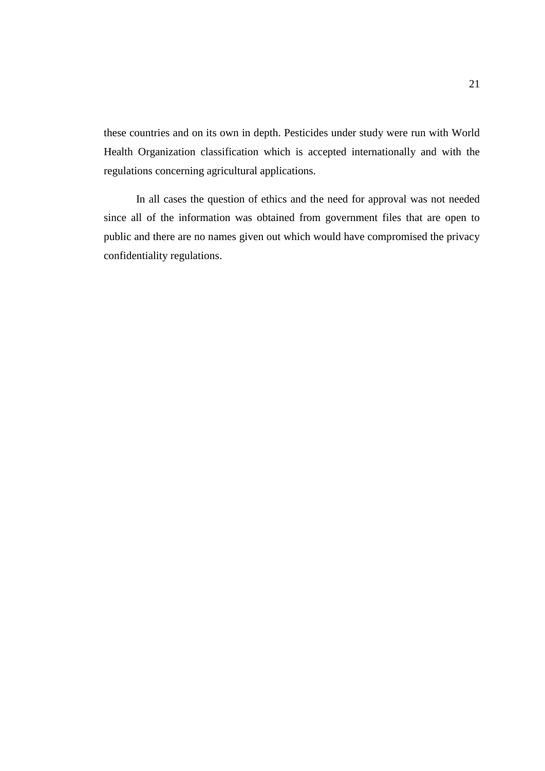these countries and on its own in depth. Pesticides under study were run with World Health Organization classification which is accepted internationally and with the regulations concerning agricultural applications.

In all cases the question of ethics and the need for approval was not needed since all of the information was obtained from government files that are open to public and there are no names given out which would have compromised the privacy confidentiality regulations.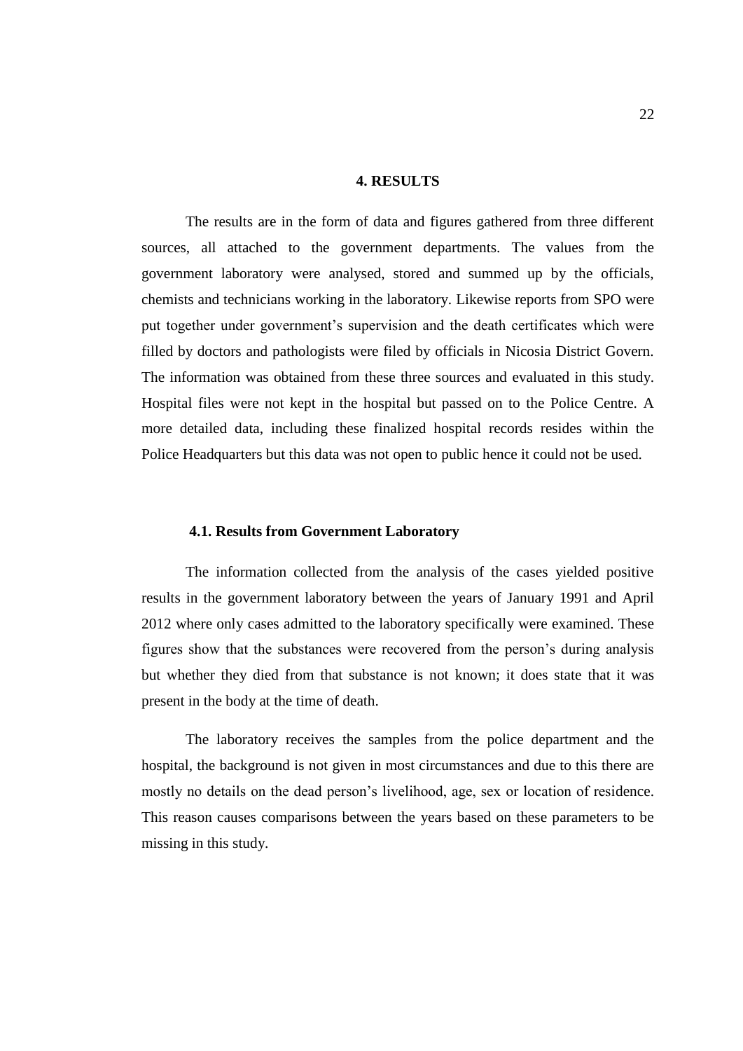# 4. RESULTS

The results are in the form of data and figures gathered from three different sources, all attached to the government departments. The values from the government laboratory were analysed, stored and summed up by the officials, chemists and technicians working in the laboratory. Likewise reports from SPO were put together under government's supervision and the death certificates which were filled by doctors and pathologists were filed by officials in Nicosia District Govern. The information was obtained from these three sources and evaluated in this study. Hospital files were not kept in the hospital but passed on to the Police Centre. A more detailed data, including these finalized hospital records resides within the Police Headquarters but this data was not open to public hence it could not be used.

## 4.1. Results from Government Laboratory

The information collected from the analysis of the cases yielded positive results in the government laboratory between the years of January 1991 and April 2012 where only cases admitted to the laboratory specifically were examined. These figures show that the substances were recovered from the person's during analysis but whether they died from that substance is not known; it does state that it was present in the body at the time of death.

The laboratory receives the samples from the police department and the hospital, the background is not given in most circumstances and due to this there are mostly no details on the dead person's livelihood, age, sex or location of residence. This reason causes comparisons between the years based on these parameters to be missing in this study.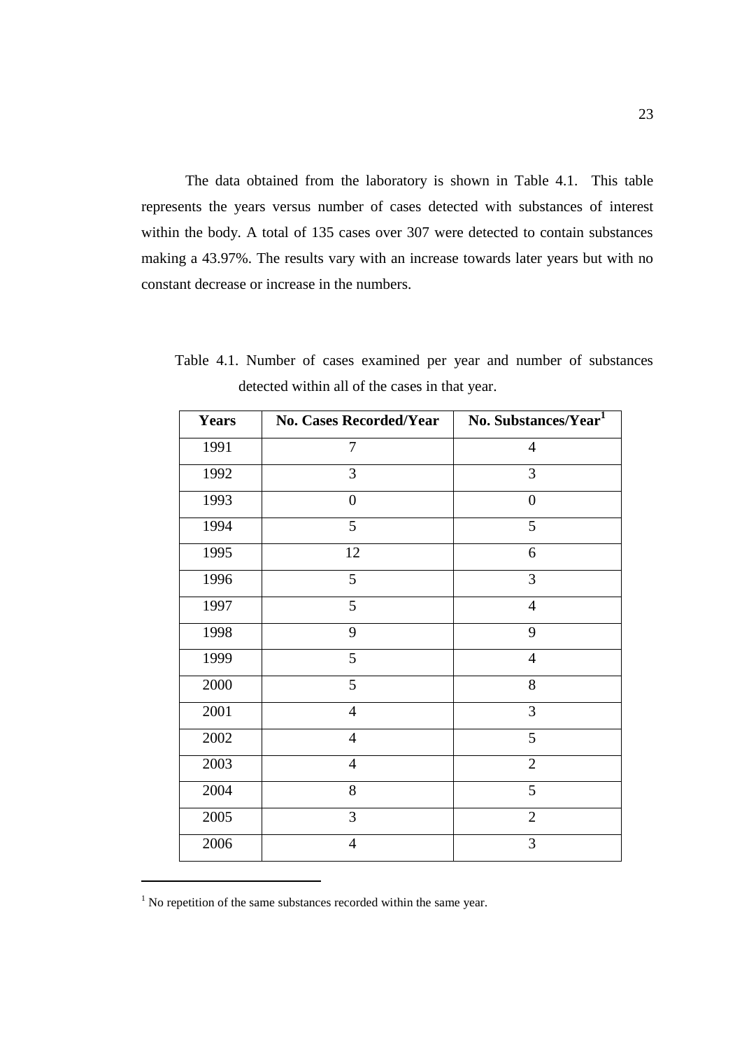The data obtained from the laboratory is shown in Table 4.1. This table represents the years versus number of cases detected with substances of interest within the body. A total of 135 cases over 307 were detected to contain substances making a 43.97%. The results vary with an increase towards later years but with no constant decrease or increase in the numbers.

Table 4.1. Number of cases examined per year and number of substances detected within all of the cases in that year.

| Years | No. Cases Recorded/Year | No. Substances/Year[1] |
|---|---|---|
| 1991 | 7 | 4 |
| 1992 | 3 | 3 |
| 1993 | 0 | 0 |
| 1994 | 5 | 5 |
| 1995 | 12 | 6 |
| 1996 | 5 | 3 |
| 1997 | 5 | 4 |
| 1998 | 9 | 9 |
| 1999 | 5 | 4 |
| 2000 | 5 | 8 |
| 2001 | 4 | 3 |
| 2002 | 4 | 5 |
| 2003 | 4 | 2 |
| 2004 | 8 | 5 |
| 2005 | 3 | 2 |
| 2006 | 4 | 3 |

[1] No repetition of the same substances recorded within the same year.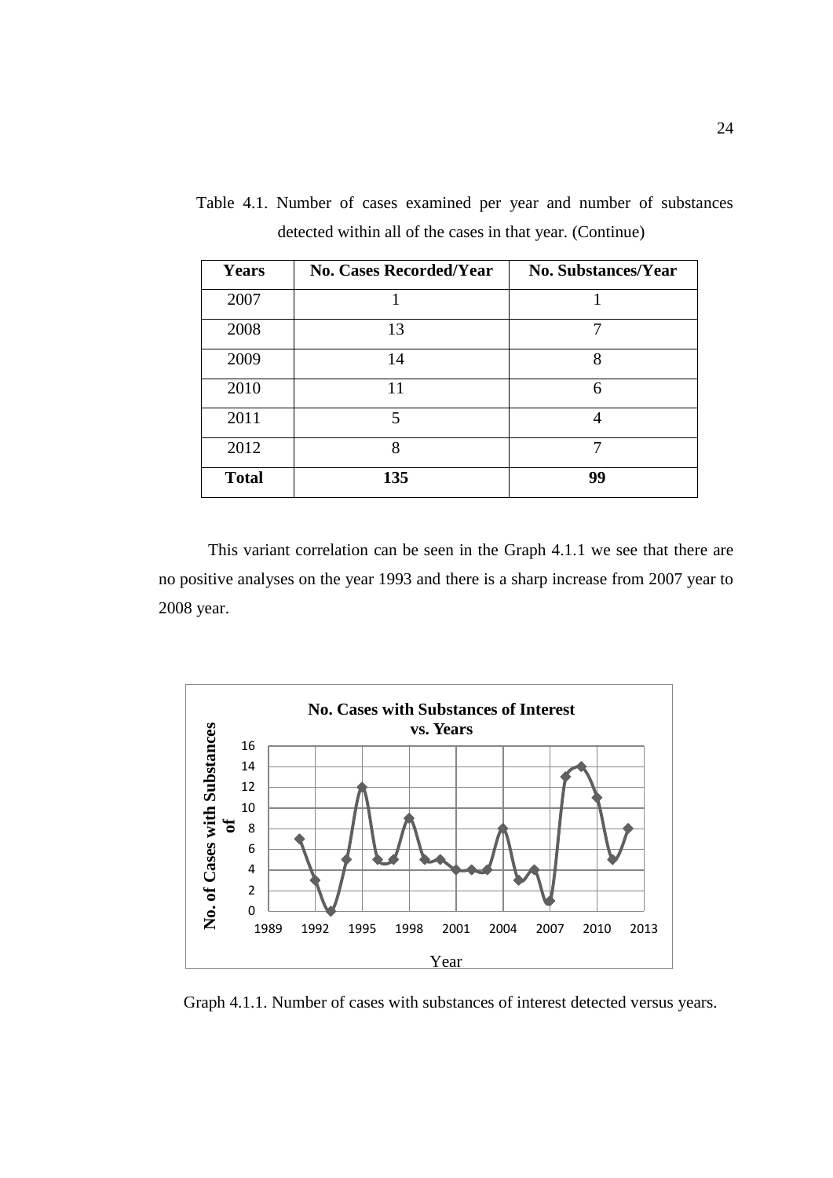Table 4.1. Number of cases examined per year and number of substances detected within all of the cases in that year. (Continue)

| Years | No. Cases Recorded/Year | No. Substances/Year |
|---|---|---|
| 2007 | 1 | 1 |
| 2008 | 13 | 7 |
| 2009 | 14 | 8 |
| 2010 | 11 | 6 |
| 2011 | 5 | 4 |
| 2012 | 8 | 7 |
| **Total** | **135** | **99** |

This variant correlation can be seen in the Graph 4.1.1 we see that there are no positive analyses on the year 1993 and there is a sharp increase from 2007 year to 2008 year.

Graph 4.1.1. Number of cases with substances of interest detected versus years.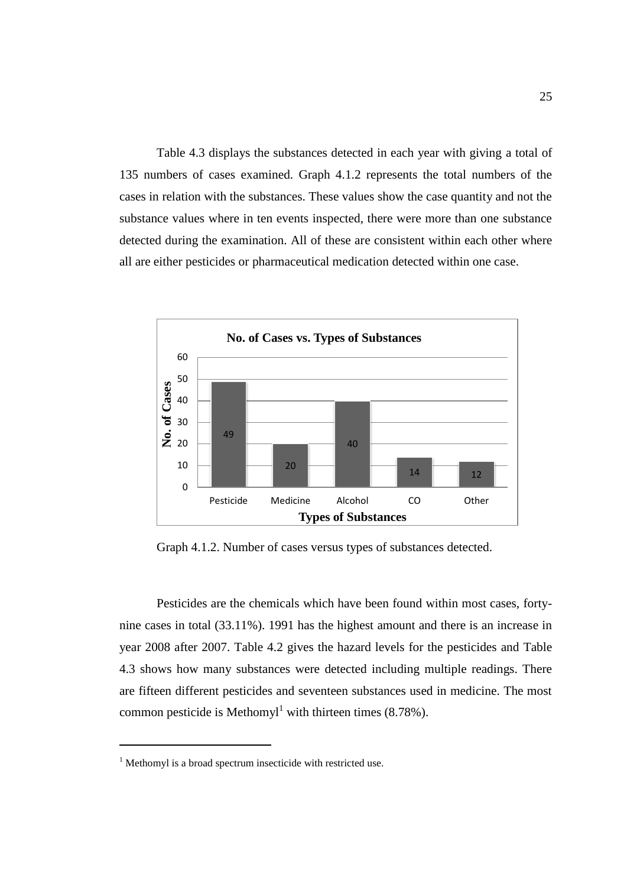Table 4.3 displays the substances detected in each year with giving a total of 135 numbers of cases examined. Graph 4.1.2 represents the total numbers of the cases in relation with the substances. These values show the case quantity and not the substance values where in ten events inspected, there were more than one substance detected during the examination. All of these are consistent within each other where all are either pesticides or pharmaceutical medication detected within one case.

**No. of Cases vs. Types of Substances**

| Types of Substances | No. of Cases |
|---|---|
| Pesticide | 49 |
| Medicine | 20 |
| Alcohol | 40 |
| CO | 14 |
| Other | 12 |

Graph 4.1.2. Number of cases versus types of substances detected.

Pesticides are the chemicals which have been found within most cases, forty-nine cases in total (33.11%). 1991 has the highest amount and there is an increase in year 2008 after 2007. Table 4.2 gives the hazard levels for the pesticides and Table 4.3 shows how many substances were detected including multiple readings. There are fifteen different pesticides and seventeen substances used in medicine. The most common pesticide is Methomyl[1] with thirteen times (8.78%).

---

[1] Methomyl is a broad spectrum insecticide with restricted use.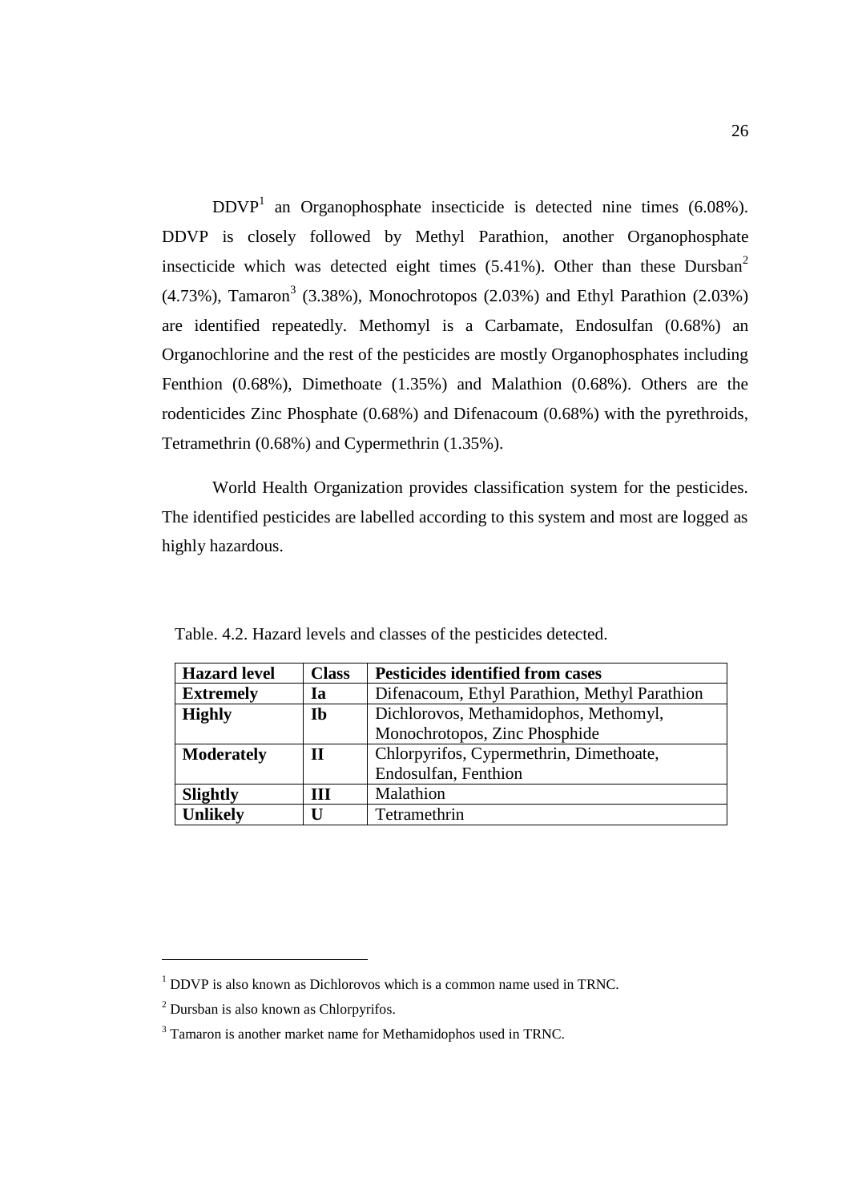DDVP[1] an Organophosphate insecticide is detected nine times (6.08%). DDVP is closely followed by Methyl Parathion, another Organophosphate insecticide which was detected eight times (5.41%). Other than these Dursban[2] (4.73%), Tamaron[3] (3.38%), Monochrotopos (2.03%) and Ethyl Parathion (2.03%) are identified repeatedly. Methomyl is a Carbamate, Endosulfan (0.68%) an Organochlorine and the rest of the pesticides are mostly Organophosphates including Fenthion (0.68%), Dimethoate (1.35%) and Malathion (0.68%). Others are the rodenticides Zinc Phosphate (0.68%) and Difenacoum (0.68%) with the pyrethroids, Tetramethrin (0.68%) and Cypermethrin (1.35%).

World Health Organization provides classification system for the pesticides. The identified pesticides are labelled according to this system and most are logged as highly hazardous.

Table. 4.2. Hazard levels and classes of the pesticides detected.

| **Hazard level** | **Class** | **Pesticides identified from cases** |
|---|---|---|
| **Extremely** | **Ia** | Difenacoum, Ethyl Parathion, Methyl Parathion |
| **Highly** | **Ib** | Dichlorovos, Methamidophos, Methomyl, Monochrotopos, Zinc Phosphide |
| **Moderately** | **II** | Chlorpyrifos, Cypermethrin, Dimethoate, Endosulfan, Fenthion |
| **Slightly** | **III** | Malathion |
| **Unlikely** | **U** | Tetramethrin |

---

[1] DDVP is also known as Dichlorovos which is a common name used in TRNC.

[2] Dursban is also known as Chlorpyrifos.

[3] Tamaron is another market name for Methamidophos used in TRNC.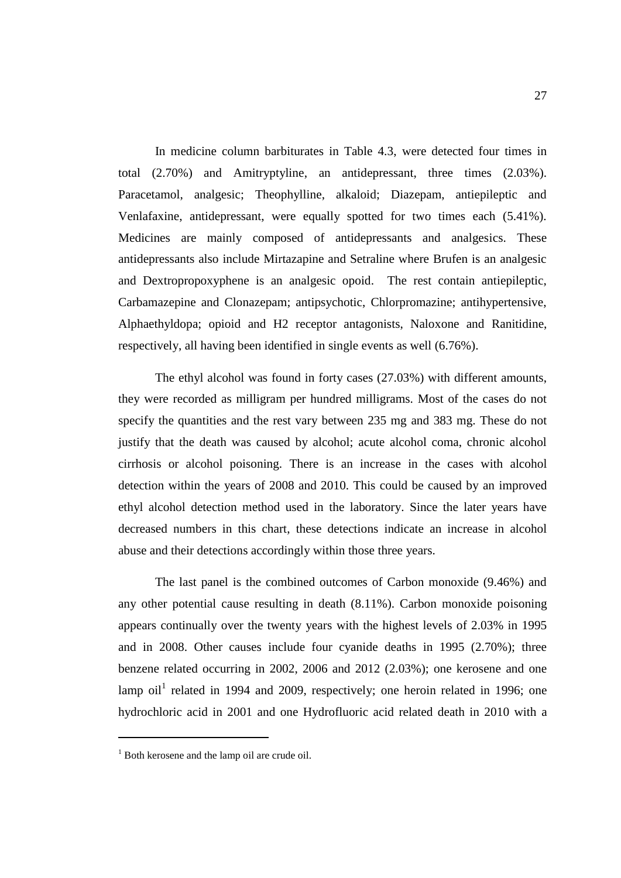In medicine column barbiturates in Table 4.3, were detected four times in total (2.70%) and Amitryptyline, an antidepressant, three times (2.03%). Paracetamol, analgesic; Theophylline, alkaloid; Diazepam, antiepileptic and Venlafaxine, antidepressant, were equally spotted for two times each (5.41%). Medicines are mainly composed of antidepressants and analgesics. These antidepressants also include Mirtazapine and Setraline where Brufen is an analgesic and Dextropropoxyphene is an analgesic opoid. The rest contain antiepileptic, Carbamazepine and Clonazepam; antipsychotic, Chlorpromazine; antihypertensive, Alphaethyldopa; opioid and H2 receptor antagonists, Naloxone and Ranitidine, respectively, all having been identified in single events as well (6.76%).

The ethyl alcohol was found in forty cases (27.03%) with different amounts, they were recorded as milligram per hundred milligrams. Most of the cases do not specify the quantities and the rest vary between 235 mg and 383 mg. These do not justify that the death was caused by alcohol; acute alcohol coma, chronic alcohol cirrhosis or alcohol poisoning. There is an increase in the cases with alcohol detection within the years of 2008 and 2010. This could be caused by an improved ethyl alcohol detection method used in the laboratory. Since the later years have decreased numbers in this chart, these detections indicate an increase in alcohol abuse and their detections accordingly within those three years.

The last panel is the combined outcomes of Carbon monoxide (9.46%) and any other potential cause resulting in death (8.11%). Carbon monoxide poisoning appears continually over the twenty years with the highest levels of 2.03% in 1995 and in 2008. Other causes include four cyanide deaths in 1995 (2.70%); three benzene related occurring in 2002, 2006 and 2012 (2.03%); one kerosene and one lamp oil[1] related in 1994 and 2009, respectively; one heroin related in 1996; one hydrochloric acid in 2001 and one Hydrofluoric acid related death in 2010 with a

[1] Both kerosene and the lamp oil are crude oil.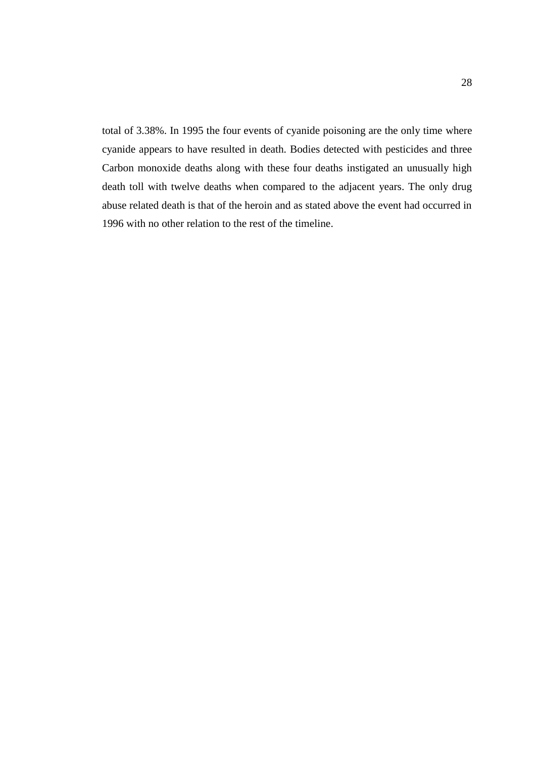total of 3.38%. In 1995 the four events of cyanide poisoning are the only time where cyanide appears to have resulted in death. Bodies detected with pesticides and three Carbon monoxide deaths along with these four deaths instigated an unusually high death toll with twelve deaths when compared to the adjacent years. The only drug abuse related death is that of the heroin and as stated above the event had occurred in 1996 with no other relation to the rest of the timeline.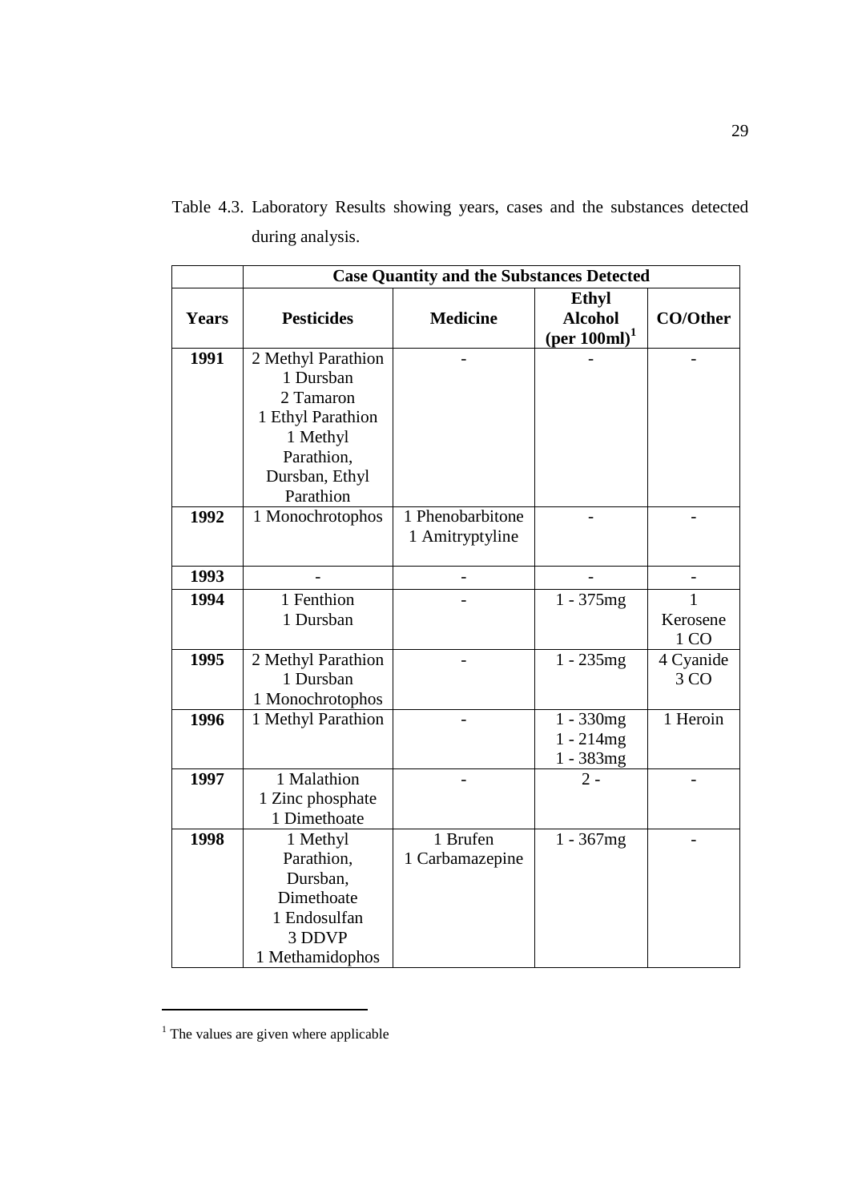Table 4.3. Laboratory Results showing years, cases and the substances detected during analysis.

| | Case Quantity and the Substances Detected | | | |
|---|---|---|---|---|
| **Years** | **Pesticides** | **Medicine** | **Ethyl Alcohol (per 100ml)[1]** | **CO/Other** |
| **1991** | 2 Methyl Parathion<br>1 Dursban<br>2 Tamaron<br>1 Ethyl Parathion<br>1 Methyl Parathion, Dursban, Ethyl Parathion | - | - | - |
| **1992** | 1 Monochrotophos | 1 Phenobarbitone<br>1 Amitryptyline | - | - |
| **1993** | - | - | - | - |
| **1994** | 1 Fenthion<br>1 Dursban | - | 1 - 375mg | 1 Kerosene<br>1 CO |
| **1995** | 2 Methyl Parathion<br>1 Dursban<br>1 Monochrotophos | - | 1 - 235mg | 4 Cyanide<br>3 CO |
| **1996** | 1 Methyl Parathion | - | 1 - 330mg<br>1 - 214mg<br>1 - 383mg | 1 Heroin |
| **1997** | 1 Malathion<br>1 Zinc phosphate<br>1 Dimethoate | - | 2 - | - |
| **1998** | 1 Methyl Parathion, Dursban, Dimethoate<br>1 Endosulfan<br>3 DDVP<br>1 Methamidophos | 1 Brufen<br>1 Carbamazepine | 1 - 367mg | - |

[1] The values are given where applicable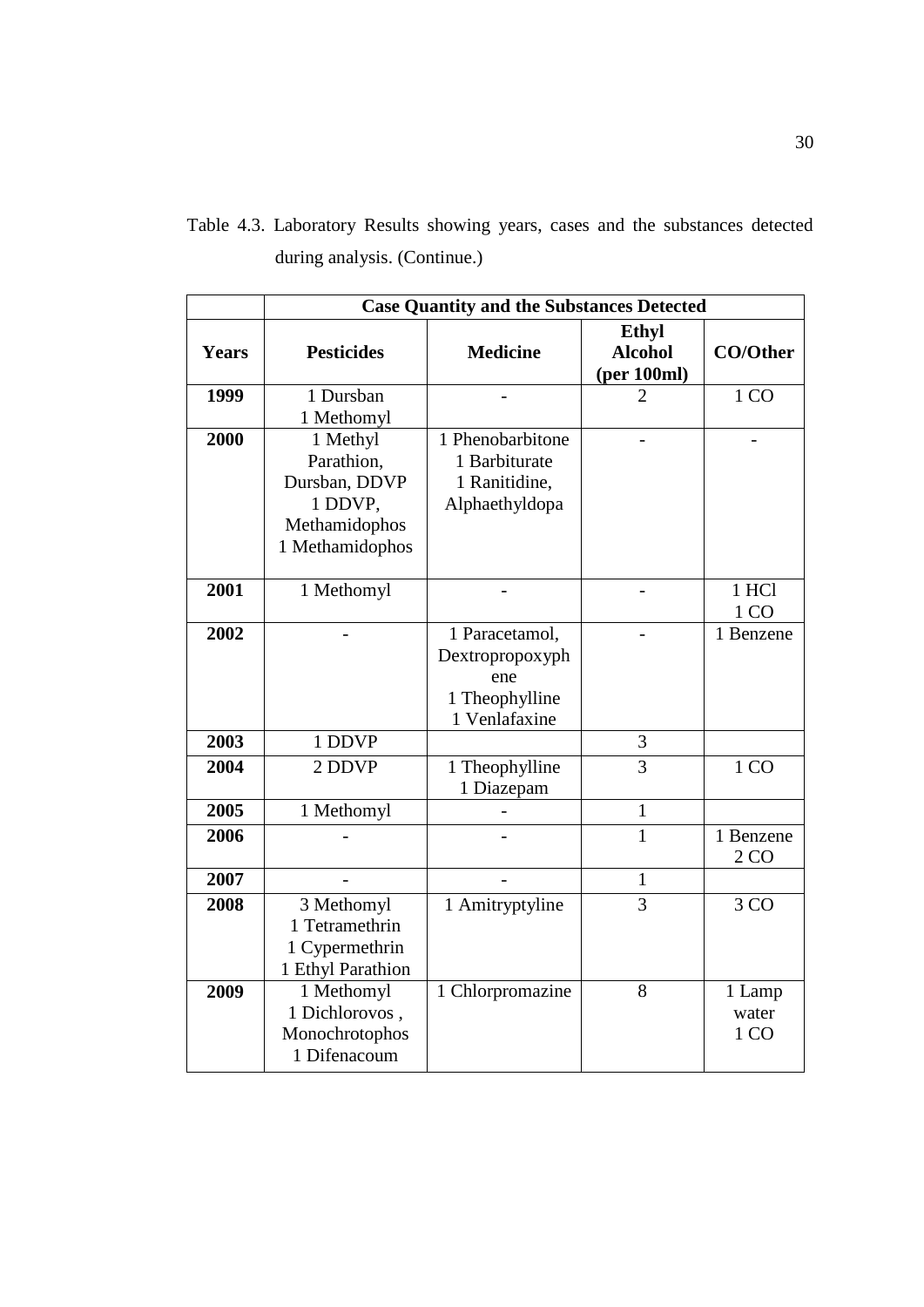Table 4.3. Laboratory Results showing years, cases and the substances detected during analysis. (Continue.)

| | **Case Quantity and the Substances Detected** | | | |
|---|---|---|---|---|
| **Years** | **Pesticides** | **Medicine** | **Ethyl Alcohol (per 100ml)** | **CO/Other** |
| **1999** | 1 Dursban<br>1 Methomyl | - | 2 | 1 CO |
| **2000** | 1 Methyl Parathion, Dursban, DDVP<br>1 DDVP, Methamidophos<br>1 Methamidophos | 1 Phenobarbitone<br>1 Barbiturate<br>1 Ranitidine, Alphaethyldopa | - | - |
| **2001** | 1 Methomyl | - | - | 1 HCl<br>1 CO |
| **2002** | - | 1 Paracetamol, Dextropropoxyphene<br>1 Theophylline<br>1 Venlafaxine | - | 1 Benzene |
| **2003** | 1 DDVP | | 3 | |
| **2004** | 2 DDVP | 1 Theophylline<br>1 Diazepam | 3 | 1 CO |
| **2005** | 1 Methomyl | - | 1 | |
| **2006** | - | - | 1 | 1 Benzene<br>2 CO |
| **2007** | - | - | 1 | |
| **2008** | 3 Methomyl<br>1 Tetramethrin<br>1 Cypermethrin<br>1 Ethyl Parathion | 1 Amitryptyline | 3 | 3 CO |
| **2009** | 1 Methomyl<br>1 Dichlorovos , Monochrotophos<br>1 Difenacoum | 1 Chlorpromazine | 8 | 1 Lamp water<br>1 CO |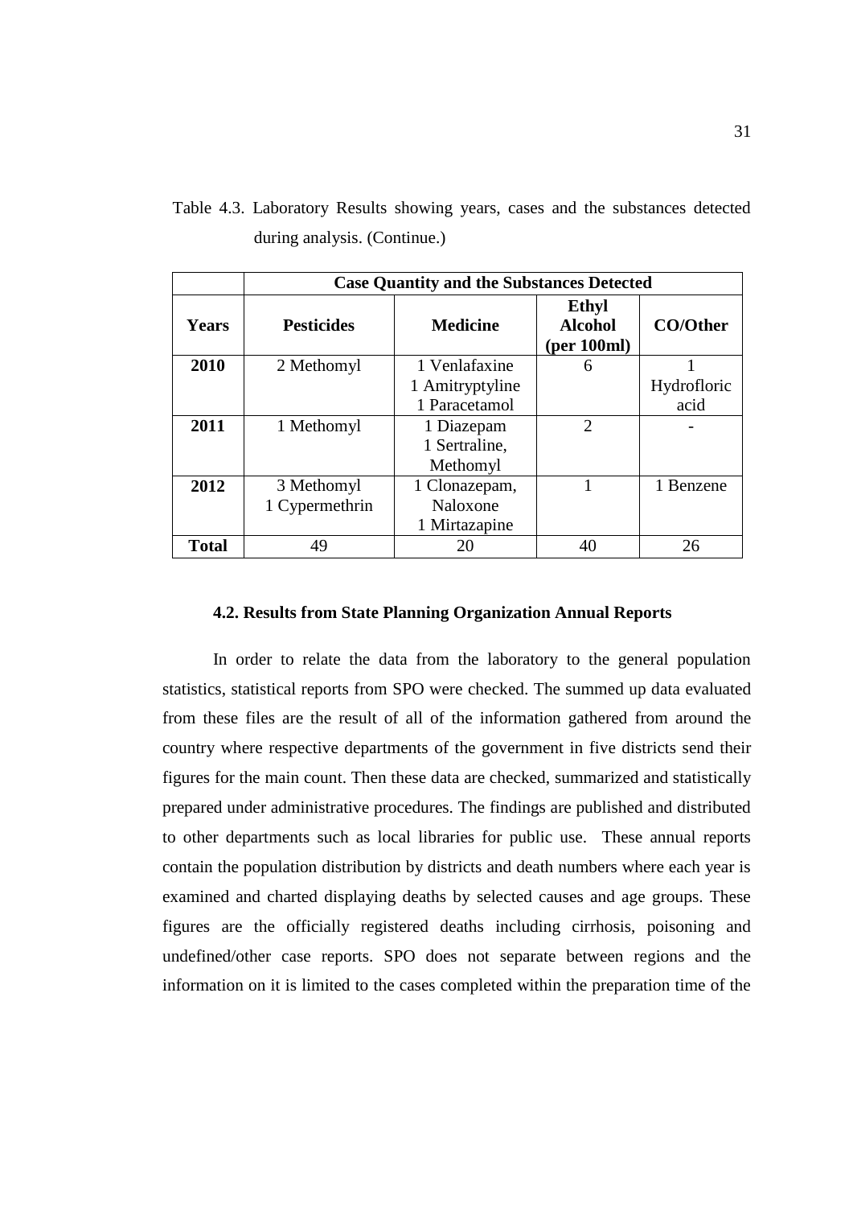Table 4.3. Laboratory Results showing years, cases and the substances detected during analysis. (Continue.)

| | Case Quantity and the Substances Detected | | | |
|---|---|---|---|---|
| **Years** | **Pesticides** | **Medicine** | **Ethyl Alcohol (per 100ml)** | **CO/Other** |
| **2010** | 2 Methomyl | 1 Venlafaxine<br>1 Amitryptyline<br>1 Paracetamol | 6 | 1 Hydrofloric acid |
| **2011** | 1 Methomyl | 1 Diazepam<br>1 Sertraline, Methomyl | 2 | - |
| **2012** | 3 Methomyl<br>1 Cypermethrin | 1 Clonazepam, Naloxone<br>1 Mirtazapine | 1 | 1 Benzene |
| **Total** | 49 | 20 | 40 | 26 |

### 4.2. Results from State Planning Organization Annual Reports

In order to relate the data from the laboratory to the general population statistics, statistical reports from SPO were checked. The summed up data evaluated from these files are the result of all of the information gathered from around the country where respective departments of the government in five districts send their figures for the main count. Then these data are checked, summarized and statistically prepared under administrative procedures. The findings are published and distributed to other departments such as local libraries for public use. These annual reports contain the population distribution by districts and death numbers where each year is examined and charted displaying deaths by selected causes and age groups. These figures are the officially registered deaths including cirrhosis, poisoning and undefined/other case reports. SPO does not separate between regions and the information on it is limited to the cases completed within the preparation time of the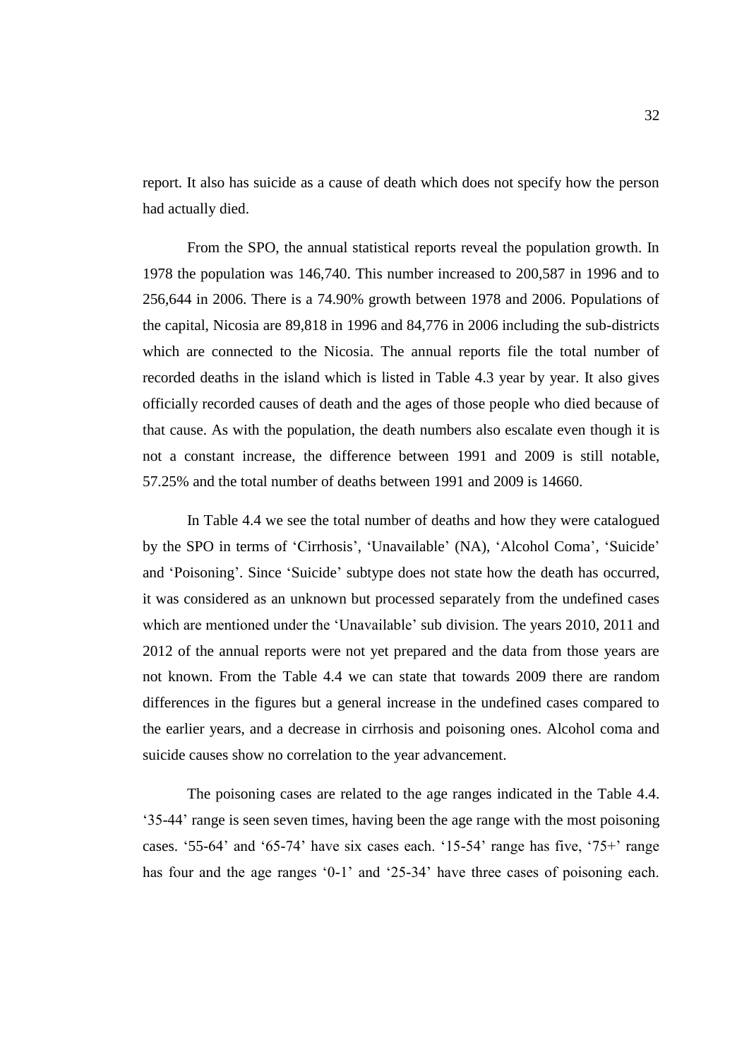report. It also has suicide as a cause of death which does not specify how the person had actually died.

From the SPO, the annual statistical reports reveal the population growth. In 1978 the population was 146,740. This number increased to 200,587 in 1996 and to 256,644 in 2006. There is a 74.90% growth between 1978 and 2006. Populations of the capital, Nicosia are 89,818 in 1996 and 84,776 in 2006 including the sub-districts which are connected to the Nicosia. The annual reports file the total number of recorded deaths in the island which is listed in Table 4.3 year by year. It also gives officially recorded causes of death and the ages of those people who died because of that cause. As with the population, the death numbers also escalate even though it is not a constant increase, the difference between 1991 and 2009 is still notable, 57.25% and the total number of deaths between 1991 and 2009 is 14660.

In Table 4.4 we see the total number of deaths and how they were catalogued by the SPO in terms of 'Cirrhosis', 'Unavailable' (NA), 'Alcohol Coma', 'Suicide' and 'Poisoning'. Since 'Suicide' subtype does not state how the death has occurred, it was considered as an unknown but processed separately from the undefined cases which are mentioned under the 'Unavailable' sub division. The years 2010, 2011 and 2012 of the annual reports were not yet prepared and the data from those years are not known. From the Table 4.4 we can state that towards 2009 there are random differences in the figures but a general increase in the undefined cases compared to the earlier years, and a decrease in cirrhosis and poisoning ones. Alcohol coma and suicide causes show no correlation to the year advancement.

The poisoning cases are related to the age ranges indicated in the Table 4.4. '35-44' range is seen seven times, having been the age range with the most poisoning cases. '55-64' and '65-74' have six cases each. '15-54' range has five, '75+' range has four and the age ranges '0-1' and '25-34' have three cases of poisoning each.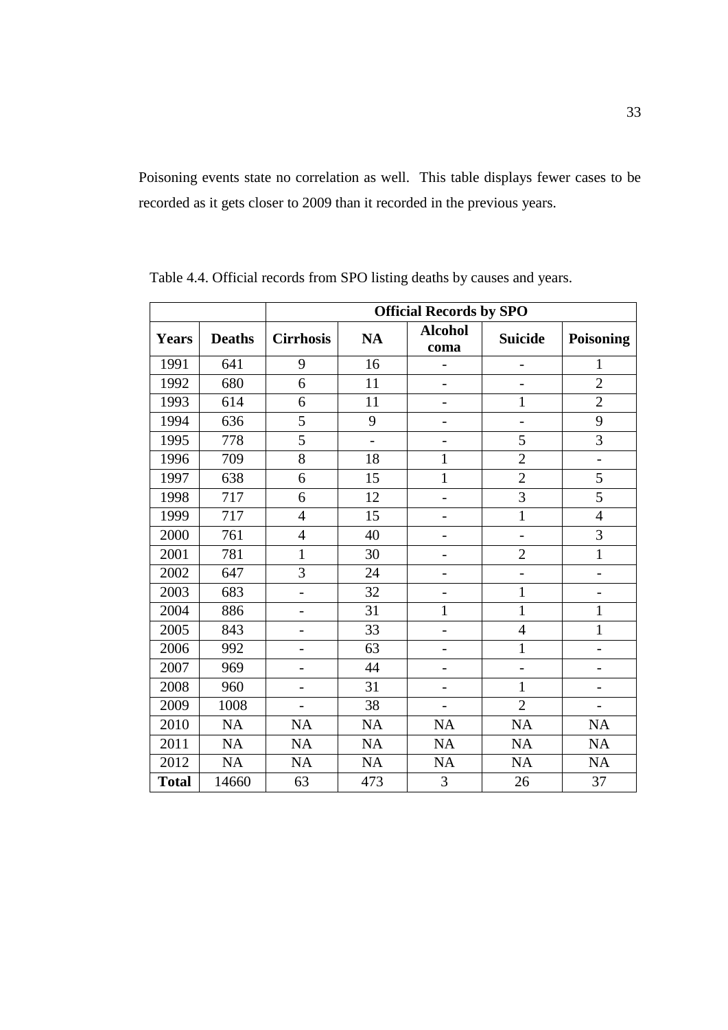Poisoning events state no correlation as well. This table displays fewer cases to be recorded as it gets closer to 2009 than it recorded in the previous years.

Table 4.4. Official records from SPO listing deaths by causes and years.

| | | Official Records by SPO | | | | |
|---|---|---|---|---|---|---|
| **Years** | **Deaths** | **Cirrhosis** | **NA** | **Alcohol coma** | **Suicide** | **Poisoning** |
| 1991 | 641 | 9 | 16 | - | - | 1 |
| 1992 | 680 | 6 | 11 | - | - | 2 |
| 1993 | 614 | 6 | 11 | - | 1 | 2 |
| 1994 | 636 | 5 | 9 | - | - | 9 |
| 1995 | 778 | 5 | - | - | 5 | 3 |
| 1996 | 709 | 8 | 18 | 1 | 2 | - |
| 1997 | 638 | 6 | 15 | 1 | 2 | 5 |
| 1998 | 717 | 6 | 12 | - | 3 | 5 |
| 1999 | 717 | 4 | 15 | - | 1 | 4 |
| 2000 | 761 | 4 | 40 | - | - | 3 |
| 2001 | 781 | 1 | 30 | - | 2 | 1 |
| 2002 | 647 | 3 | 24 | - | - | - |
| 2003 | 683 | - | 32 | - | 1 | - |
| 2004 | 886 | - | 31 | 1 | 1 | 1 |
| 2005 | 843 | - | 33 | - | 4 | 1 |
| 2006 | 992 | - | 63 | - | 1 | - |
| 2007 | 969 | - | 44 | - | - | - |
| 2008 | 960 | - | 31 | - | 1 | - |
| 2009 | 1008 | - | 38 | - | 2 | - |
| 2010 | NA | NA | NA | NA | NA | NA |
| 2011 | NA | NA | NA | NA | NA | NA |
| 2012 | NA | NA | NA | NA | NA | NA |
| **Total** | 14660 | 63 | 473 | 3 | 26 | 37 |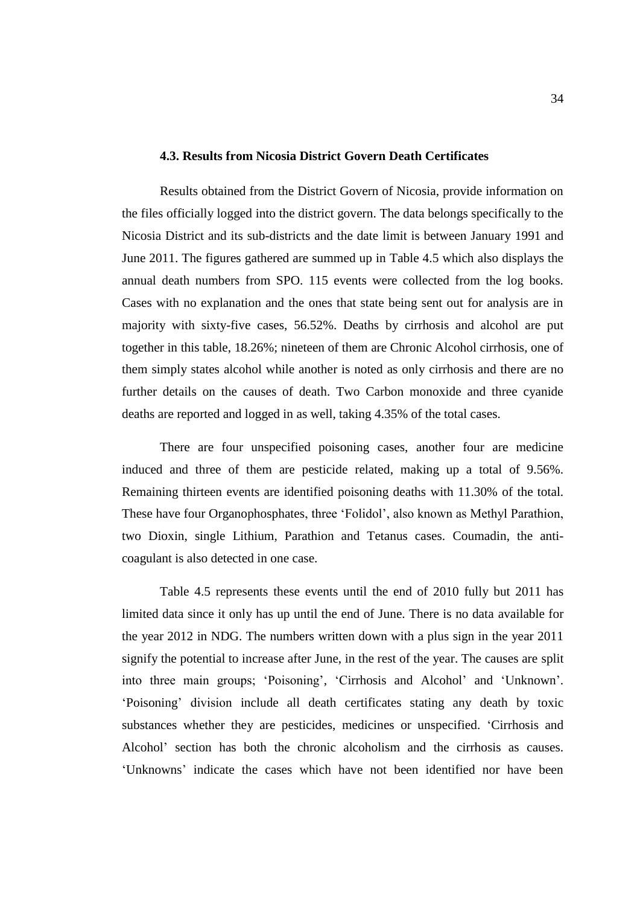### 4.3. Results from Nicosia District Govern Death Certificates

Results obtained from the District Govern of Nicosia, provide information on the files officially logged into the district govern. The data belongs specifically to the Nicosia District and its sub-districts and the date limit is between January 1991 and June 2011. The figures gathered are summed up in Table 4.5 which also displays the annual death numbers from SPO. 115 events were collected from the log books. Cases with no explanation and the ones that state being sent out for analysis are in majority with sixty-five cases, 56.52%. Deaths by cirrhosis and alcohol are put together in this table, 18.26%; nineteen of them are Chronic Alcohol cirrhosis, one of them simply states alcohol while another is noted as only cirrhosis and there are no further details on the causes of death. Two Carbon monoxide and three cyanide deaths are reported and logged in as well, taking 4.35% of the total cases.

There are four unspecified poisoning cases, another four are medicine induced and three of them are pesticide related, making up a total of 9.56%. Remaining thirteen events are identified poisoning deaths with 11.30% of the total. These have four Organophosphates, three 'Folidol', also known as Methyl Parathion, two Dioxin, single Lithium, Parathion and Tetanus cases. Coumadin, the anti-coagulant is also detected in one case.

Table 4.5 represents these events until the end of 2010 fully but 2011 has limited data since it only has up until the end of June. There is no data available for the year 2012 in NDG. The numbers written down with a plus sign in the year 2011 signify the potential to increase after June, in the rest of the year. The causes are split into three main groups; 'Poisoning', 'Cirrhosis and Alcohol' and 'Unknown'. 'Poisoning' division include all death certificates stating any death by toxic substances whether they are pesticides, medicines or unspecified. 'Cirrhosis and Alcohol' section has both the chronic alcoholism and the cirrhosis as causes. 'Unknowns' indicate the cases which have not been identified nor have been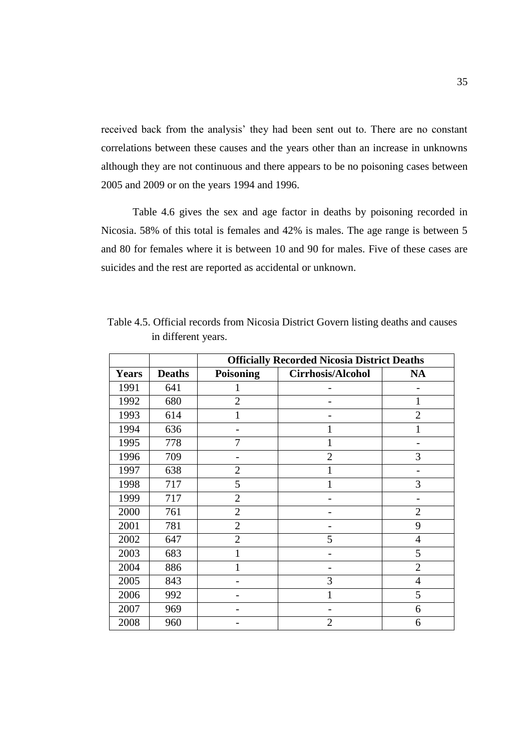received back from the analysis' they had been sent out to. There are no constant correlations between these causes and the years other than an increase in unknowns although they are not continuous and there appears to be no poisoning cases between 2005 and 2009 or on the years 1994 and 1996.

Table 4.6 gives the sex and age factor in deaths by poisoning recorded in Nicosia. 58% of this total is females and 42% is males. The age range is between 5 and 80 for females where it is between 10 and 90 for males. Five of these cases are suicides and the rest are reported as accidental or unknown.

Table 4.5. Official records from Nicosia District Govern listing deaths and causes in different years.

| | | **Officially Recorded Nicosia District Deaths** | | |
|---|---|---|---|---|
| **Years** | **Deaths** | **Poisoning** | **Cirrhosis/Alcohol** | **NA** |
| 1991 | 641 | 1 | - | - |
| 1992 | 680 | 2 | - | 1 |
| 1993 | 614 | 1 | - | 2 |
| 1994 | 636 | - | 1 | 1 |
| 1995 | 778 | 7 | 1 | - |
| 1996 | 709 | - | 2 | 3 |
| 1997 | 638 | 2 | 1 | - |
| 1998 | 717 | 5 | 1 | 3 |
| 1999 | 717 | 2 | - | - |
| 2000 | 761 | 2 | - | 2 |
| 2001 | 781 | 2 | - | 9 |
| 2002 | 647 | 2 | 5 | 4 |
| 2003 | 683 | 1 | - | 5 |
| 2004 | 886 | 1 | - | 2 |
| 2005 | 843 | - | 3 | 4 |
| 2006 | 992 | - | 1 | 5 |
| 2007 | 969 | - | - | 6 |
| 2008 | 960 | - | 2 | 6 |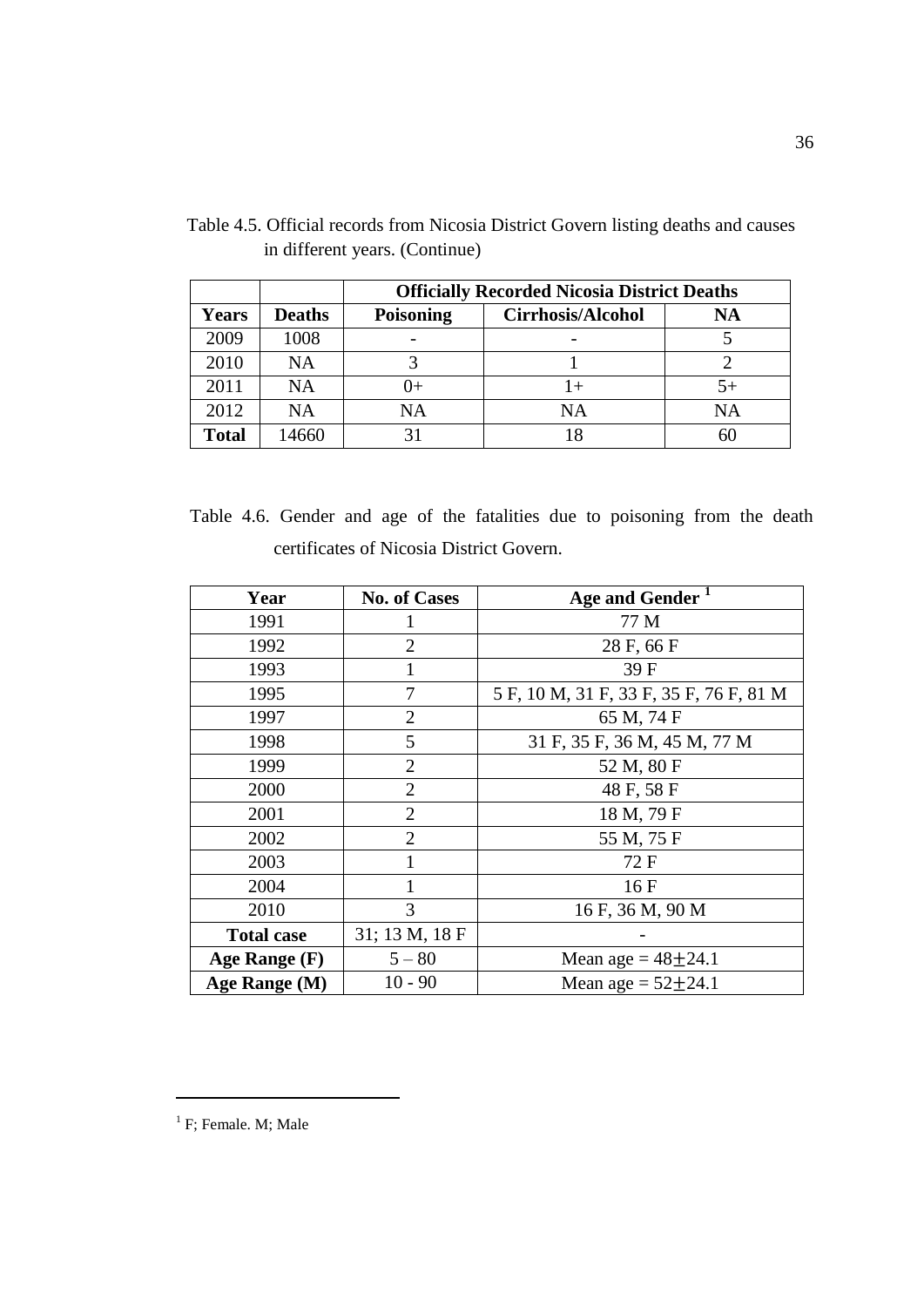Table 4.5. Official records from Nicosia District Govern listing deaths and causes in different years. (Continue)

| | | Officially Recorded Nicosia District Deaths | | |
|---|---|---|---|---|
| **Years** | **Deaths** | **Poisoning** | **Cirrhosis/Alcohol** | **NA** |
| 2009 | 1008 | - | - | 5 |
| 2010 | NA | 3 | 1 | 2 |
| 2011 | NA | 0+ | 1+ | 5+ |
| 2012 | NA | NA | NA | NA |
| **Total** | 14660 | 31 | 18 | 60 |

Table 4.6. Gender and age of the fatalities due to poisoning from the death certificates of Nicosia District Govern.

| Year | No. of Cases | Age and Gender [1] |
|---|---|---|
| 1991 | 1 | 77 M |
| 1992 | 2 | 28 F, 66 F |
| 1993 | 1 | 39 F |
| 1995 | 7 | 5 F, 10 M, 31 F, 33 F, 35 F, 76 F, 81 M |
| 1997 | 2 | 65 M, 74 F |
| 1998 | 5 | 31 F, 35 F, 36 M, 45 M, 77 M |
| 1999 | 2 | 52 M, 80 F |
| 2000 | 2 | 48 F, 58 F |
| 2001 | 2 | 18 M, 79 F |
| 2002 | 2 | 55 M, 75 F |
| 2003 | 1 | 72 F |
| 2004 | 1 | 16 F |
| 2010 | 3 | 16 F, 36 M, 90 M |
| **Total case** | 31; 13 M, 18 F | - |
| **Age Range (F)** | 5 – 80 | Mean age = $48 \pm 24.1$ |
| **Age Range (M)** | 10 - 90 | Mean age = $52 \pm 24.1$ |

[1] F; Female. M; Male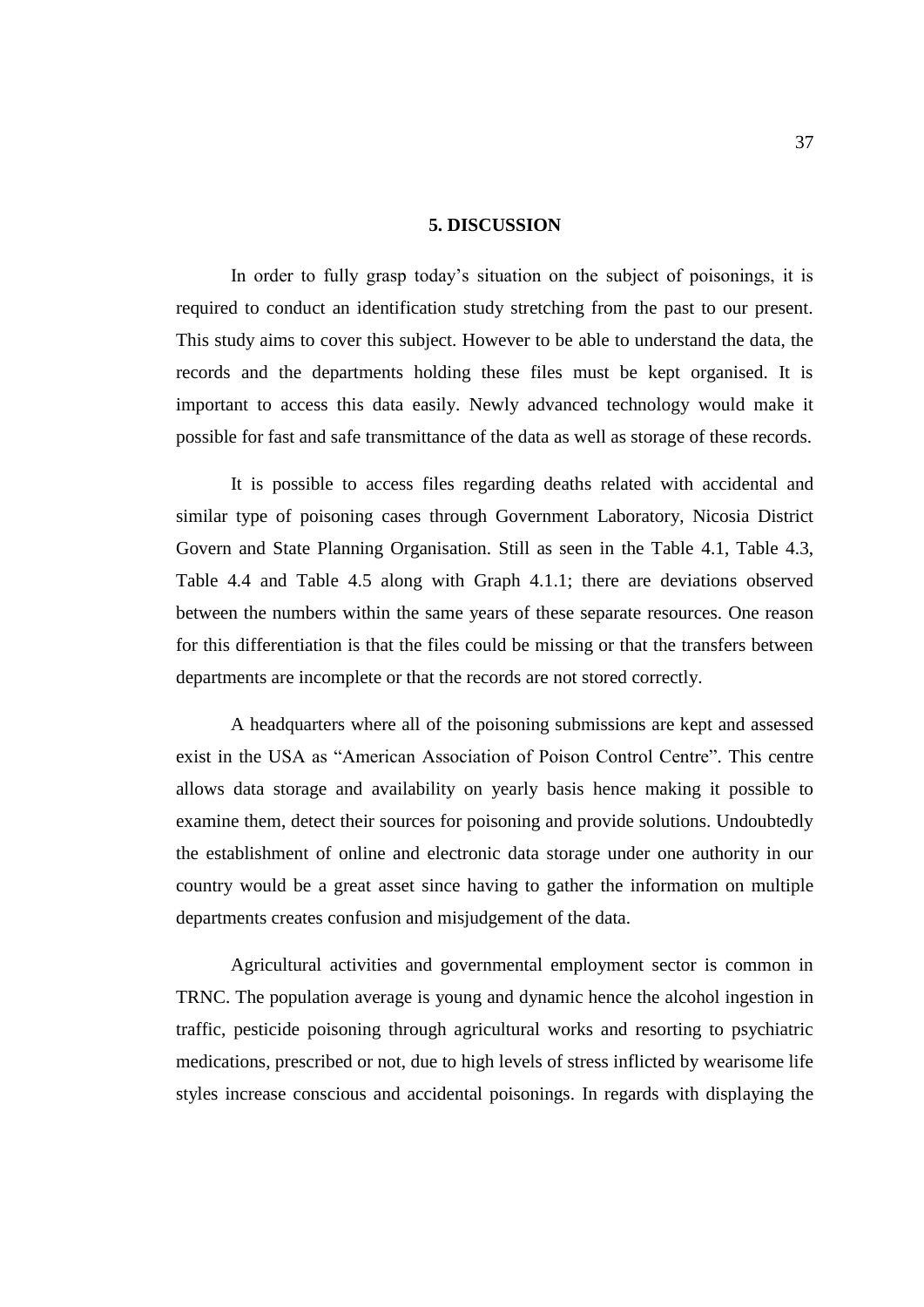# 5. DISCUSSION

In order to fully grasp today's situation on the subject of poisonings, it is required to conduct an identification study stretching from the past to our present. This study aims to cover this subject. However to be able to understand the data, the records and the departments holding these files must be kept organised. It is important to access this data easily. Newly advanced technology would make it possible for fast and safe transmittance of the data as well as storage of these records.

It is possible to access files regarding deaths related with accidental and similar type of poisoning cases through Government Laboratory, Nicosia District Govern and State Planning Organisation. Still as seen in the Table 4.1, Table 4.3, Table 4.4 and Table 4.5 along with Graph 4.1.1; there are deviations observed between the numbers within the same years of these separate resources. One reason for this differentiation is that the files could be missing or that the transfers between departments are incomplete or that the records are not stored correctly.

A headquarters where all of the poisoning submissions are kept and assessed exist in the USA as "American Association of Poison Control Centre". This centre allows data storage and availability on yearly basis hence making it possible to examine them, detect their sources for poisoning and provide solutions. Undoubtedly the establishment of online and electronic data storage under one authority in our country would be a great asset since having to gather the information on multiple departments creates confusion and misjudgement of the data.

Agricultural activities and governmental employment sector is common in TRNC. The population average is young and dynamic hence the alcohol ingestion in traffic, pesticide poisoning through agricultural works and resorting to psychiatric medications, prescribed or not, due to high levels of stress inflicted by wearisome life styles increase conscious and accidental poisonings. In regards with displaying the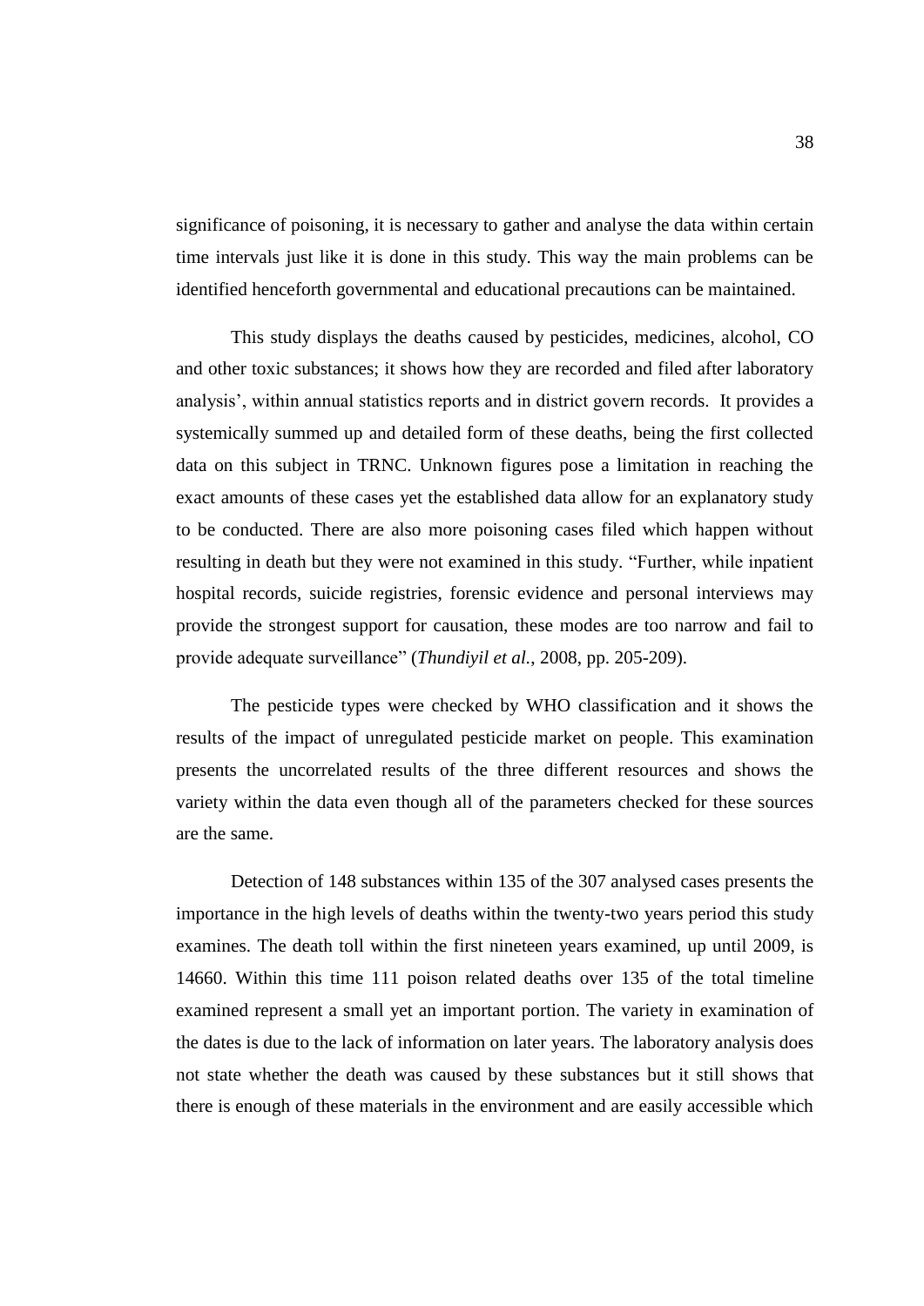significance of poisoning, it is necessary to gather and analyse the data within certain time intervals just like it is done in this study. This way the main problems can be identified henceforth governmental and educational precautions can be maintained.

This study displays the deaths caused by pesticides, medicines, alcohol, CO and other toxic substances; it shows how they are recorded and filed after laboratory analysis', within annual statistics reports and in district govern records. It provides a systemically summed up and detailed form of these deaths, being the first collected data on this subject in TRNC. Unknown figures pose a limitation in reaching the exact amounts of these cases yet the established data allow for an explanatory study to be conducted. There are also more poisoning cases filed which happen without resulting in death but they were not examined in this study. "Further, while inpatient hospital records, suicide registries, forensic evidence and personal interviews may provide the strongest support for causation, these modes are too narrow and fail to provide adequate surveillance" (*Thundiyil et al.*, 2008, pp. 205-209).

The pesticide types were checked by WHO classification and it shows the results of the impact of unregulated pesticide market on people. This examination presents the uncorrelated results of the three different resources and shows the variety within the data even though all of the parameters checked for these sources are the same.

Detection of 148 substances within 135 of the 307 analysed cases presents the importance in the high levels of deaths within the twenty-two years period this study examines. The death toll within the first nineteen years examined, up until 2009, is 14660. Within this time 111 poison related deaths over 135 of the total timeline examined represent a small yet an important portion. The variety in examination of the dates is due to the lack of information on later years. The laboratory analysis does not state whether the death was caused by these substances but it still shows that there is enough of these materials in the environment and are easily accessible which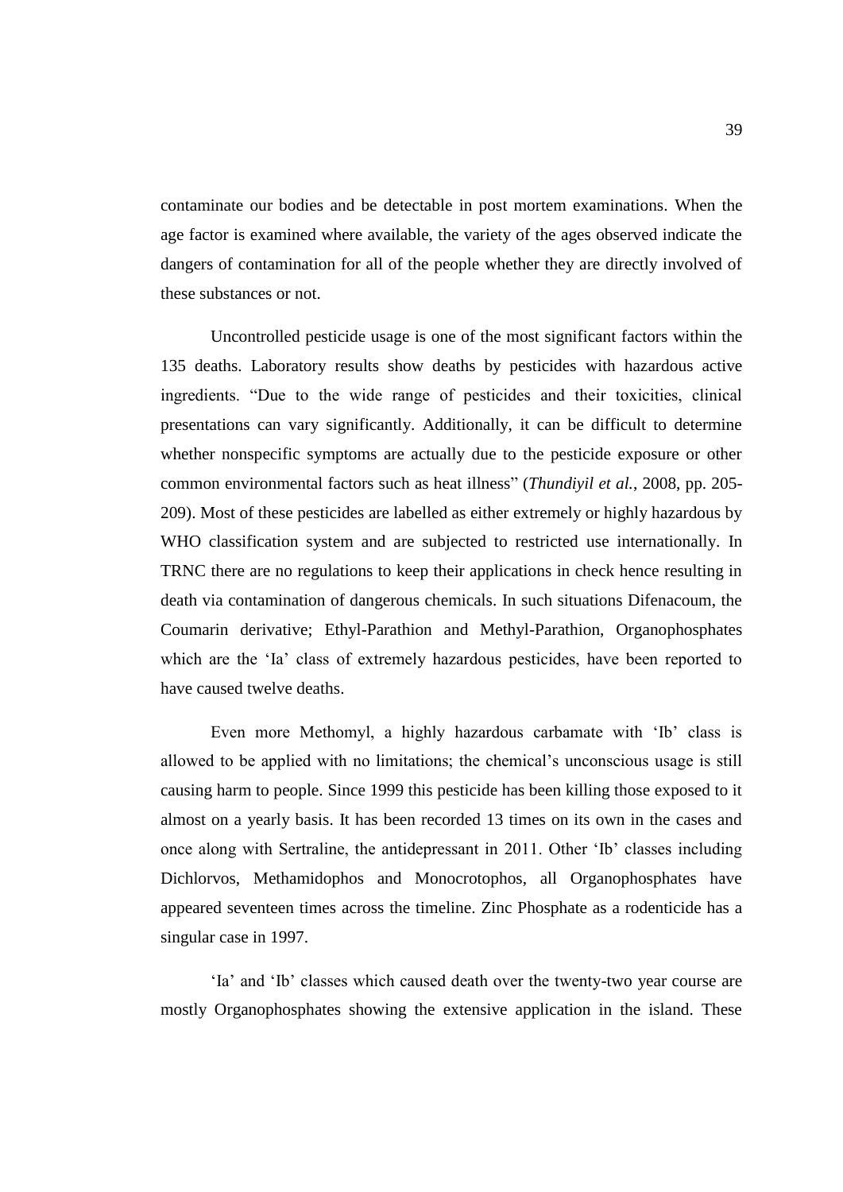contaminate our bodies and be detectable in post mortem examinations. When the age factor is examined where available, the variety of the ages observed indicate the dangers of contamination for all of the people whether they are directly involved of these substances or not.

Uncontrolled pesticide usage is one of the most significant factors within the 135 deaths. Laboratory results show deaths by pesticides with hazardous active ingredients. "Due to the wide range of pesticides and their toxicities, clinical presentations can vary significantly. Additionally, it can be difficult to determine whether nonspecific symptoms are actually due to the pesticide exposure or other common environmental factors such as heat illness" (*Thundiyil et al.*, 2008, pp. 205-209). Most of these pesticides are labelled as either extremely or highly hazardous by WHO classification system and are subjected to restricted use internationally. In TRNC there are no regulations to keep their applications in check hence resulting in death via contamination of dangerous chemicals. In such situations Difenacoum, the Coumarin derivative; Ethyl-Parathion and Methyl-Parathion, Organophosphates which are the 'Ia' class of extremely hazardous pesticides, have been reported to have caused twelve deaths.

Even more Methomyl, a highly hazardous carbamate with 'Ib' class is allowed to be applied with no limitations; the chemical's unconscious usage is still causing harm to people. Since 1999 this pesticide has been killing those exposed to it almost on a yearly basis. It has been recorded 13 times on its own in the cases and once along with Sertraline, the antidepressant in 2011. Other 'Ib' classes including Dichlorvos, Methamidophos and Monocrotophos, all Organophosphates have appeared seventeen times across the timeline. Zinc Phosphate as a rodenticide has a singular case in 1997.

'Ia' and 'Ib' classes which caused death over the twenty-two year course are mostly Organophosphates showing the extensive application in the island. These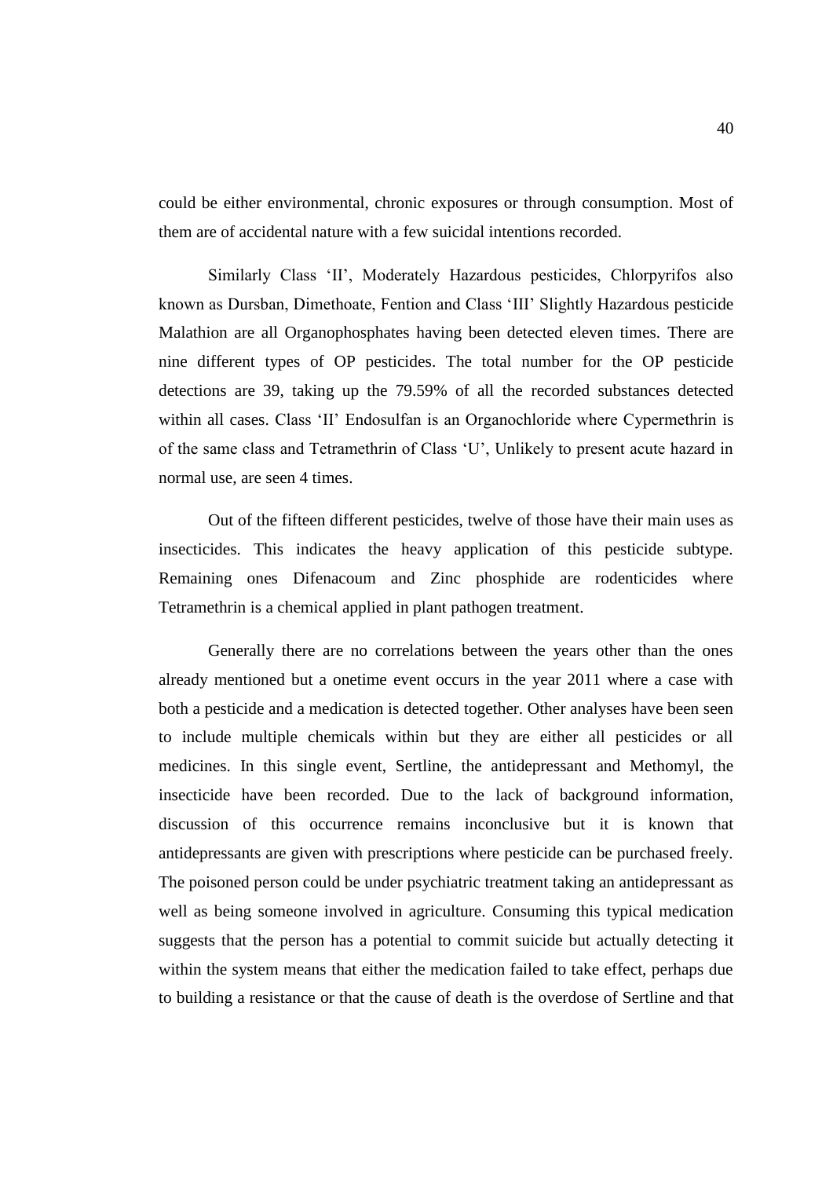could be either environmental, chronic exposures or through consumption. Most of them are of accidental nature with a few suicidal intentions recorded.

Similarly Class 'II', Moderately Hazardous pesticides, Chlorpyrifos also known as Dursban, Dimethoate, Fention and Class 'III' Slightly Hazardous pesticide Malathion are all Organophosphates having been detected eleven times. There are nine different types of OP pesticides. The total number for the OP pesticide detections are 39, taking up the 79.59% of all the recorded substances detected within all cases. Class 'II' Endosulfan is an Organochloride where Cypermethrin is of the same class and Tetramethrin of Class 'U', Unlikely to present acute hazard in normal use, are seen 4 times.

Out of the fifteen different pesticides, twelve of those have their main uses as insecticides. This indicates the heavy application of this pesticide subtype. Remaining ones Difenacoum and Zinc phosphide are rodenticides where Tetramethrin is a chemical applied in plant pathogen treatment.

Generally there are no correlations between the years other than the ones already mentioned but a onetime event occurs in the year 2011 where a case with both a pesticide and a medication is detected together. Other analyses have been seen to include multiple chemicals within but they are either all pesticides or all medicines. In this single event, Sertline, the antidepressant and Methomyl, the insecticide have been recorded. Due to the lack of background information, discussion of this occurrence remains inconclusive but it is known that antidepressants are given with prescriptions where pesticide can be purchased freely. The poisoned person could be under psychiatric treatment taking an antidepressant as well as being someone involved in agriculture. Consuming this typical medication suggests that the person has a potential to commit suicide but actually detecting it within the system means that either the medication failed to take effect, perhaps due to building a resistance or that the cause of death is the overdose of Sertline and that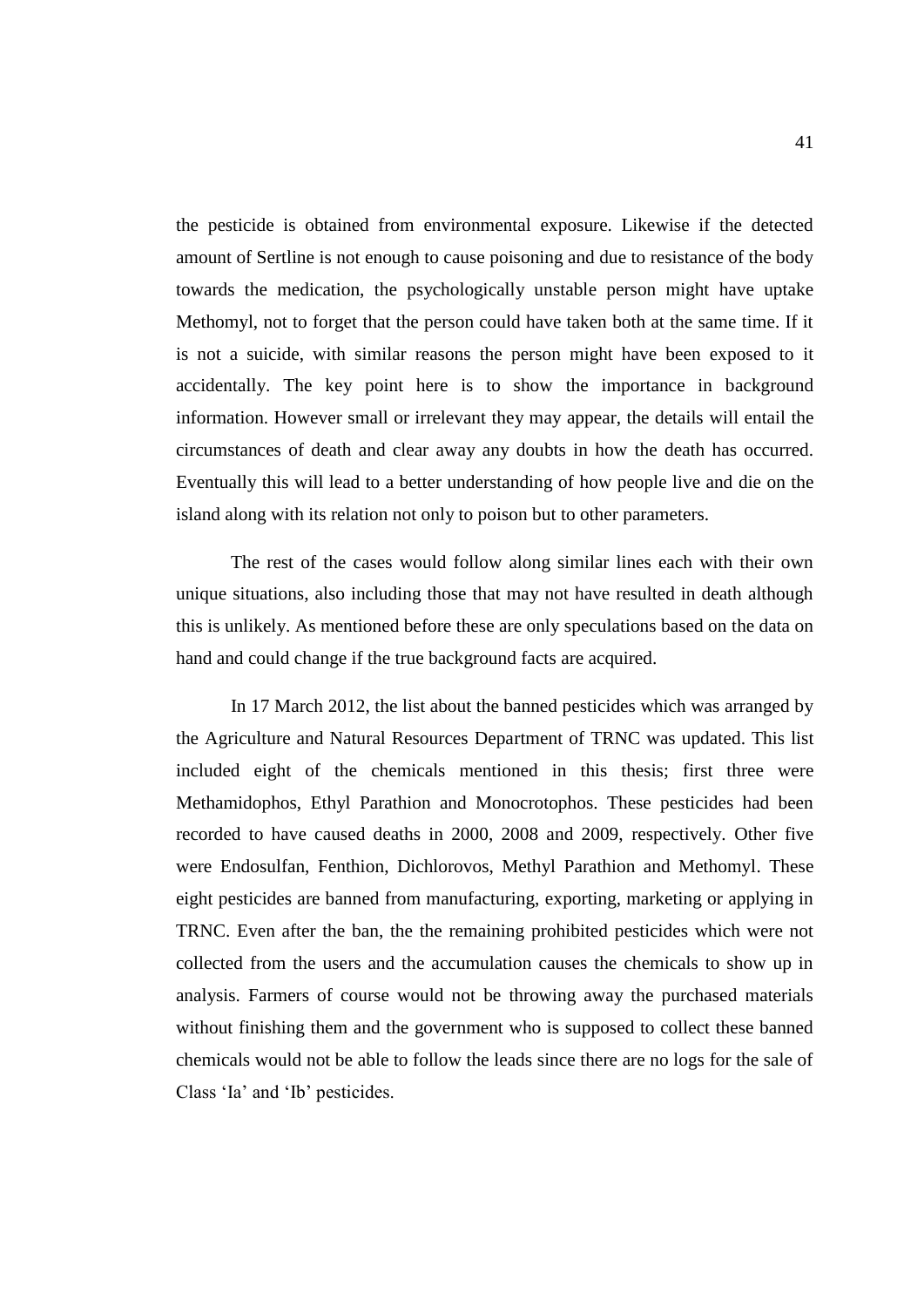the pesticide is obtained from environmental exposure. Likewise if the detected amount of Sertline is not enough to cause poisoning and due to resistance of the body towards the medication, the psychologically unstable person might have uptake Methomyl, not to forget that the person could have taken both at the same time. If it is not a suicide, with similar reasons the person might have been exposed to it accidentally. The key point here is to show the importance in background information. However small or irrelevant they may appear, the details will entail the circumstances of death and clear away any doubts in how the death has occurred. Eventually this will lead to a better understanding of how people live and die on the island along with its relation not only to poison but to other parameters.

The rest of the cases would follow along similar lines each with their own unique situations, also including those that may not have resulted in death although this is unlikely. As mentioned before these are only speculations based on the data on hand and could change if the true background facts are acquired.

In 17 March 2012, the list about the banned pesticides which was arranged by the Agriculture and Natural Resources Department of TRNC was updated. This list included eight of the chemicals mentioned in this thesis; first three were Methamidophos, Ethyl Parathion and Monocrotophos. These pesticides had been recorded to have caused deaths in 2000, 2008 and 2009, respectively. Other five were Endosulfan, Fenthion, Dichlorovos, Methyl Parathion and Methomyl. These eight pesticides are banned from manufacturing, exporting, marketing or applying in TRNC. Even after the ban, the the remaining prohibited pesticides which were not collected from the users and the accumulation causes the chemicals to show up in analysis. Farmers of course would not be throwing away the purchased materials without finishing them and the government who is supposed to collect these banned chemicals would not be able to follow the leads since there are no logs for the sale of Class 'Ia' and 'Ib' pesticides.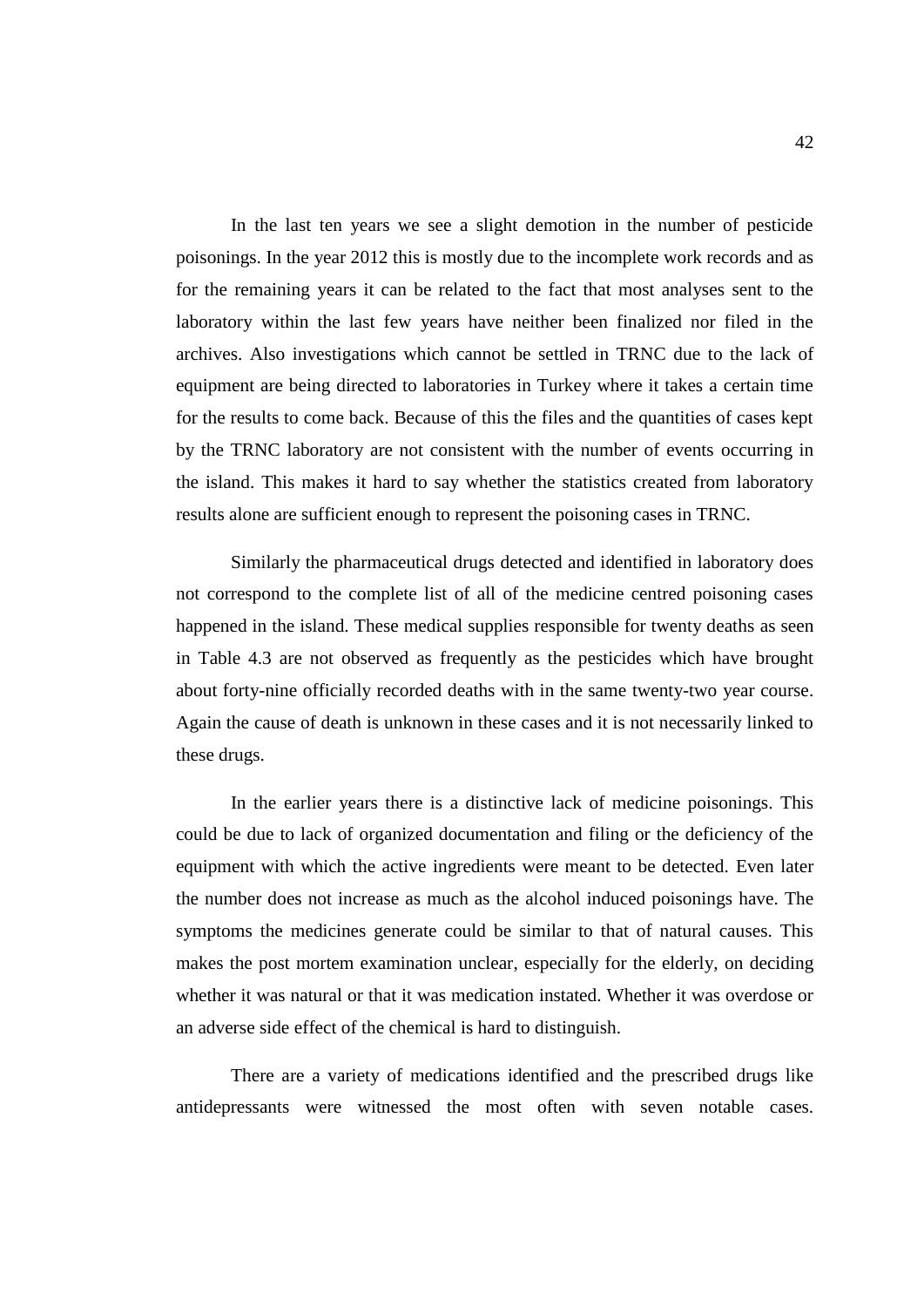In the last ten years we see a slight demotion in the number of pesticide poisonings. In the year 2012 this is mostly due to the incomplete work records and as for the remaining years it can be related to the fact that most analyses sent to the laboratory within the last few years have neither been finalized nor filed in the archives. Also investigations which cannot be settled in TRNC due to the lack of equipment are being directed to laboratories in Turkey where it takes a certain time for the results to come back. Because of this the files and the quantities of cases kept by the TRNC laboratory are not consistent with the number of events occurring in the island. This makes it hard to say whether the statistics created from laboratory results alone are sufficient enough to represent the poisoning cases in TRNC.

Similarly the pharmaceutical drugs detected and identified in laboratory does not correspond to the complete list of all of the medicine centred poisoning cases happened in the island. These medical supplies responsible for twenty deaths as seen in Table 4.3 are not observed as frequently as the pesticides which have brought about forty-nine officially recorded deaths with in the same twenty-two year course. Again the cause of death is unknown in these cases and it is not necessarily linked to these drugs.

In the earlier years there is a distinctive lack of medicine poisonings. This could be due to lack of organized documentation and filing or the deficiency of the equipment with which the active ingredients were meant to be detected. Even later the number does not increase as much as the alcohol induced poisonings have. The symptoms the medicines generate could be similar to that of natural causes. This makes the post mortem examination unclear, especially for the elderly, on deciding whether it was natural or that it was medication instated. Whether it was overdose or an adverse side effect of the chemical is hard to distinguish.

There are a variety of medications identified and the prescribed drugs like antidepressants were witnessed the most often with seven notable cases.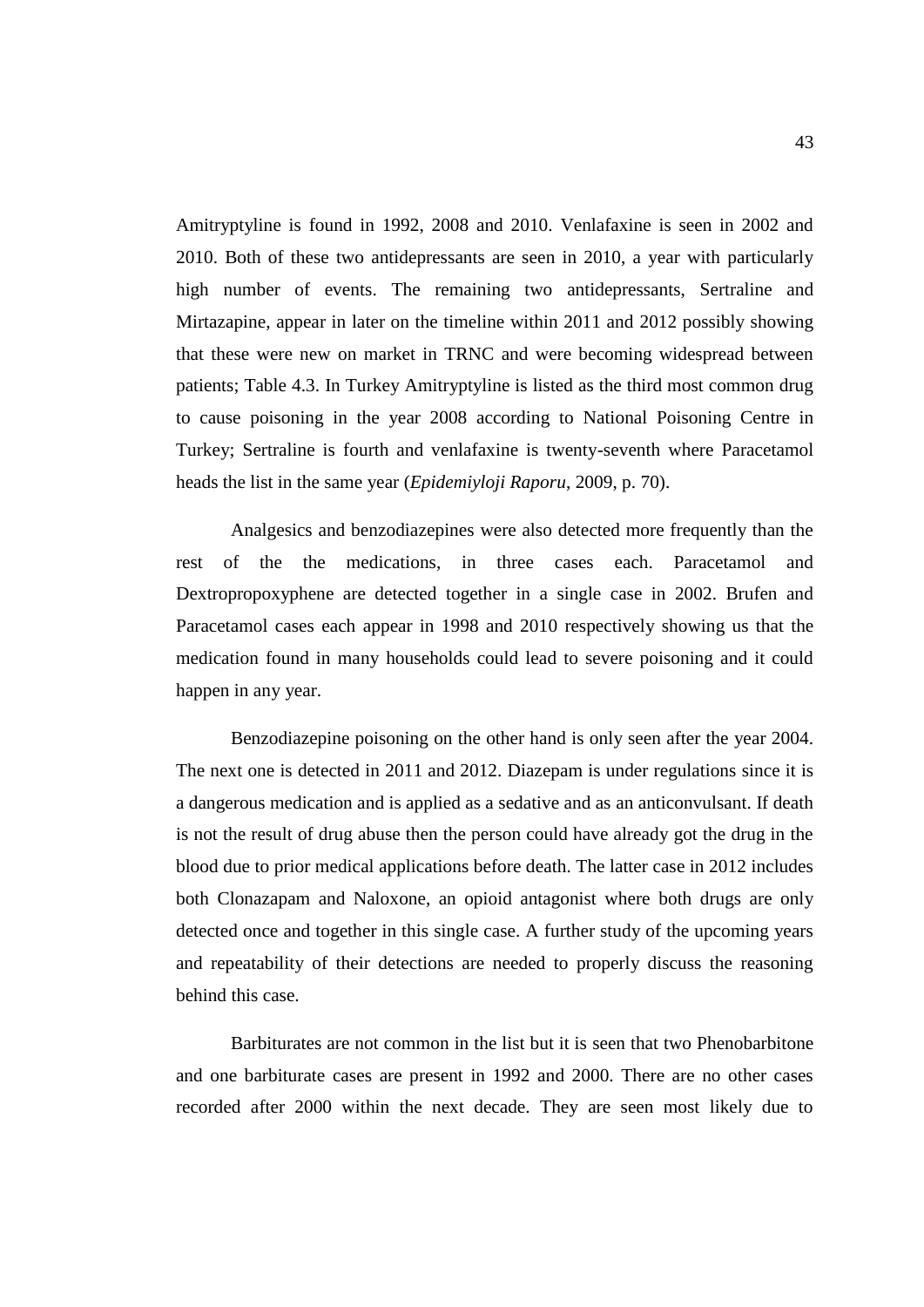Amitryptyline is found in 1992, 2008 and 2010. Venlafaxine is seen in 2002 and 2010. Both of these two antidepressants are seen in 2010, a year with particularly high number of events. The remaining two antidepressants, Sertraline and Mirtazapine, appear in later on the timeline within 2011 and 2012 possibly showing that these were new on market in TRNC and were becoming widespread between patients; Table 4.3. In Turkey Amitryptyline is listed as the third most common drug to cause poisoning in the year 2008 according to National Poisoning Centre in Turkey; Sertraline is fourth and venlafaxine is twenty-seventh where Paracetamol heads the list in the same year (*Epidemiyloji Raporu*, 2009, p. 70).

Analgesics and benzodiazepines were also detected more frequently than the rest of the the medications, in three cases each. Paracetamol and Dextropropoxyphene are detected together in a single case in 2002. Brufen and Paracetamol cases each appear in 1998 and 2010 respectively showing us that the medication found in many households could lead to severe poisoning and it could happen in any year.

Benzodiazepine poisoning on the other hand is only seen after the year 2004. The next one is detected in 2011 and 2012. Diazepam is under regulations since it is a dangerous medication and is applied as a sedative and as an anticonvulsant. If death is not the result of drug abuse then the person could have already got the drug in the blood due to prior medical applications before death. The latter case in 2012 includes both Clonazapam and Naloxone, an opioid antagonist where both drugs are only detected once and together in this single case. A further study of the upcoming years and repeatability of their detections are needed to properly discuss the reasoning behind this case.

Barbiturates are not common in the list but it is seen that two Phenobarbitone and one barbiturate cases are present in 1992 and 2000. There are no other cases recorded after 2000 within the next decade. They are seen most likely due to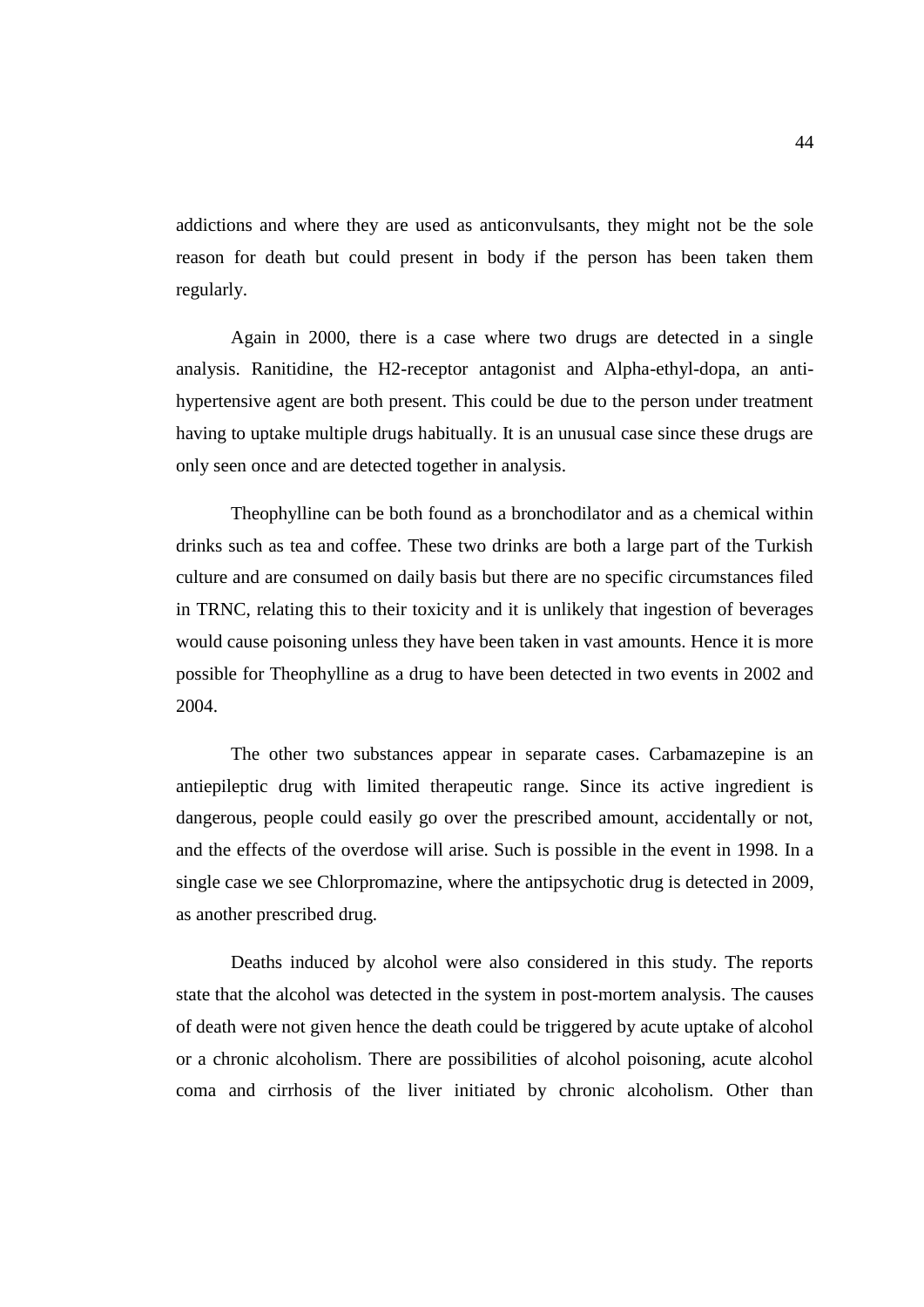addictions and where they are used as anticonvulsants, they might not be the sole reason for death but could present in body if the person has been taken them regularly.

Again in 2000, there is a case where two drugs are detected in a single analysis. Ranitidine, the H2-receptor antagonist and Alpha-ethyl-dopa, an anti-hypertensive agent are both present. This could be due to the person under treatment having to uptake multiple drugs habitually. It is an unusual case since these drugs are only seen once and are detected together in analysis.

Theophylline can be both found as a bronchodilator and as a chemical within drinks such as tea and coffee. These two drinks are both a large part of the Turkish culture and are consumed on daily basis but there are no specific circumstances filed in TRNC, relating this to their toxicity and it is unlikely that ingestion of beverages would cause poisoning unless they have been taken in vast amounts. Hence it is more possible for Theophylline as a drug to have been detected in two events in 2002 and 2004.

The other two substances appear in separate cases. Carbamazepine is an antiepileptic drug with limited therapeutic range. Since its active ingredient is dangerous, people could easily go over the prescribed amount, accidentally or not, and the effects of the overdose will arise. Such is possible in the event in 1998. In a single case we see Chlorpromazine, where the antipsychotic drug is detected in 2009, as another prescribed drug.

Deaths induced by alcohol were also considered in this study. The reports state that the alcohol was detected in the system in post-mortem analysis. The causes of death were not given hence the death could be triggered by acute uptake of alcohol or a chronic alcoholism. There are possibilities of alcohol poisoning, acute alcohol coma and cirrhosis of the liver initiated by chronic alcoholism. Other than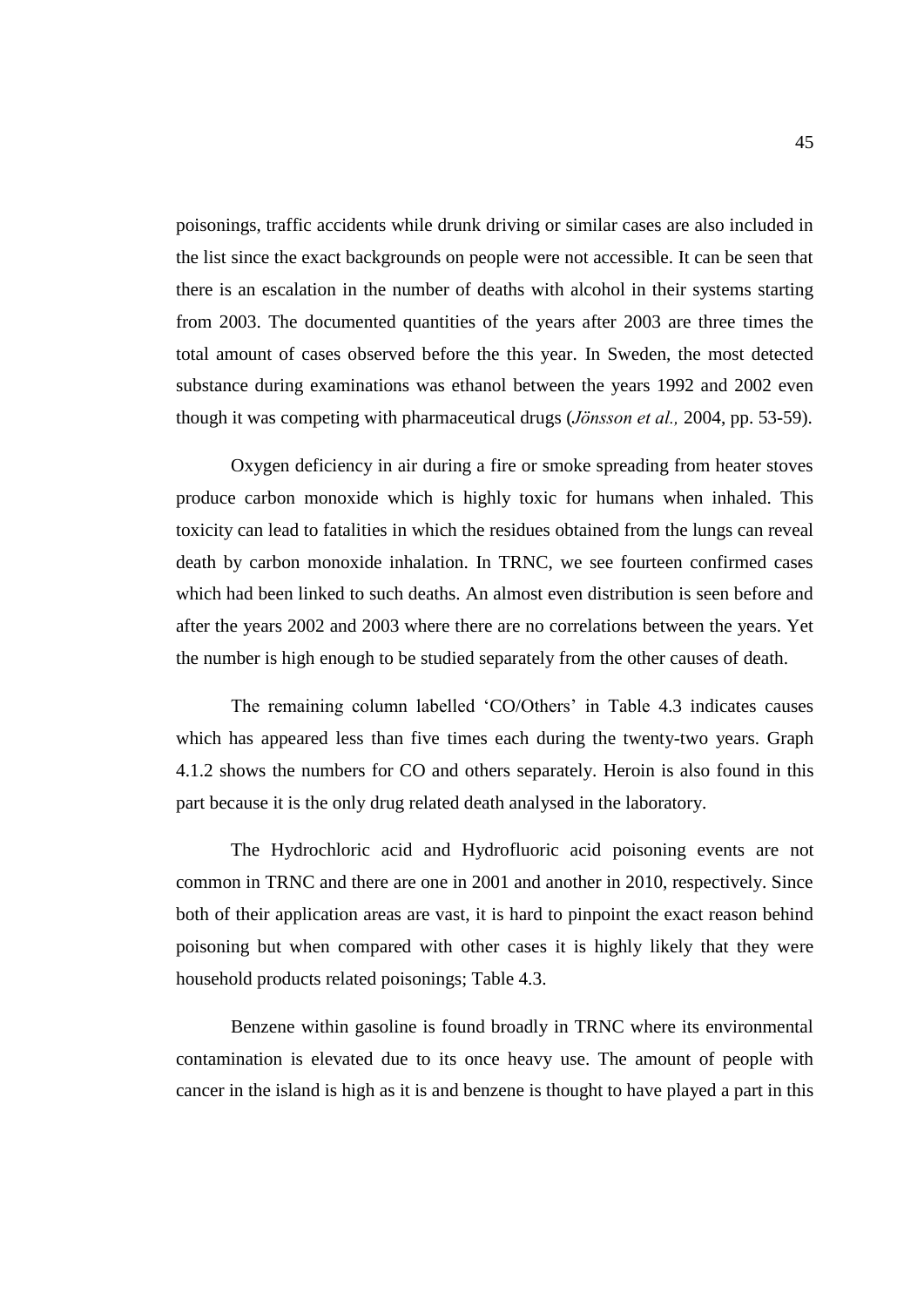poisonings, traffic accidents while drunk driving or similar cases are also included in the list since the exact backgrounds on people were not accessible. It can be seen that there is an escalation in the number of deaths with alcohol in their systems starting from 2003. The documented quantities of the years after 2003 are three times the total amount of cases observed before the this year. In Sweden, the most detected substance during examinations was ethanol between the years 1992 and 2002 even though it was competing with pharmaceutical drugs (*Jönsson et al.,* 2004, pp. 53-59).

Oxygen deficiency in air during a fire or smoke spreading from heater stoves produce carbon monoxide which is highly toxic for humans when inhaled. This toxicity can lead to fatalities in which the residues obtained from the lungs can reveal death by carbon monoxide inhalation. In TRNC, we see fourteen confirmed cases which had been linked to such deaths. An almost even distribution is seen before and after the years 2002 and 2003 where there are no correlations between the years. Yet the number is high enough to be studied separately from the other causes of death.

The remaining column labelled 'CO/Others' in Table 4.3 indicates causes which has appeared less than five times each during the twenty-two years. Graph 4.1.2 shows the numbers for CO and others separately. Heroin is also found in this part because it is the only drug related death analysed in the laboratory.

The Hydrochloric acid and Hydrofluoric acid poisoning events are not common in TRNC and there are one in 2001 and another in 2010, respectively. Since both of their application areas are vast, it is hard to pinpoint the exact reason behind poisoning but when compared with other cases it is highly likely that they were household products related poisonings; Table 4.3.

Benzene within gasoline is found broadly in TRNC where its environmental contamination is elevated due to its once heavy use. The amount of people with cancer in the island is high as it is and benzene is thought to have played a part in this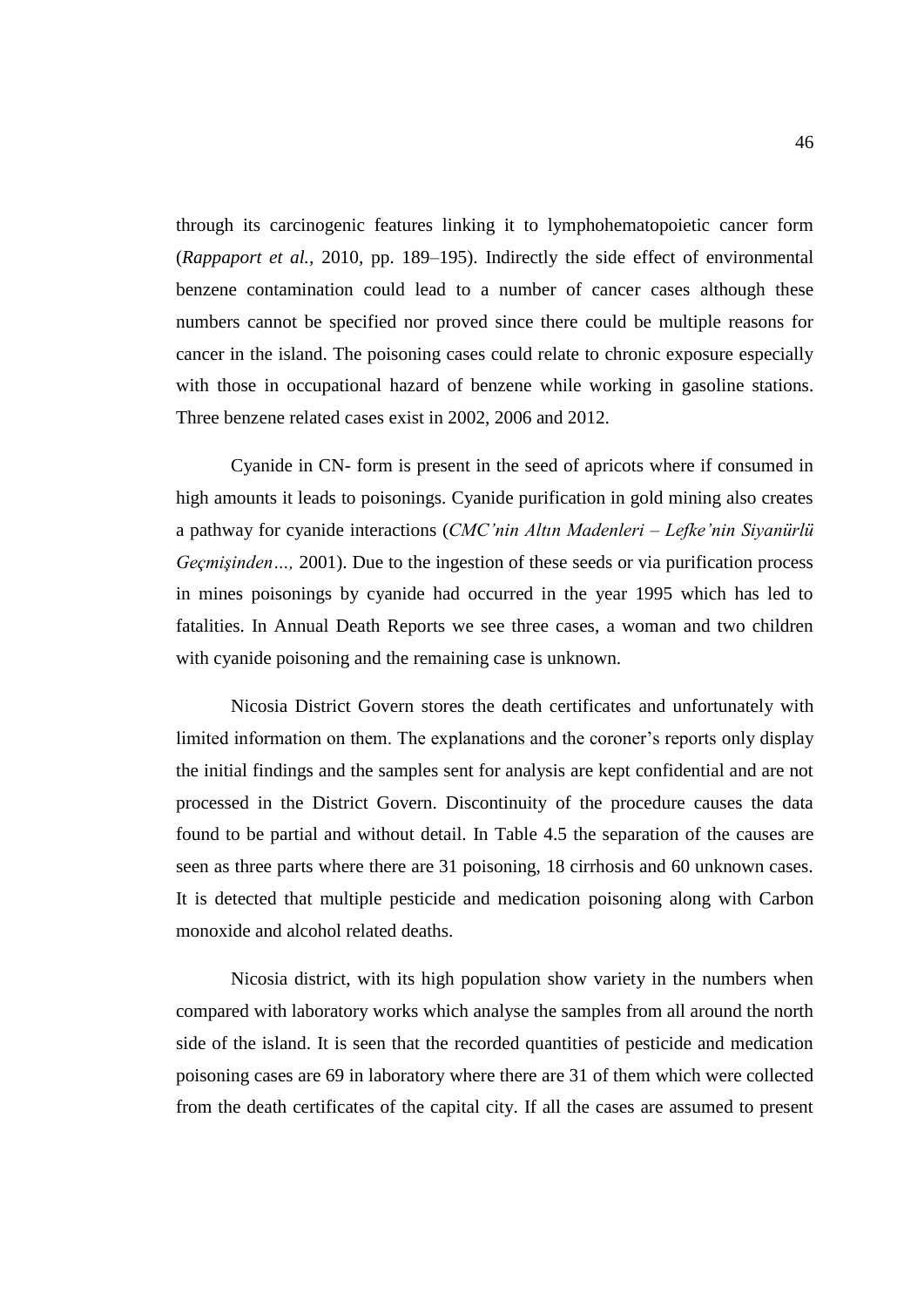through its carcinogenic features linking it to lymphohematopoietic cancer form (*Rappaport et al.,* 2010, pp. 189–195). Indirectly the side effect of environmental benzene contamination could lead to a number of cancer cases although these numbers cannot be specified nor proved since there could be multiple reasons for cancer in the island. The poisoning cases could relate to chronic exposure especially with those in occupational hazard of benzene while working in gasoline stations. Three benzene related cases exist in 2002, 2006 and 2012.

Cyanide in CN- form is present in the seed of apricots where if consumed in high amounts it leads to poisonings. Cyanide purification in gold mining also creates a pathway for cyanide interactions (*CMC'nin Altın Madenleri – Lefke'nin Siyanürlü Geçmişinden…,* 2001). Due to the ingestion of these seeds or via purification process in mines poisonings by cyanide had occurred in the year 1995 which has led to fatalities. In Annual Death Reports we see three cases, a woman and two children with cyanide poisoning and the remaining case is unknown.

Nicosia District Govern stores the death certificates and unfortunately with limited information on them. The explanations and the coroner's reports only display the initial findings and the samples sent for analysis are kept confidential and are not processed in the District Govern. Discontinuity of the procedure causes the data found to be partial and without detail. In Table 4.5 the separation of the causes are seen as three parts where there are 31 poisoning, 18 cirrhosis and 60 unknown cases. It is detected that multiple pesticide and medication poisoning along with Carbon monoxide and alcohol related deaths.

Nicosia district, with its high population show variety in the numbers when compared with laboratory works which analyse the samples from all around the north side of the island. It is seen that the recorded quantities of pesticide and medication poisoning cases are 69 in laboratory where there are 31 of them which were collected from the death certificates of the capital city. If all the cases are assumed to present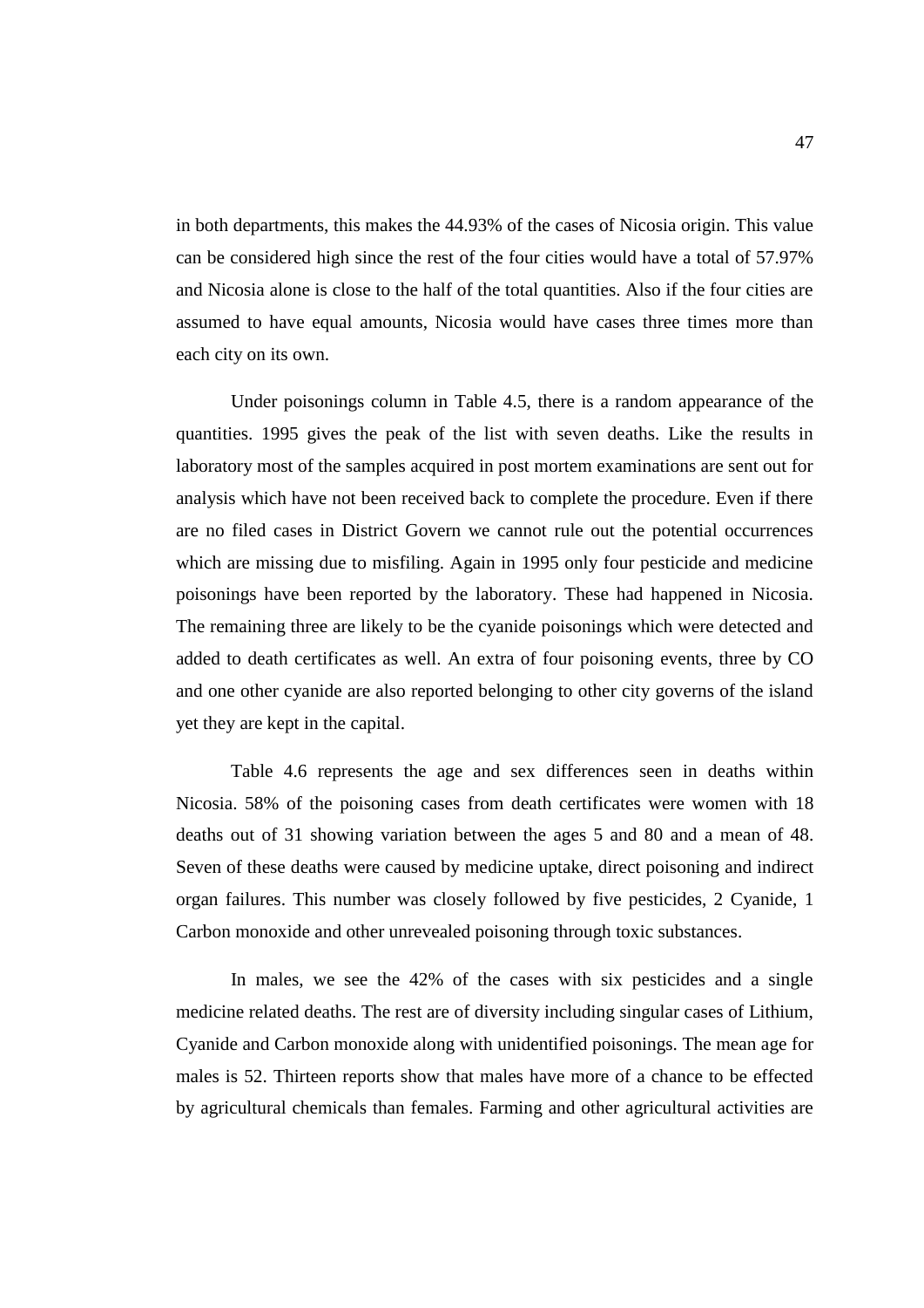in both departments, this makes the 44.93% of the cases of Nicosia origin. This value can be considered high since the rest of the four cities would have a total of 57.97% and Nicosia alone is close to the half of the total quantities. Also if the four cities are assumed to have equal amounts, Nicosia would have cases three times more than each city on its own.

Under poisonings column in Table 4.5, there is a random appearance of the quantities. 1995 gives the peak of the list with seven deaths. Like the results in laboratory most of the samples acquired in post mortem examinations are sent out for analysis which have not been received back to complete the procedure. Even if there are no filed cases in District Govern we cannot rule out the potential occurrences which are missing due to misfiling. Again in 1995 only four pesticide and medicine poisonings have been reported by the laboratory. These had happened in Nicosia. The remaining three are likely to be the cyanide poisonings which were detected and added to death certificates as well. An extra of four poisoning events, three by CO and one other cyanide are also reported belonging to other city governs of the island yet they are kept in the capital.

Table 4.6 represents the age and sex differences seen in deaths within Nicosia. 58% of the poisoning cases from death certificates were women with 18 deaths out of 31 showing variation between the ages 5 and 80 and a mean of 48. Seven of these deaths were caused by medicine uptake, direct poisoning and indirect organ failures. This number was closely followed by five pesticides, 2 Cyanide, 1 Carbon monoxide and other unrevealed poisoning through toxic substances.

In males, we see the 42% of the cases with six pesticides and a single medicine related deaths. The rest are of diversity including singular cases of Lithium, Cyanide and Carbon monoxide along with unidentified poisonings. The mean age for males is 52. Thirteen reports show that males have more of a chance to be effected by agricultural chemicals than females. Farming and other agricultural activities are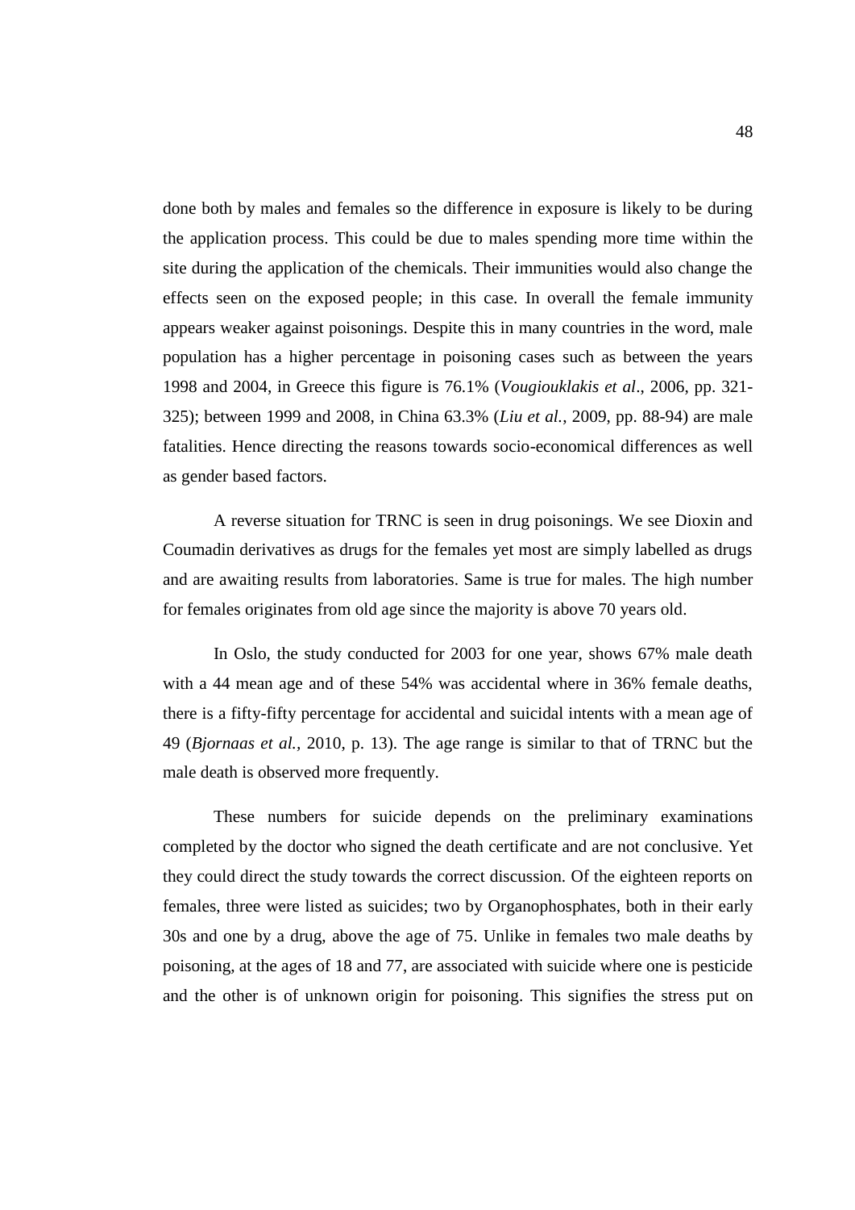done both by males and females so the difference in exposure is likely to be during the application process. This could be due to males spending more time within the site during the application of the chemicals. Their immunities would also change the effects seen on the exposed people; in this case. In overall the female immunity appears weaker against poisonings. Despite this in many countries in the word, male population has a higher percentage in poisoning cases such as between the years 1998 and 2004, in Greece this figure is 76.1% (*Vougiouklakis et al*., 2006, pp. 321-325); between 1999 and 2008, in China 63.3% (*Liu et al.*, 2009, pp. 88-94) are male fatalities. Hence directing the reasons towards socio-economical differences as well as gender based factors.

A reverse situation for TRNC is seen in drug poisonings. We see Dioxin and Coumadin derivatives as drugs for the females yet most are simply labelled as drugs and are awaiting results from laboratories. Same is true for males. The high number for females originates from old age since the majority is above 70 years old.

In Oslo, the study conducted for 2003 for one year, shows 67% male death with a 44 mean age and of these 54% was accidental where in 36% female deaths, there is a fifty-fifty percentage for accidental and suicidal intents with a mean age of 49 (*Bjornaas et al.*, 2010, p. 13). The age range is similar to that of TRNC but the male death is observed more frequently.

These numbers for suicide depends on the preliminary examinations completed by the doctor who signed the death certificate and are not conclusive. Yet they could direct the study towards the correct discussion. Of the eighteen reports on females, three were listed as suicides; two by Organophosphates, both in their early 30s and one by a drug, above the age of 75. Unlike in females two male deaths by poisoning, at the ages of 18 and 77, are associated with suicide where one is pesticide and the other is of unknown origin for poisoning. This signifies the stress put on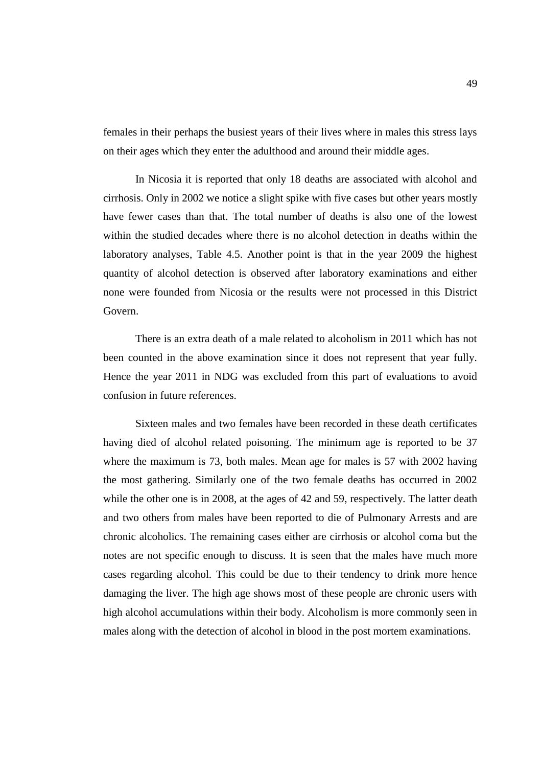females in their perhaps the busiest years of their lives where in males this stress lays on their ages which they enter the adulthood and around their middle ages.

In Nicosia it is reported that only 18 deaths are associated with alcohol and cirrhosis. Only in 2002 we notice a slight spike with five cases but other years mostly have fewer cases than that. The total number of deaths is also one of the lowest within the studied decades where there is no alcohol detection in deaths within the laboratory analyses, Table 4.5. Another point is that in the year 2009 the highest quantity of alcohol detection is observed after laboratory examinations and either none were founded from Nicosia or the results were not processed in this District Govern.

There is an extra death of a male related to alcoholism in 2011 which has not been counted in the above examination since it does not represent that year fully. Hence the year 2011 in NDG was excluded from this part of evaluations to avoid confusion in future references.

Sixteen males and two females have been recorded in these death certificates having died of alcohol related poisoning. The minimum age is reported to be 37 where the maximum is 73, both males. Mean age for males is 57 with 2002 having the most gathering. Similarly one of the two female deaths has occurred in 2002 while the other one is in 2008, at the ages of 42 and 59, respectively. The latter death and two others from males have been reported to die of Pulmonary Arrests and are chronic alcoholics. The remaining cases either are cirrhosis or alcohol coma but the notes are not specific enough to discuss. It is seen that the males have much more cases regarding alcohol. This could be due to their tendency to drink more hence damaging the liver. The high age shows most of these people are chronic users with high alcohol accumulations within their body. Alcoholism is more commonly seen in males along with the detection of alcohol in blood in the post mortem examinations.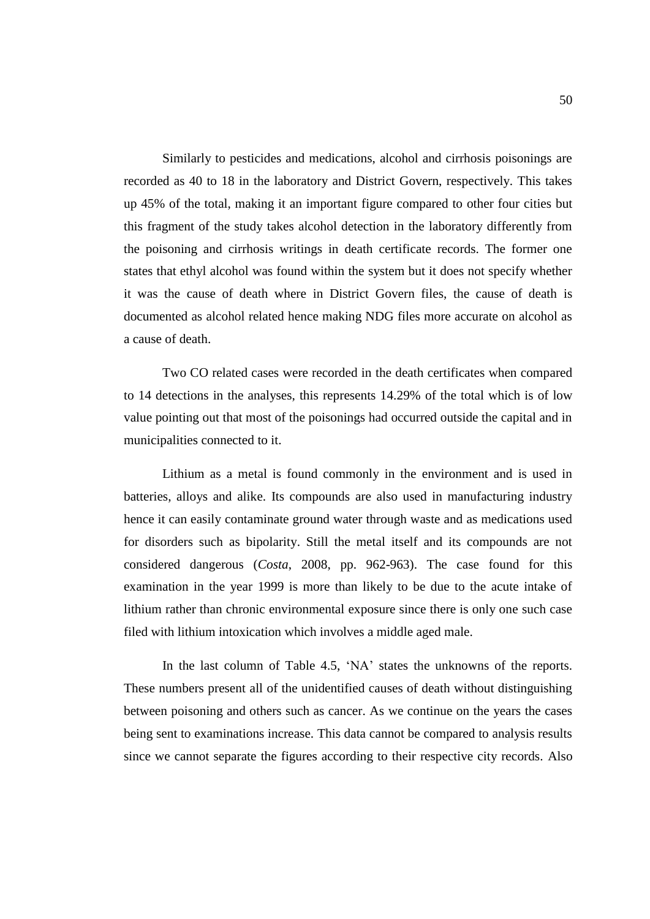Similarly to pesticides and medications, alcohol and cirrhosis poisonings are recorded as 40 to 18 in the laboratory and District Govern, respectively. This takes up 45% of the total, making it an important figure compared to other four cities but this fragment of the study takes alcohol detection in the laboratory differently from the poisoning and cirrhosis writings in death certificate records. The former one states that ethyl alcohol was found within the system but it does not specify whether it was the cause of death where in District Govern files, the cause of death is documented as alcohol related hence making NDG files more accurate on alcohol as a cause of death.

Two CO related cases were recorded in the death certificates when compared to 14 detections in the analyses, this represents 14.29% of the total which is of low value pointing out that most of the poisonings had occurred outside the capital and in municipalities connected to it.

Lithium as a metal is found commonly in the environment and is used in batteries, alloys and alike. Its compounds are also used in manufacturing industry hence it can easily contaminate ground water through waste and as medications used for disorders such as bipolarity. Still the metal itself and its compounds are not considered dangerous (*Costa*, 2008, pp. 962-963). The case found for this examination in the year 1999 is more than likely to be due to the acute intake of lithium rather than chronic environmental exposure since there is only one such case filed with lithium intoxication which involves a middle aged male.

In the last column of Table 4.5, 'NA' states the unknowns of the reports. These numbers present all of the unidentified causes of death without distinguishing between poisoning and others such as cancer. As we continue on the years the cases being sent to examinations increase. This data cannot be compared to analysis results since we cannot separate the figures according to their respective city records. Also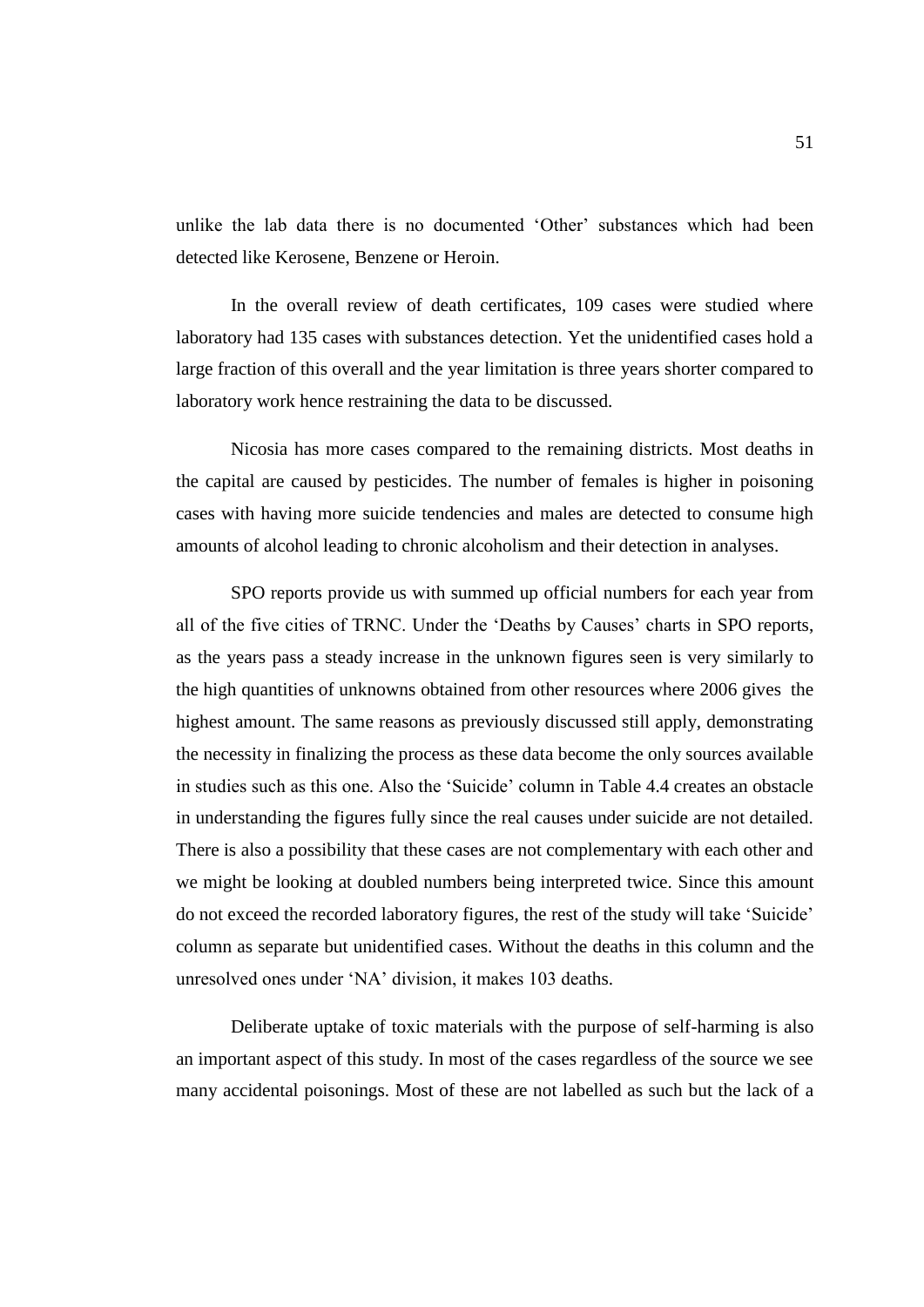unlike the lab data there is no documented 'Other' substances which had been detected like Kerosene, Benzene or Heroin.

In the overall review of death certificates, 109 cases were studied where laboratory had 135 cases with substances detection. Yet the unidentified cases hold a large fraction of this overall and the year limitation is three years shorter compared to laboratory work hence restraining the data to be discussed.

Nicosia has more cases compared to the remaining districts. Most deaths in the capital are caused by pesticides. The number of females is higher in poisoning cases with having more suicide tendencies and males are detected to consume high amounts of alcohol leading to chronic alcoholism and their detection in analyses.

SPO reports provide us with summed up official numbers for each year from all of the five cities of TRNC. Under the 'Deaths by Causes' charts in SPO reports, as the years pass a steady increase in the unknown figures seen is very similarly to the high quantities of unknowns obtained from other resources where 2006 gives the highest amount. The same reasons as previously discussed still apply, demonstrating the necessity in finalizing the process as these data become the only sources available in studies such as this one. Also the 'Suicide' column in Table 4.4 creates an obstacle in understanding the figures fully since the real causes under suicide are not detailed. There is also a possibility that these cases are not complementary with each other and we might be looking at doubled numbers being interpreted twice. Since this amount do not exceed the recorded laboratory figures, the rest of the study will take 'Suicide' column as separate but unidentified cases. Without the deaths in this column and the unresolved ones under 'NA' division, it makes 103 deaths.

Deliberate uptake of toxic materials with the purpose of self-harming is also an important aspect of this study. In most of the cases regardless of the source we see many accidental poisonings. Most of these are not labelled as such but the lack of a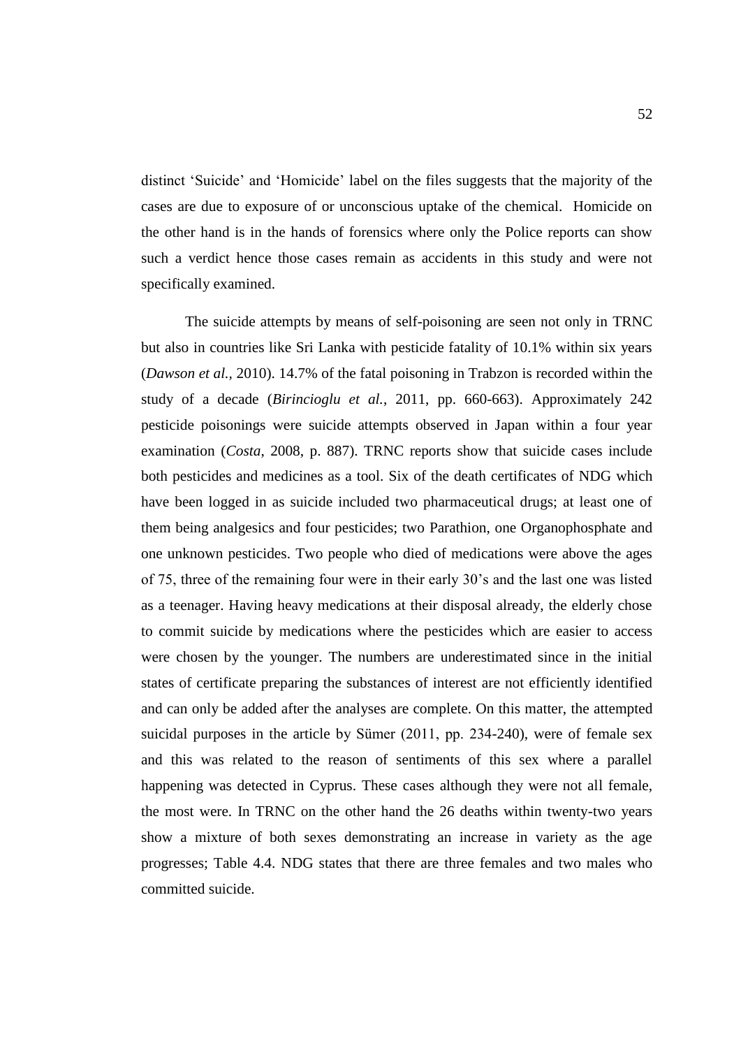distinct 'Suicide' and 'Homicide' label on the files suggests that the majority of the cases are due to exposure of or unconscious uptake of the chemical. Homicide on the other hand is in the hands of forensics where only the Police reports can show such a verdict hence those cases remain as accidents in this study and were not specifically examined.

The suicide attempts by means of self-poisoning are seen not only in TRNC but also in countries like Sri Lanka with pesticide fatality of 10.1% within six years (*Dawson et al.*, 2010). 14.7% of the fatal poisoning in Trabzon is recorded within the study of a decade (*Birincioglu et al.*, 2011, pp. 660-663). Approximately 242 pesticide poisonings were suicide attempts observed in Japan within a four year examination (*Costa*, 2008, p. 887). TRNC reports show that suicide cases include both pesticides and medicines as a tool. Six of the death certificates of NDG which have been logged in as suicide included two pharmaceutical drugs; at least one of them being analgesics and four pesticides; two Parathion, one Organophosphate and one unknown pesticides. Two people who died of medications were above the ages of 75, three of the remaining four were in their early 30's and the last one was listed as a teenager. Having heavy medications at their disposal already, the elderly chose to commit suicide by medications where the pesticides which are easier to access were chosen by the younger. The numbers are underestimated since in the initial states of certificate preparing the substances of interest are not efficiently identified and can only be added after the analyses are complete. On this matter, the attempted suicidal purposes in the article by Sümer (2011, pp. 234-240), were of female sex and this was related to the reason of sentiments of this sex where a parallel happening was detected in Cyprus. These cases although they were not all female, the most were. In TRNC on the other hand the 26 deaths within twenty-two years show a mixture of both sexes demonstrating an increase in variety as the age progresses; Table 4.4. NDG states that there are three females and two males who committed suicide.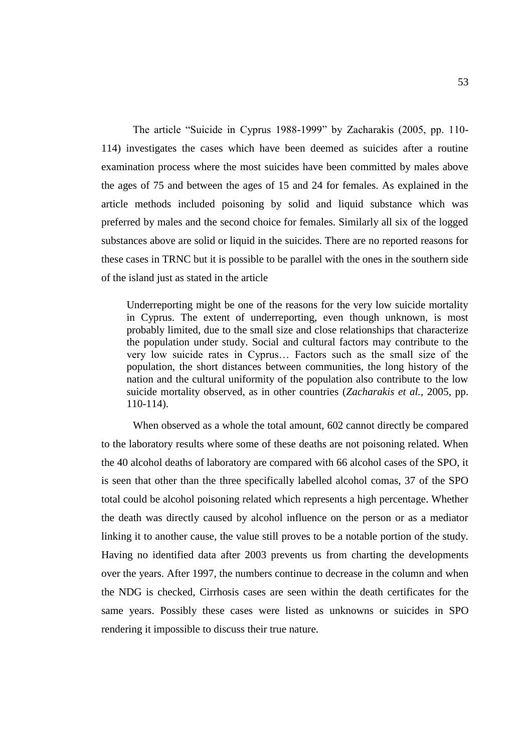The article "Suicide in Cyprus 1988-1999" by Zacharakis (2005, pp. 110-114) investigates the cases which have been deemed as suicides after a routine examination process where the most suicides have been committed by males above the ages of 75 and between the ages of 15 and 24 for females. As explained in the article methods included poisoning by solid and liquid substance which was preferred by males and the second choice for females. Similarly all six of the logged substances above are solid or liquid in the suicides. There are no reported reasons for these cases in TRNC but it is possible to be parallel with the ones in the southern side of the island just as stated in the article

> Underreporting might be one of the reasons for the very low suicide mortality in Cyprus. The extent of underreporting, even though unknown, is most probably limited, due to the small size and close relationships that characterize the population under study. Social and cultural factors may contribute to the very low suicide rates in Cyprus… Factors such as the small size of the population, the short distances between communities, the long history of the nation and the cultural uniformity of the population also contribute to the low suicide mortality observed, as in other countries (*Zacharakis et al.*, 2005, pp. 110-114).

When observed as a whole the total amount, 602 cannot directly be compared to the laboratory results where some of these deaths are not poisoning related. When the 40 alcohol deaths of laboratory are compared with 66 alcohol cases of the SPO, it is seen that other than the three specifically labelled alcohol comas, 37 of the SPO total could be alcohol poisoning related which represents a high percentage. Whether the death was directly caused by alcohol influence on the person or as a mediator linking it to another cause, the value still proves to be a notable portion of the study. Having no identified data after 2003 prevents us from charting the developments over the years. After 1997, the numbers continue to decrease in the column and when the NDG is checked, Cirrhosis cases are seen within the death certificates for the same years. Possibly these cases were listed as unknowns or suicides in SPO rendering it impossible to discuss their true nature.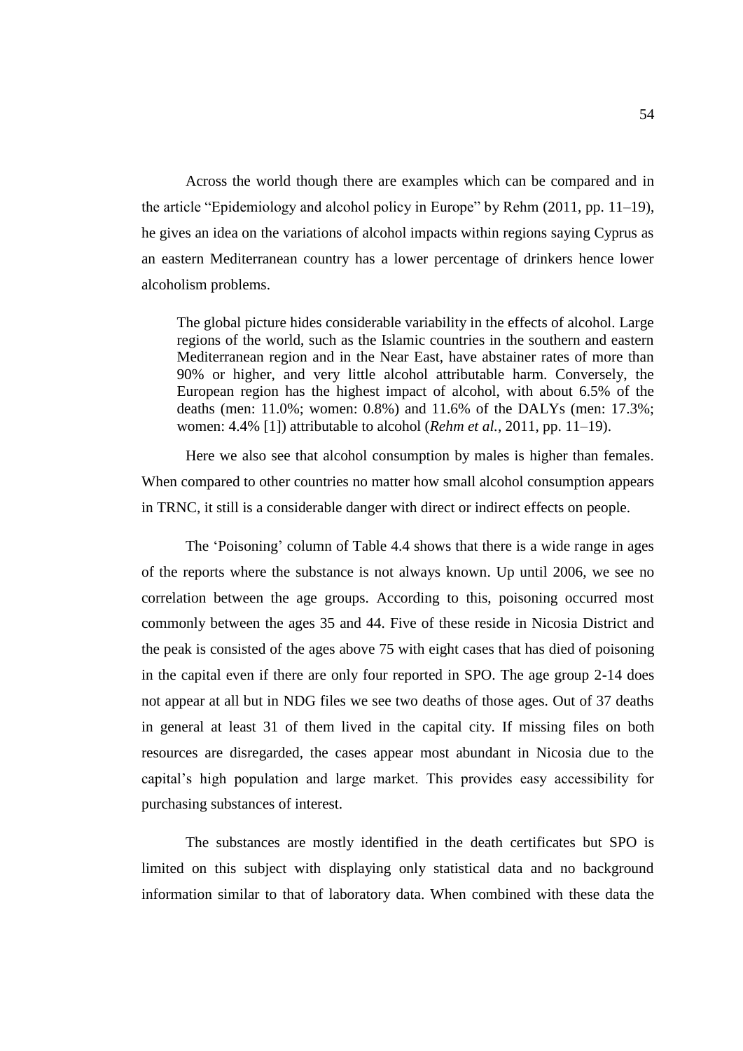Across the world though there are examples which can be compared and in the article "Epidemiology and alcohol policy in Europe" by Rehm (2011, pp. 11–19), he gives an idea on the variations of alcohol impacts within regions saying Cyprus as an eastern Mediterranean country has a lower percentage of drinkers hence lower alcoholism problems.

> The global picture hides considerable variability in the effects of alcohol. Large regions of the world, such as the Islamic countries in the southern and eastern Mediterranean region and in the Near East, have abstainer rates of more than 90% or higher, and very little alcohol attributable harm. Conversely, the European region has the highest impact of alcohol, with about 6.5% of the deaths (men: 11.0%; women: 0.8%) and 11.6% of the DALYs (men: 17.3%; women: 4.4% [1]) attributable to alcohol (*Rehm et al.*, 2011, pp. 11–19).

Here we also see that alcohol consumption by males is higher than females. When compared to other countries no matter how small alcohol consumption appears in TRNC, it still is a considerable danger with direct or indirect effects on people.

The 'Poisoning' column of Table 4.4 shows that there is a wide range in ages of the reports where the substance is not always known. Up until 2006, we see no correlation between the age groups. According to this, poisoning occurred most commonly between the ages 35 and 44. Five of these reside in Nicosia District and the peak is consisted of the ages above 75 with eight cases that has died of poisoning in the capital even if there are only four reported in SPO. The age group 2-14 does not appear at all but in NDG files we see two deaths of those ages. Out of 37 deaths in general at least 31 of them lived in the capital city. If missing files on both resources are disregarded, the cases appear most abundant in Nicosia due to the capital's high population and large market. This provides easy accessibility for purchasing substances of interest.

The substances are mostly identified in the death certificates but SPO is limited on this subject with displaying only statistical data and no background information similar to that of laboratory data. When combined with these data the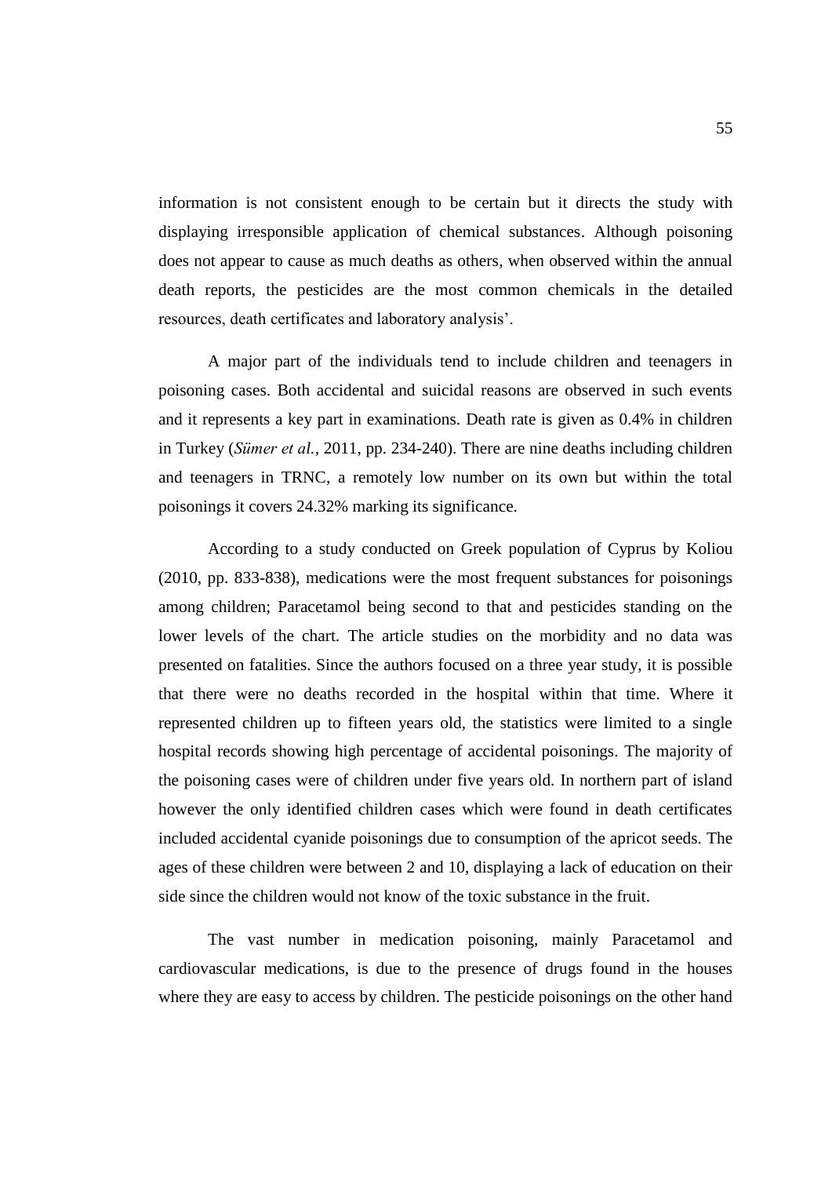information is not consistent enough to be certain but it directs the study with displaying irresponsible application of chemical substances. Although poisoning does not appear to cause as much deaths as others, when observed within the annual death reports, the pesticides are the most common chemicals in the detailed resources, death certificates and laboratory analysis'.

A major part of the individuals tend to include children and teenagers in poisoning cases. Both accidental and suicidal reasons are observed in such events and it represents a key part in examinations. Death rate is given as 0.4% in children in Turkey (*Sümer et al.*, 2011, pp. 234-240). There are nine deaths including children and teenagers in TRNC, a remotely low number on its own but within the total poisonings it covers 24.32% marking its significance.

According to a study conducted on Greek population of Cyprus by Koliou (2010, pp. 833-838), medications were the most frequent substances for poisonings among children; Paracetamol being second to that and pesticides standing on the lower levels of the chart. The article studies on the morbidity and no data was presented on fatalities. Since the authors focused on a three year study, it is possible that there were no deaths recorded in the hospital within that time. Where it represented children up to fifteen years old, the statistics were limited to a single hospital records showing high percentage of accidental poisonings. The majority of the poisoning cases were of children under five years old. In northern part of island however the only identified children cases which were found in death certificates included accidental cyanide poisonings due to consumption of the apricot seeds. The ages of these children were between 2 and 10, displaying a lack of education on their side since the children would not know of the toxic substance in the fruit.

The vast number in medication poisoning, mainly Paracetamol and cardiovascular medications, is due to the presence of drugs found in the houses where they are easy to access by children. The pesticide poisonings on the other hand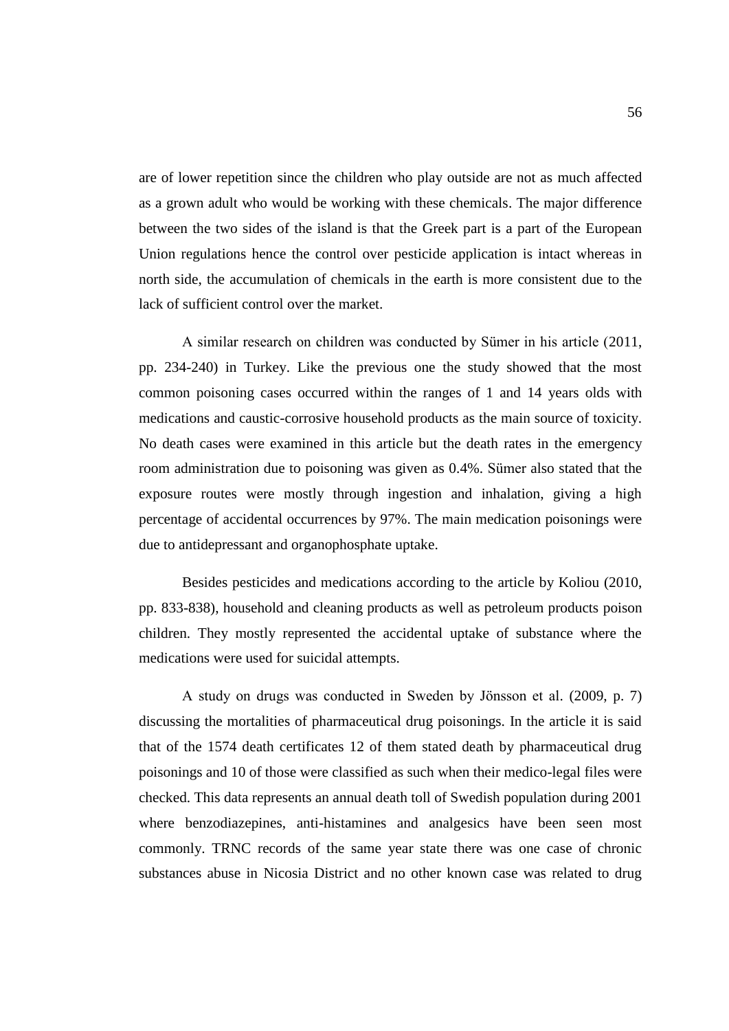are of lower repetition since the children who play outside are not as much affected as a grown adult who would be working with these chemicals. The major difference between the two sides of the island is that the Greek part is a part of the European Union regulations hence the control over pesticide application is intact whereas in north side, the accumulation of chemicals in the earth is more consistent due to the lack of sufficient control over the market.

A similar research on children was conducted by Sümer in his article (2011, pp. 234-240) in Turkey. Like the previous one the study showed that the most common poisoning cases occurred within the ranges of 1 and 14 years olds with medications and caustic-corrosive household products as the main source of toxicity. No death cases were examined in this article but the death rates in the emergency room administration due to poisoning was given as 0.4%. Sümer also stated that the exposure routes were mostly through ingestion and inhalation, giving a high percentage of accidental occurrences by 97%. The main medication poisonings were due to antidepressant and organophosphate uptake.

Besides pesticides and medications according to the article by Koliou (2010, pp. 833-838), household and cleaning products as well as petroleum products poison children. They mostly represented the accidental uptake of substance where the medications were used for suicidal attempts.

A study on drugs was conducted in Sweden by Jönsson et al. (2009, p. 7) discussing the mortalities of pharmaceutical drug poisonings. In the article it is said that of the 1574 death certificates 12 of them stated death by pharmaceutical drug poisonings and 10 of those were classified as such when their medico-legal files were checked. This data represents an annual death toll of Swedish population during 2001 where benzodiazepines, anti-histamines and analgesics have been seen most commonly. TRNC records of the same year state there was one case of chronic substances abuse in Nicosia District and no other known case was related to drug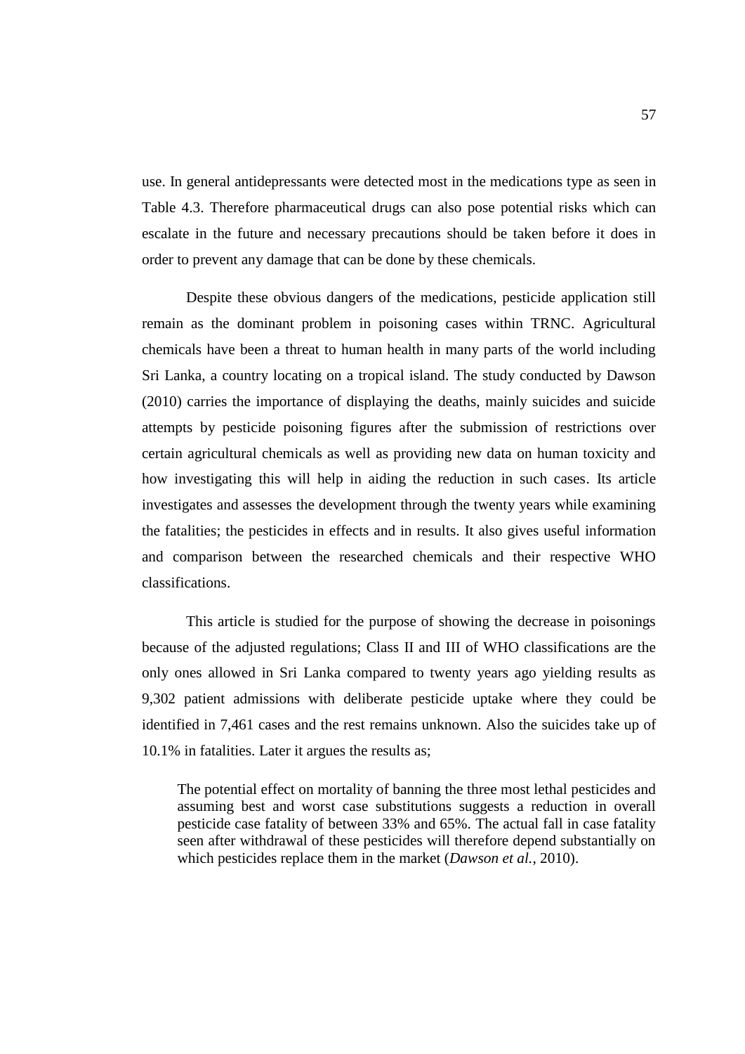use. In general antidepressants were detected most in the medications type as seen in Table 4.3. Therefore pharmaceutical drugs can also pose potential risks which can escalate in the future and necessary precautions should be taken before it does in order to prevent any damage that can be done by these chemicals.

Despite these obvious dangers of the medications, pesticide application still remain as the dominant problem in poisoning cases within TRNC. Agricultural chemicals have been a threat to human health in many parts of the world including Sri Lanka, a country locating on a tropical island. The study conducted by Dawson (2010) carries the importance of displaying the deaths, mainly suicides and suicide attempts by pesticide poisoning figures after the submission of restrictions over certain agricultural chemicals as well as providing new data on human toxicity and how investigating this will help in aiding the reduction in such cases. Its article investigates and assesses the development through the twenty years while examining the fatalities; the pesticides in effects and in results. It also gives useful information and comparison between the researched chemicals and their respective WHO classifications.

This article is studied for the purpose of showing the decrease in poisonings because of the adjusted regulations; Class II and III of WHO classifications are the only ones allowed in Sri Lanka compared to twenty years ago yielding results as 9,302 patient admissions with deliberate pesticide uptake where they could be identified in 7,461 cases and the rest remains unknown. Also the suicides take up of 10.1% in fatalities. Later it argues the results as;

> The potential effect on mortality of banning the three most lethal pesticides and assuming best and worst case substitutions suggests a reduction in overall pesticide case fatality of between 33% and 65%. The actual fall in case fatality seen after withdrawal of these pesticides will therefore depend substantially on which pesticides replace them in the market (*Dawson et al.*, 2010).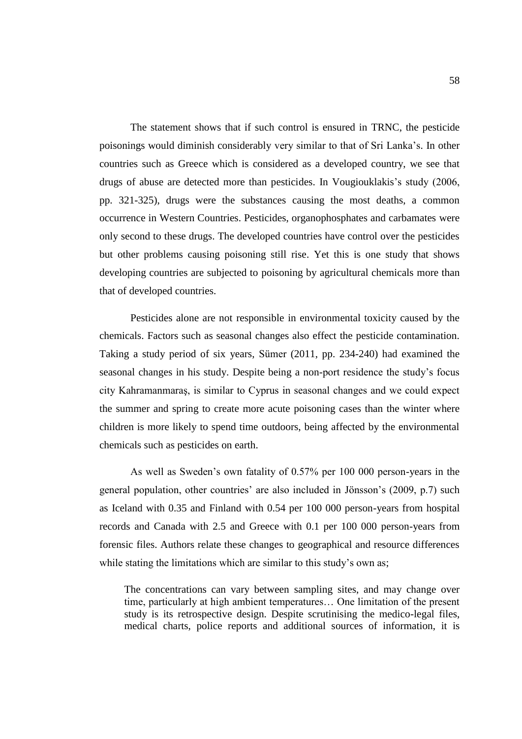The statement shows that if such control is ensured in TRNC, the pesticide poisonings would diminish considerably very similar to that of Sri Lanka's. In other countries such as Greece which is considered as a developed country, we see that drugs of abuse are detected more than pesticides. In Vougiouklakis's study (2006, pp. 321-325), drugs were the substances causing the most deaths, a common occurrence in Western Countries. Pesticides, organophosphates and carbamates were only second to these drugs. The developed countries have control over the pesticides but other problems causing poisoning still rise. Yet this is one study that shows developing countries are subjected to poisoning by agricultural chemicals more than that of developed countries.

Pesticides alone are not responsible in environmental toxicity caused by the chemicals. Factors such as seasonal changes also effect the pesticide contamination. Taking a study period of six years, Sümer (2011, pp. 234-240) had examined the seasonal changes in his study. Despite being a non-port residence the study's focus city Kahramanmaraş, is similar to Cyprus in seasonal changes and we could expect the summer and spring to create more acute poisoning cases than the winter where children is more likely to spend time outdoors, being affected by the environmental chemicals such as pesticides on earth.

As well as Sweden's own fatality of 0.57% per 100 000 person-years in the general population, other countries' are also included in Jönsson's (2009, p.7) such as Iceland with 0.35 and Finland with 0.54 per 100 000 person-years from hospital records and Canada with 2.5 and Greece with 0.1 per 100 000 person-years from forensic files. Authors relate these changes to geographical and resource differences while stating the limitations which are similar to this study's own as;

> The concentrations can vary between sampling sites, and may change over time, particularly at high ambient temperatures… One limitation of the present study is its retrospective design. Despite scrutinising the medico-legal files, medical charts, police reports and additional sources of information, it is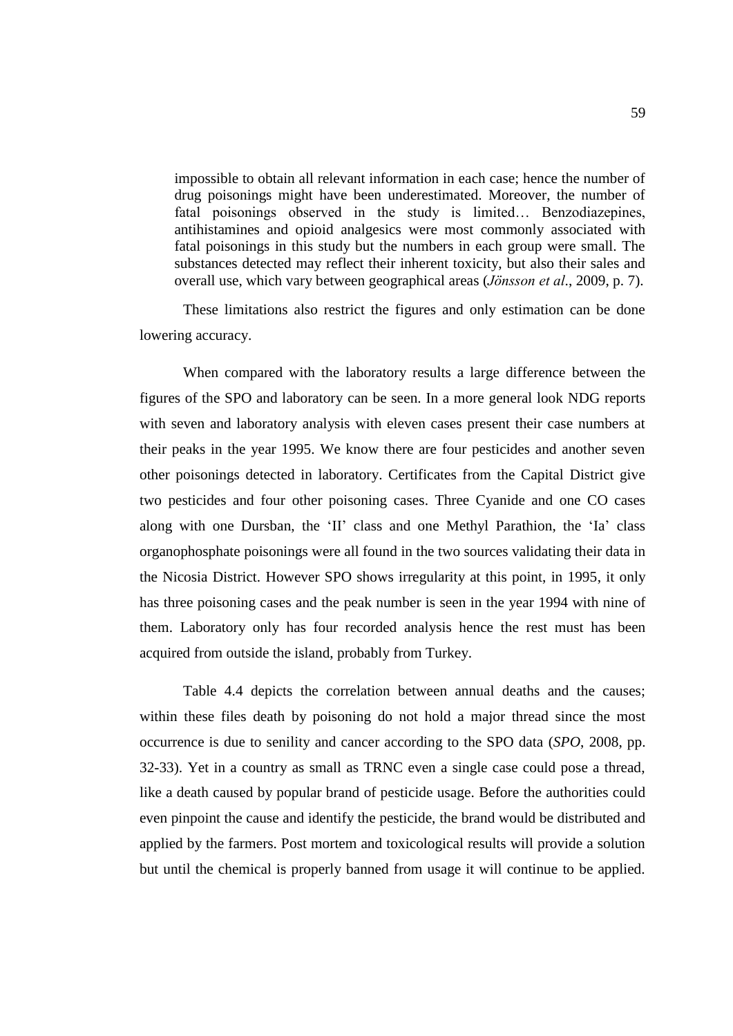> impossible to obtain all relevant information in each case; hence the number of drug poisonings might have been underestimated. Moreover, the number of fatal poisonings observed in the study is limited… Benzodiazepines, antihistamines and opioid analgesics were most commonly associated with fatal poisonings in this study but the numbers in each group were small. The substances detected may reflect their inherent toxicity, but also their sales and overall use, which vary between geographical areas (*Jönsson et al*., 2009, p. 7).

These limitations also restrict the figures and only estimation can be done lowering accuracy.

When compared with the laboratory results a large difference between the figures of the SPO and laboratory can be seen. In a more general look NDG reports with seven and laboratory analysis with eleven cases present their case numbers at their peaks in the year 1995. We know there are four pesticides and another seven other poisonings detected in laboratory. Certificates from the Capital District give two pesticides and four other poisoning cases. Three Cyanide and one CO cases along with one Dursban, the 'II' class and one Methyl Parathion, the 'Ia' class organophosphate poisonings were all found in the two sources validating their data in the Nicosia District. However SPO shows irregularity at this point, in 1995, it only has three poisoning cases and the peak number is seen in the year 1994 with nine of them. Laboratory only has four recorded analysis hence the rest must has been acquired from outside the island, probably from Turkey.

Table 4.4 depicts the correlation between annual deaths and the causes; within these files death by poisoning do not hold a major thread since the most occurrence is due to senility and cancer according to the SPO data (*SPO*, 2008, pp. 32-33). Yet in a country as small as TRNC even a single case could pose a thread, like a death caused by popular brand of pesticide usage. Before the authorities could even pinpoint the cause and identify the pesticide, the brand would be distributed and applied by the farmers. Post mortem and toxicological results will provide a solution but until the chemical is properly banned from usage it will continue to be applied.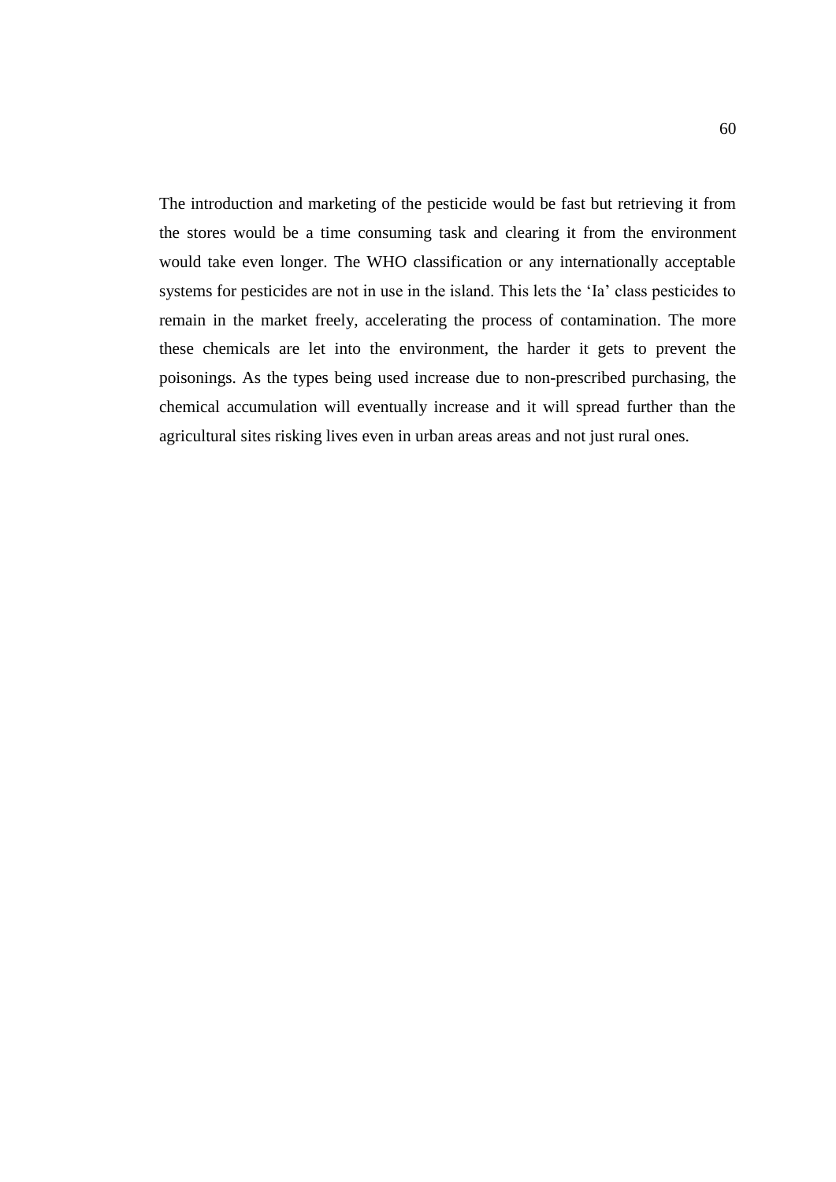The introduction and marketing of the pesticide would be fast but retrieving it from the stores would be a time consuming task and clearing it from the environment would take even longer. The WHO classification or any internationally acceptable systems for pesticides are not in use in the island. This lets the 'Ia' class pesticides to remain in the market freely, accelerating the process of contamination. The more these chemicals are let into the environment, the harder it gets to prevent the poisonings. As the types being used increase due to non-prescribed purchasing, the chemical accumulation will eventually increase and it will spread further than the agricultural sites risking lives even in urban areas areas and not just rural ones.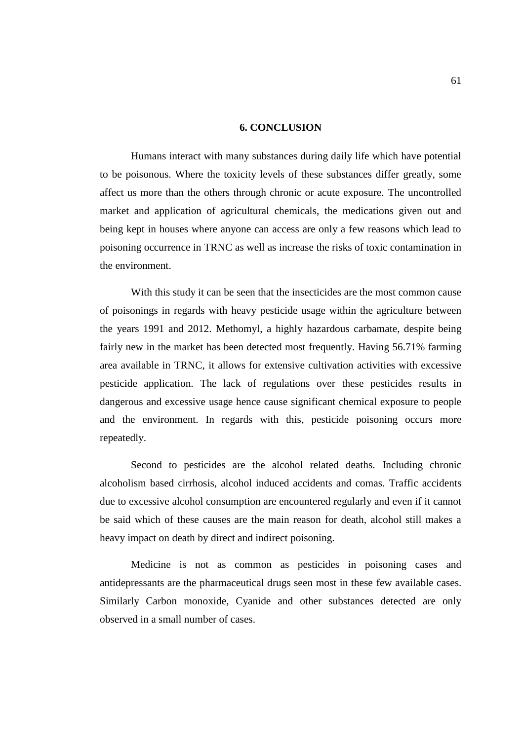## 6. CONCLUSION

Humans interact with many substances during daily life which have potential to be poisonous. Where the toxicity levels of these substances differ greatly, some affect us more than the others through chronic or acute exposure. The uncontrolled market and application of agricultural chemicals, the medications given out and being kept in houses where anyone can access are only a few reasons which lead to poisoning occurrence in TRNC as well as increase the risks of toxic contamination in the environment.

With this study it can be seen that the insecticides are the most common cause of poisonings in regards with heavy pesticide usage within the agriculture between the years 1991 and 2012. Methomyl, a highly hazardous carbamate, despite being fairly new in the market has been detected most frequently. Having 56.71% farming area available in TRNC, it allows for extensive cultivation activities with excessive pesticide application. The lack of regulations over these pesticides results in dangerous and excessive usage hence cause significant chemical exposure to people and the environment. In regards with this, pesticide poisoning occurs more repeatedly.

Second to pesticides are the alcohol related deaths. Including chronic alcoholism based cirrhosis, alcohol induced accidents and comas. Traffic accidents due to excessive alcohol consumption are encountered regularly and even if it cannot be said which of these causes are the main reason for death, alcohol still makes a heavy impact on death by direct and indirect poisoning.

Medicine is not as common as pesticides in poisoning cases and antidepressants are the pharmaceutical drugs seen most in these few available cases. Similarly Carbon monoxide, Cyanide and other substances detected are only observed in a small number of cases.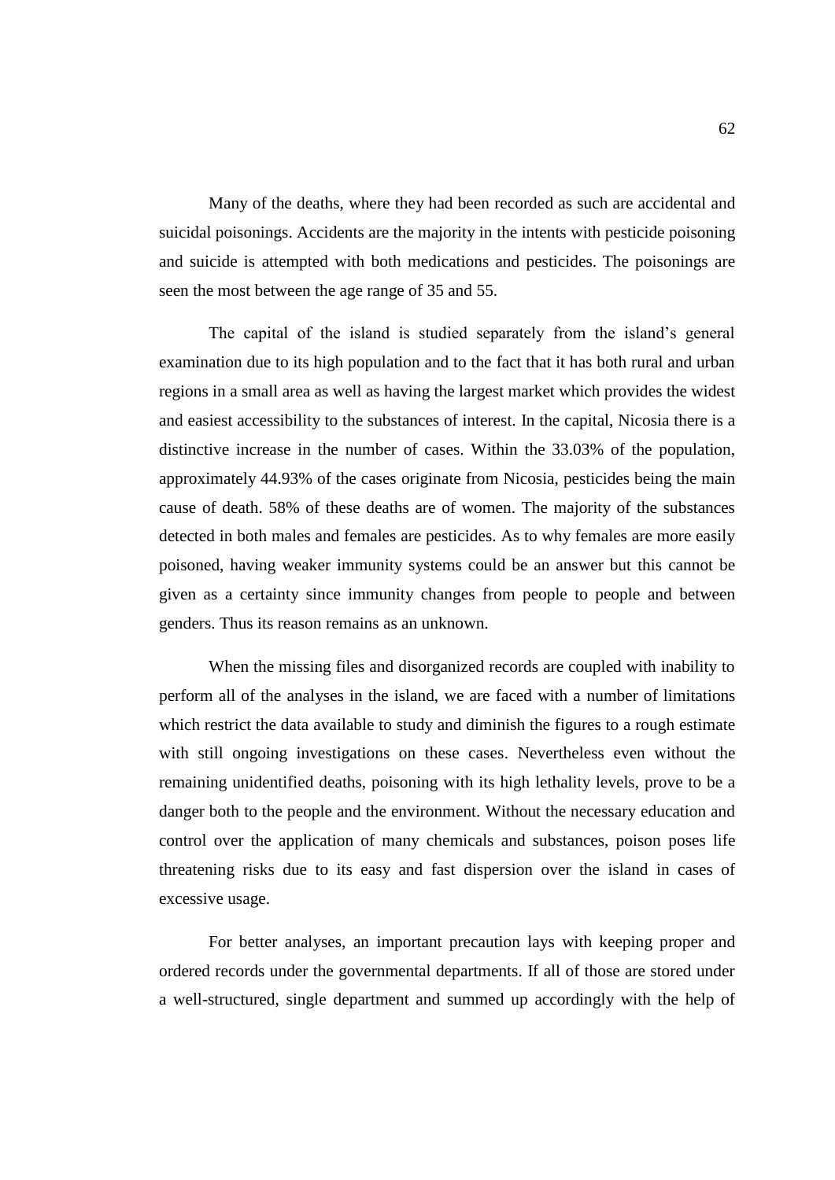Many of the deaths, where they had been recorded as such are accidental and suicidal poisonings. Accidents are the majority in the intents with pesticide poisoning and suicide is attempted with both medications and pesticides. The poisonings are seen the most between the age range of 35 and 55.

The capital of the island is studied separately from the island's general examination due to its high population and to the fact that it has both rural and urban regions in a small area as well as having the largest market which provides the widest and easiest accessibility to the substances of interest. In the capital, Nicosia there is a distinctive increase in the number of cases. Within the 33.03% of the population, approximately 44.93% of the cases originate from Nicosia, pesticides being the main cause of death. 58% of these deaths are of women. The majority of the substances detected in both males and females are pesticides. As to why females are more easily poisoned, having weaker immunity systems could be an answer but this cannot be given as a certainty since immunity changes from people to people and between genders. Thus its reason remains as an unknown.

When the missing files and disorganized records are coupled with inability to perform all of the analyses in the island, we are faced with a number of limitations which restrict the data available to study and diminish the figures to a rough estimate with still ongoing investigations on these cases. Nevertheless even without the remaining unidentified deaths, poisoning with its high lethality levels, prove to be a danger both to the people and the environment. Without the necessary education and control over the application of many chemicals and substances, poison poses life threatening risks due to its easy and fast dispersion over the island in cases of excessive usage.

For better analyses, an important precaution lays with keeping proper and ordered records under the governmental departments. If all of those are stored under a well-structured, single department and summed up accordingly with the help of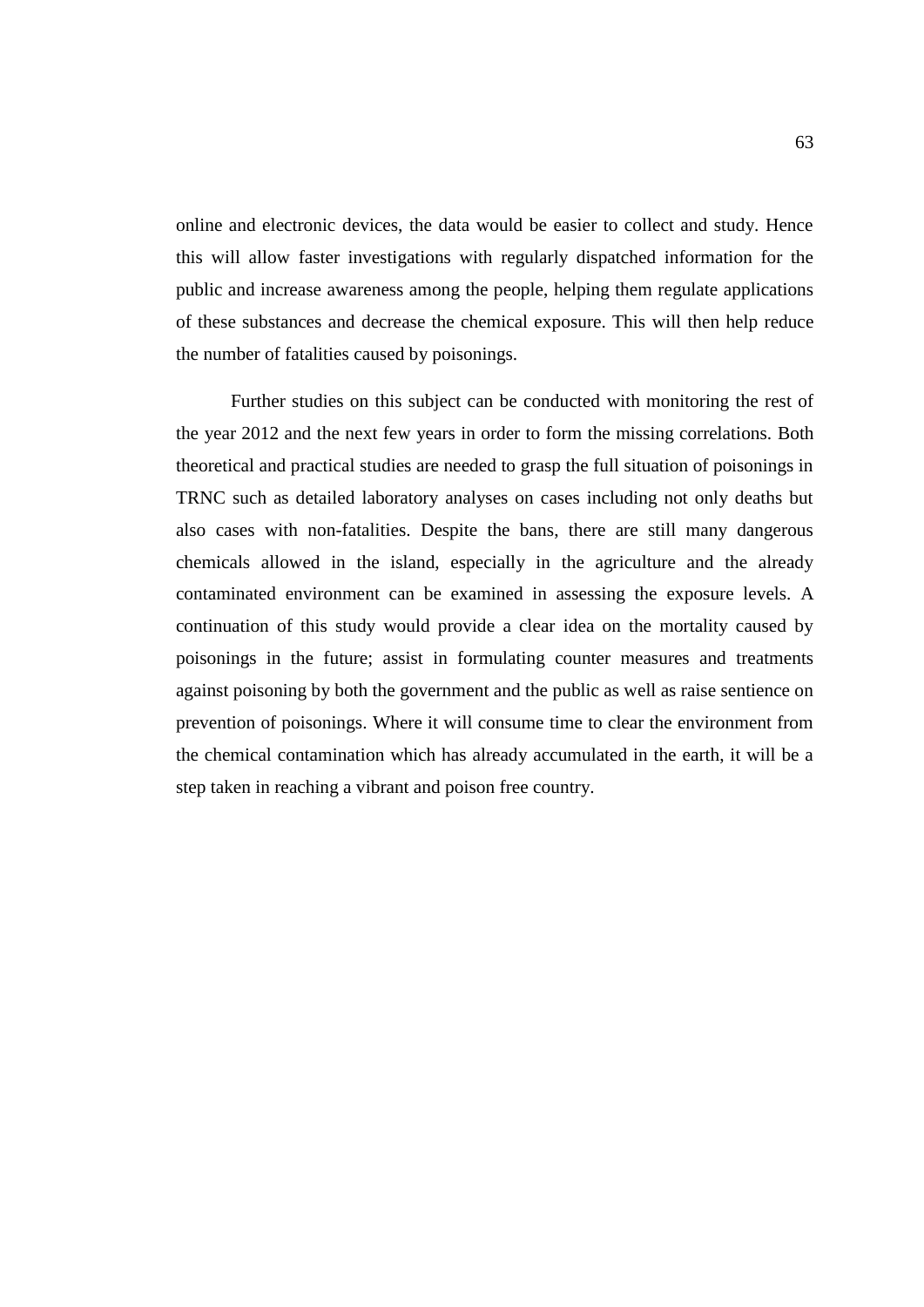online and electronic devices, the data would be easier to collect and study. Hence this will allow faster investigations with regularly dispatched information for the public and increase awareness among the people, helping them regulate applications of these substances and decrease the chemical exposure. This will then help reduce the number of fatalities caused by poisonings.

Further studies on this subject can be conducted with monitoring the rest of the year 2012 and the next few years in order to form the missing correlations. Both theoretical and practical studies are needed to grasp the full situation of poisonings in TRNC such as detailed laboratory analyses on cases including not only deaths but also cases with non-fatalities. Despite the bans, there are still many dangerous chemicals allowed in the island, especially in the agriculture and the already contaminated environment can be examined in assessing the exposure levels. A continuation of this study would provide a clear idea on the mortality caused by poisonings in the future; assist in formulating counter measures and treatments against poisoning by both the government and the public as well as raise sentience on prevention of poisonings. Where it will consume time to clear the environment from the chemical contamination which has already accumulated in the earth, it will be a step taken in reaching a vibrant and poison free country.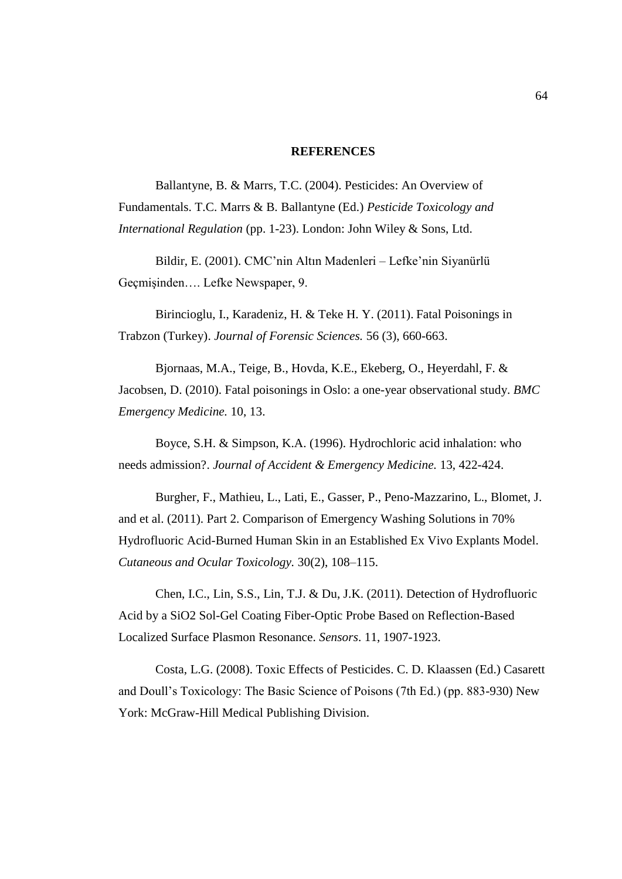## REFERENCES

Ballantyne, B. & Marrs, T.C. (2004). Pesticides: An Overview of Fundamentals. T.C. Marrs & B. Ballantyne (Ed.) *Pesticide Toxicology and International Regulation* (pp. 1-23). London: John Wiley & Sons, Ltd.

Bildir, E. (2001). CMC'nin Altın Madenleri – Lefke'nin Siyanürlü Geçmişinden…. Lefke Newspaper, 9.

Birincioglu, I., Karadeniz, H. & Teke H. Y. (2011). Fatal Poisonings in Trabzon (Turkey). *Journal of Forensic Sciences.* 56 (3), 660-663.

Bjornaas, M.A., Teige, B., Hovda, K.E., Ekeberg, O., Heyerdahl, F. & Jacobsen, D. (2010). Fatal poisonings in Oslo: a one-year observational study. *BMC Emergency Medicine.* 10, 13.

Boyce, S.H. & Simpson, K.A. (1996). Hydrochloric acid inhalation: who needs admission?. *Journal of Accident & Emergency Medicine.* 13, 422-424.

Burgher, F., Mathieu, L., Lati, E., Gasser, P., Peno-Mazzarino, L., Blomet, J. and et al. (2011). Part 2. Comparison of Emergency Washing Solutions in 70% Hydrofluoric Acid-Burned Human Skin in an Established Ex Vivo Explants Model. *Cutaneous and Ocular Toxicology.* 30(2), 108–115.

Chen, I.C., Lin, S.S., Lin, T.J. & Du, J.K. (2011). Detection of Hydrofluoric Acid by a SiO2 Sol-Gel Coating Fiber-Optic Probe Based on Reflection-Based Localized Surface Plasmon Resonance. *Sensors*. 11, 1907-1923.

Costa, L.G. (2008). Toxic Effects of Pesticides. C. D. Klaassen (Ed.) Casarett and Doull's Toxicology: The Basic Science of Poisons (7th Ed.) (pp. 883-930) New York: McGraw-Hill Medical Publishing Division.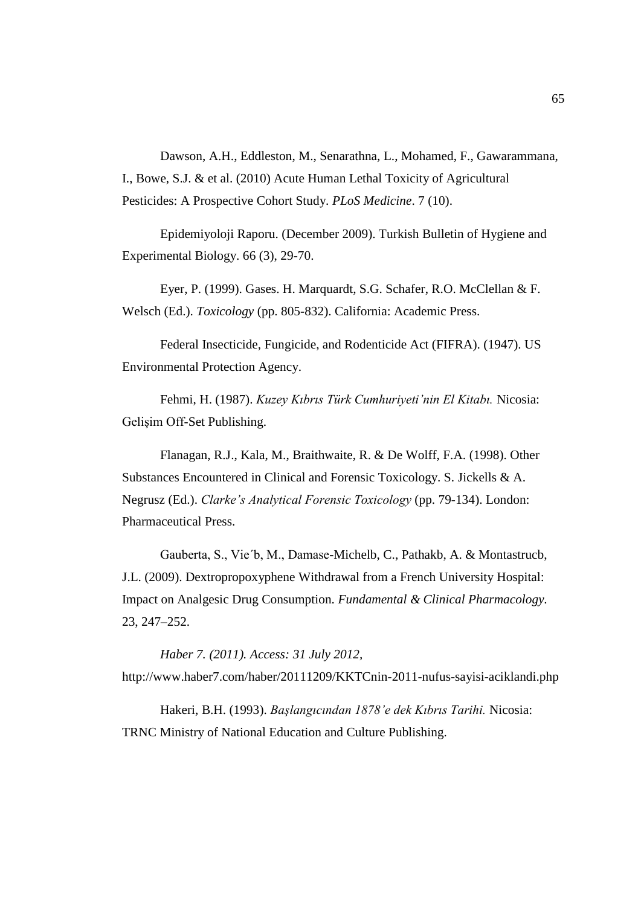Dawson, A.H., Eddleston, M., Senarathna, L., Mohamed, F., Gawarammana, I., Bowe, S.J. & et al. (2010) Acute Human Lethal Toxicity of Agricultural Pesticides: A Prospective Cohort Study. *PLoS Medicine*. 7 (10).

Epidemiyoloji Raporu. (December 2009). Turkish Bulletin of Hygiene and Experimental Biology. 66 (3), 29-70.

Eyer, P. (1999). Gases. H. Marquardt, S.G. Schafer, R.O. McClellan & F. Welsch (Ed.). *Toxicology* (pp. 805-832). California: Academic Press.

Federal Insecticide, Fungicide, and Rodenticide Act (FIFRA). (1947). US Environmental Protection Agency.

Fehmi, H. (1987). *Kuzey Kıbrıs Türk Cumhuriyeti'nin El Kitabı.* Nicosia: Gelişim Off-Set Publishing.

Flanagan, R.J., Kala, M., Braithwaite, R. & De Wolff, F.A. (1998). Other Substances Encountered in Clinical and Forensic Toxicology. S. Jickells & A. Negrusz (Ed.). *Clarke's Analytical Forensic Toxicology* (pp. 79-134). London: Pharmaceutical Press.

Gauberta, S., Vie´b, M., Damase-Michelb, C., Pathakb, A. & Montastrucb, J.L. (2009). Dextropropoxyphene Withdrawal from a French University Hospital: Impact on Analgesic Drug Consumption. *Fundamental & Clinical Pharmacology.* 23, 247–252.

*Haber 7. (2011). Access: 31 July 2012*, http://www.haber7.com/haber/20111209/KKTCnin-2011-nufus-sayisi-aciklandi.php

Hakeri, B.H. (1993). *Başlangıcından 1878'e dek Kıbrıs Tarihi.* Nicosia: TRNC Ministry of National Education and Culture Publishing.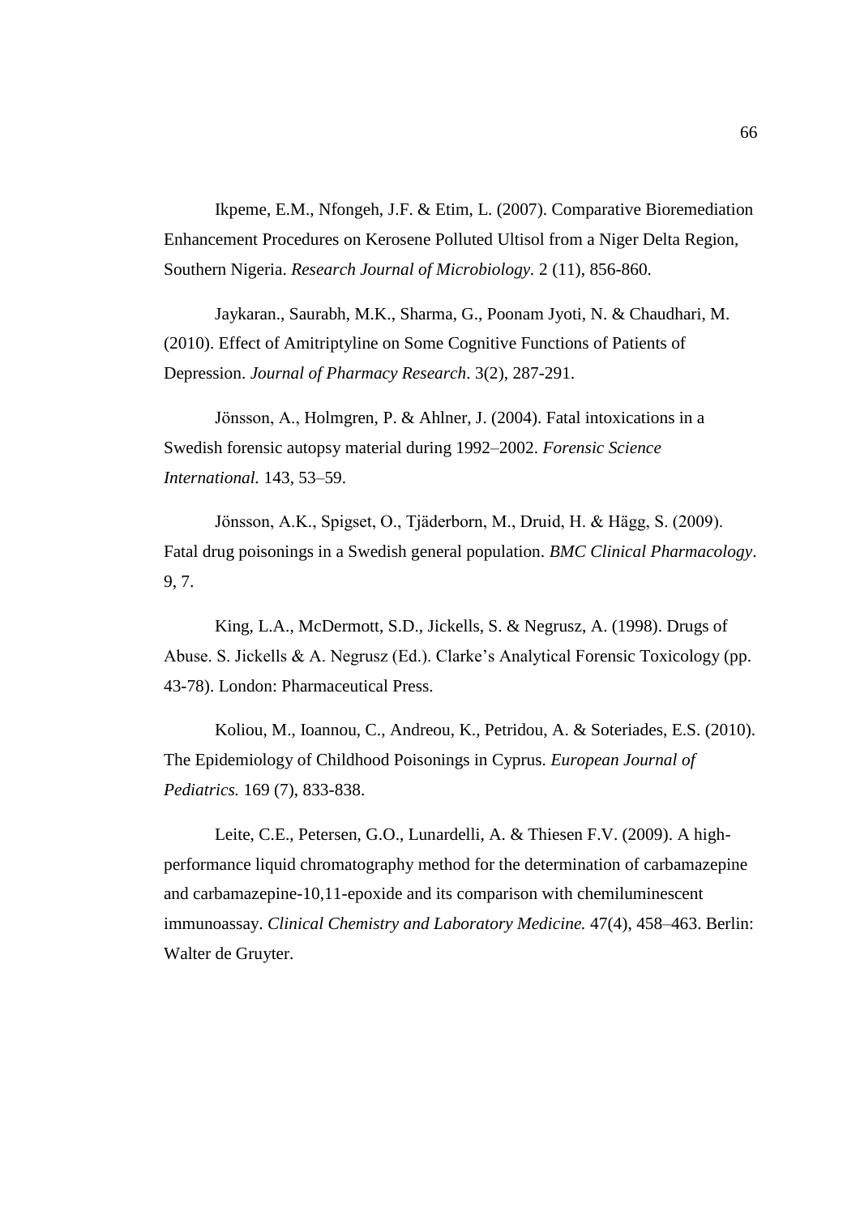Ikpeme, E.M., Nfongeh, J.F. & Etim, L. (2007). Comparative Bioremediation Enhancement Procedures on Kerosene Polluted Ultisol from a Niger Delta Region, Southern Nigeria. *Research Journal of Microbiology.* 2 (11), 856-860.

Jaykaran., Saurabh, M.K., Sharma, G., Poonam Jyoti, N. & Chaudhari, M. (2010). Effect of Amitriptyline on Some Cognitive Functions of Patients of Depression. *Journal of Pharmacy Research*. 3(2), 287-291.

Jönsson, A., Holmgren, P. & Ahlner, J. (2004). Fatal intoxications in a Swedish forensic autopsy material during 1992–2002. *Forensic Science International.* 143, 53–59.

Jönsson, A.K., Spigset, O., Tjäderborn, M., Druid, H. & Hägg, S. (2009). Fatal drug poisonings in a Swedish general population. *BMC Clinical Pharmacology*. 9, 7.

King, L.A., McDermott, S.D., Jickells, S. & Negrusz, A. (1998). Drugs of Abuse. S. Jickells & A. Negrusz (Ed.). Clarke's Analytical Forensic Toxicology (pp. 43-78). London: Pharmaceutical Press.

Koliou, M., Ioannou, C., Andreou, K., Petridou, A. & Soteriades, E.S. (2010). The Epidemiology of Childhood Poisonings in Cyprus. *European Journal of Pediatrics.* 169 (7), 833-838.

Leite, C.E., Petersen, G.O., Lunardelli, A. & Thiesen F.V. (2009). A high-performance liquid chromatography method for the determination of carbamazepine and carbamazepine-10,11-epoxide and its comparison with chemiluminescent immunoassay. *Clinical Chemistry and Laboratory Medicine.* 47(4), 458–463. Berlin: Walter de Gruyter.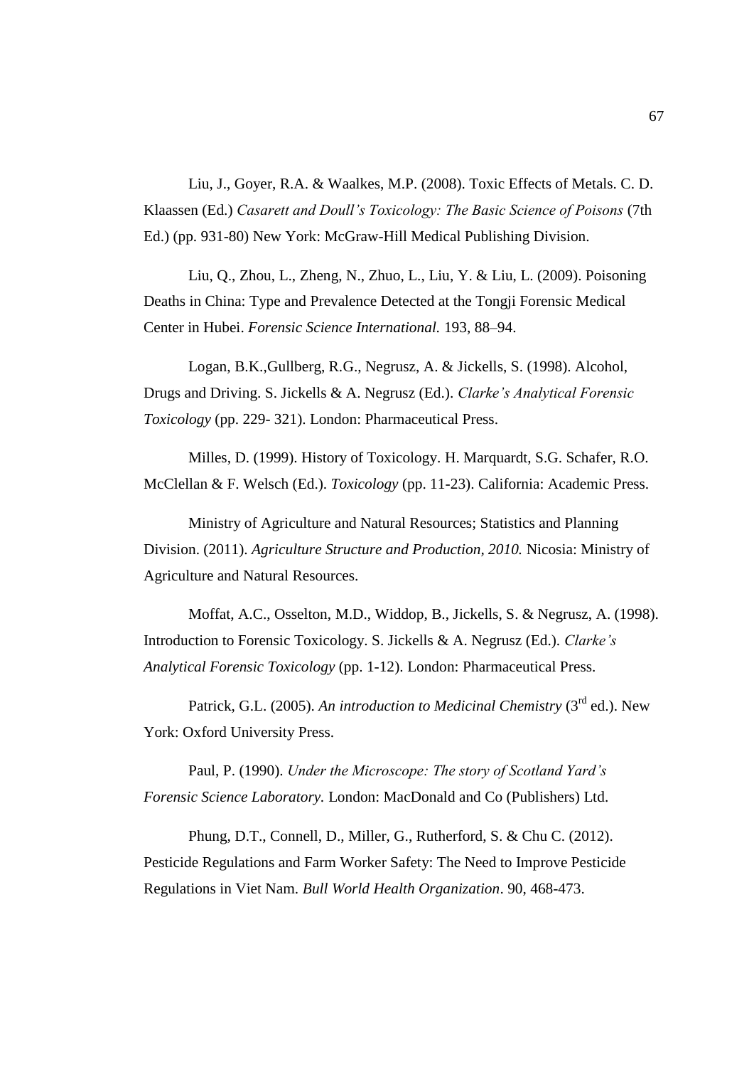Liu, J., Goyer, R.A. & Waalkes, M.P. (2008). Toxic Effects of Metals. C. D. Klaassen (Ed.) *Casarett and Doull's Toxicology: The Basic Science of Poisons* (7th Ed.) (pp. 931-80) New York: McGraw-Hill Medical Publishing Division.

Liu, Q., Zhou, L., Zheng, N., Zhuo, L., Liu, Y. & Liu, L. (2009). Poisoning Deaths in China: Type and Prevalence Detected at the Tongji Forensic Medical Center in Hubei. *Forensic Science International.* 193, 88–94.

Logan, B.K.,Gullberg, R.G., Negrusz, A. & Jickells, S. (1998). Alcohol, Drugs and Driving. S. Jickells & A. Negrusz (Ed.). *Clarke's Analytical Forensic Toxicology* (pp. 229- 321). London: Pharmaceutical Press.

Milles, D. (1999). History of Toxicology. H. Marquardt, S.G. Schafer, R.O. McClellan & F. Welsch (Ed.). *Toxicology* (pp. 11-23). California: Academic Press.

Ministry of Agriculture and Natural Resources; Statistics and Planning Division. (2011). *Agriculture Structure and Production, 2010.* Nicosia: Ministry of Agriculture and Natural Resources.

Moffat, A.C., Osselton, M.D., Widdop, B., Jickells, S. & Negrusz, A. (1998). Introduction to Forensic Toxicology. S. Jickells & A. Negrusz (Ed.). *Clarke's Analytical Forensic Toxicology* (pp. 1-12). London: Pharmaceutical Press.

Patrick, G.L. (2005). *An introduction to Medicinal Chemistry* (3rd ed.). New York: Oxford University Press.

Paul, P. (1990). *Under the Microscope: The story of Scotland Yard's Forensic Science Laboratory.* London: MacDonald and Co (Publishers) Ltd.

Phung, D.T., Connell, D., Miller, G., Rutherford, S. & Chu C. (2012). Pesticide Regulations and Farm Worker Safety: The Need to Improve Pesticide Regulations in Viet Nam. *Bull World Health Organization*. 90, 468-473.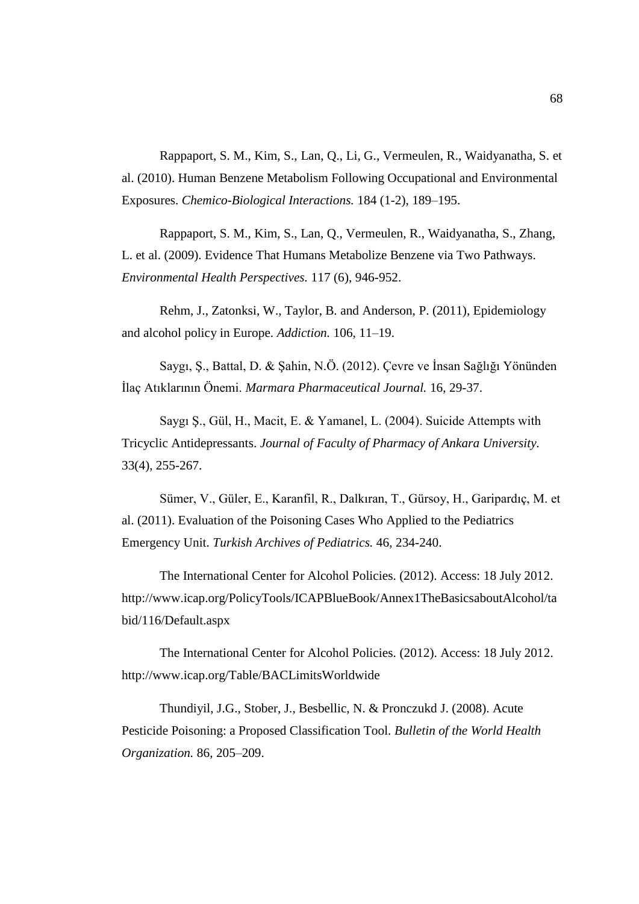Rappaport, S. M., Kim, S., Lan, Q., Li, G., Vermeulen, R., Waidyanatha, S. et al. (2010). Human Benzene Metabolism Following Occupational and Environmental Exposures. *Chemico-Biological Interactions.* 184 (1-2), 189–195.

Rappaport, S. M., Kim, S., Lan, Q., Vermeulen, R., Waidyanatha, S., Zhang, L. et al. (2009). Evidence That Humans Metabolize Benzene via Two Pathways. *Environmental Health Perspectives.* 117 (6), 946-952.

Rehm, J., Zatonksi, W., Taylor, B. and Anderson, P. (2011), Epidemiology and alcohol policy in Europe. *Addiction.* 106, 11–19.

Saygı, Ş., Battal, D. & Şahin, N.Ö. (2012). Çevre ve İnsan Sağlığı Yönünden İlaç Atıklarının Önemi. *Marmara Pharmaceutical Journal.* 16, 29-37.

Saygı Ş., Gül, H., Macit, E. & Yamanel, L. (2004). Suicide Attempts with Tricyclic Antidepressants. *Journal of Faculty of Pharmacy of Ankara University*. 33(4), 255-267.

Sümer, V., Güler, E., Karanfil, R., Dalkıran, T., Gürsoy, H., Garipardıç, M. et al. (2011). Evaluation of the Poisoning Cases Who Applied to the Pediatrics Emergency Unit. *Turkish Archives of Pediatrics.* 46, 234-240.

The International Center for Alcohol Policies. (2012). Access: 18 July 2012. http://www.icap.org/PolicyTools/ICAPBlueBook/Annex1TheBasicsaboutAlcohol/tabid/116/Default.aspx

The International Center for Alcohol Policies. (2012). Access: 18 July 2012. http://www.icap.org/Table/BACLimitsWorldwide

Thundiyil, J.G., Stober, J., Besbellic, N. & Pronczukd J. (2008). Acute Pesticide Poisoning: a Proposed Classification Tool. *Bulletin of the World Health Organization.* 86, 205–209.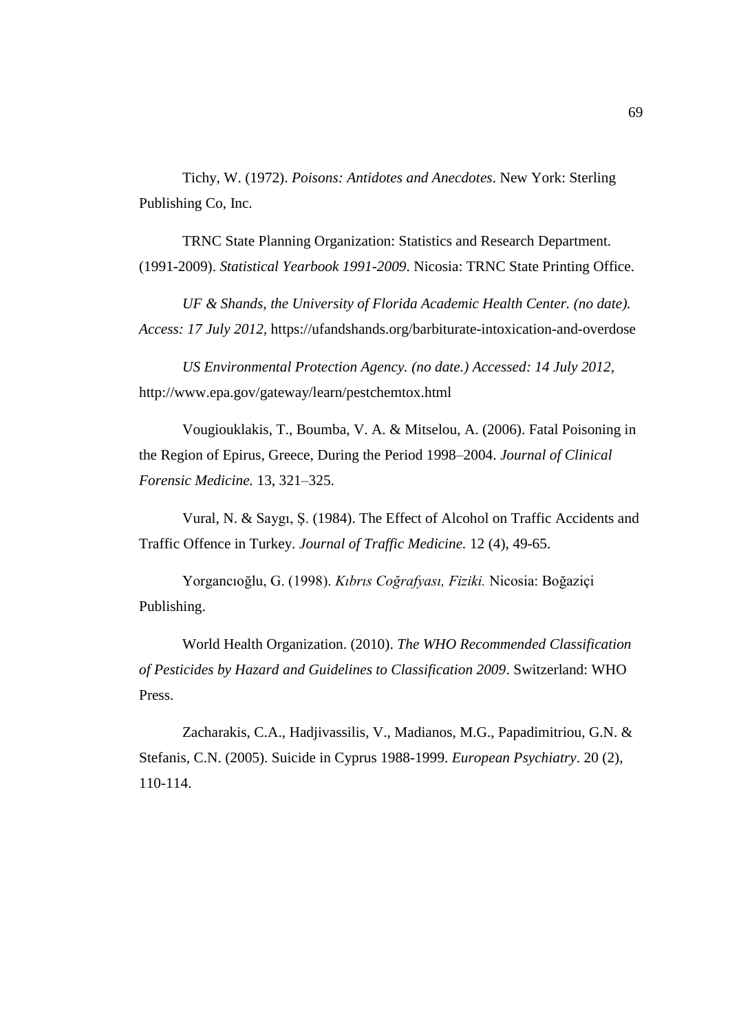Tichy, W. (1972). *Poisons: Antidotes and Anecdotes*. New York: Sterling Publishing Co, Inc.

TRNC State Planning Organization: Statistics and Research Department. (1991-2009). *Statistical Yearbook 1991-2009*. Nicosia: TRNC State Printing Office.

*UF & Shands, the University of Florida Academic Health Center. (no date). Access: 17 July 2012,* https://ufandshands.org/barbiturate-intoxication-and-overdose

*US Environmental Protection Agency. (no date.) Accessed: 14 July 2012,* http://www.epa.gov/gateway/learn/pestchemtox.html

Vougiouklakis, T., Boumba, V. A. & Mitselou, A. (2006). Fatal Poisoning in the Region of Epirus, Greece, During the Period 1998–2004. *Journal of Clinical Forensic Medicine.* 13, 321–325.

Vural, N. & Saygı, Ş. (1984). The Effect of Alcohol on Traffic Accidents and Traffic Offence in Turkey. *Journal of Traffic Medicine.* 12 (4), 49-65.

Yorgancıoğlu, G. (1998). *Kıbrıs Coğrafyası, Fiziki.* Nicosia: Boğaziçi Publishing.

World Health Organization. (2010). *The WHO Recommended Classification of Pesticides by Hazard and Guidelines to Classification 2009*. Switzerland: WHO Press.

Zacharakis, C.A., Hadjivassilis, V., Madianos, M.G., Papadimitriou, G.N. & Stefanis, C.N. (2005). Suicide in Cyprus 1988-1999. *European Psychiatry*. 20 (2), 110-114.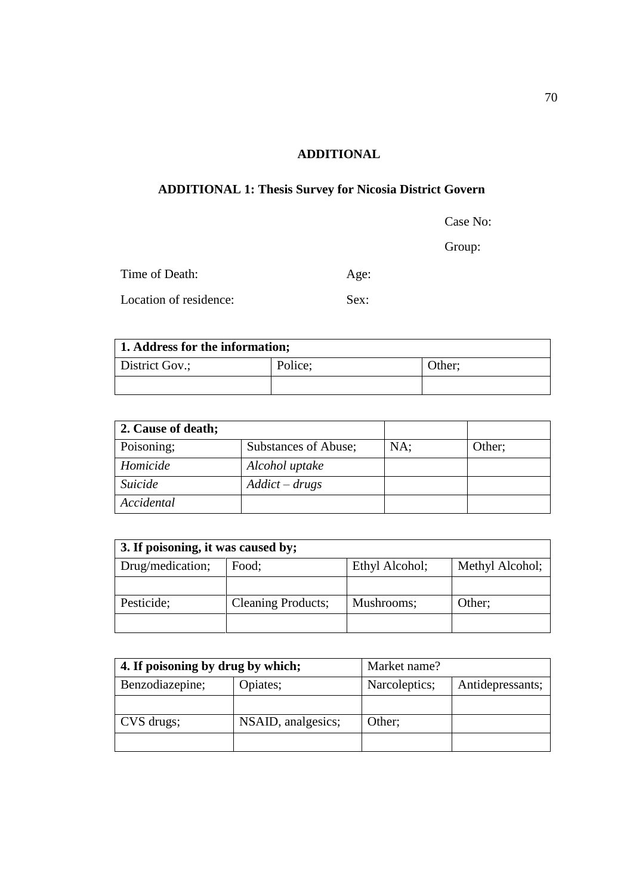## ADDITIONAL

### ADDITIONAL 1: Thesis Survey for Nicosia District Govern

Case No:

Group:

Time of Death: Age:

Location of residence: Sex:

| 1. Address for the information; | | |
|---|---|---|
| District Gov.; | Police; | Other; |
| | | |

| 2. Cause of death; | | | |
|---|---|---|---|
| Poisoning; | Substances of Abuse; | NA; | Other; |
| *Homicide* | *Alcohol uptake* | | |
| *Suicide* | *Addict – drugs* | | |
| *Accidental* | | | |

| 3. If poisoning, it was caused by; | | | |
|---|---|---|---|
| Drug/medication; | Food; | Ethyl Alcohol; | Methyl Alcohol; |
| | | | |
| Pesticide; | Cleaning Products; | Mushrooms; | Other; |
| | | | |

| 4. If poisoning by drug by which; | | Market name? | |
|---|---|---|---|
| Benzodiazepine; | Opiates; | Narcoleptics; | Antidepressants; |
| | | | |
| CVS drugs; | NSAID, analgesics; | Other; | |
| | | | |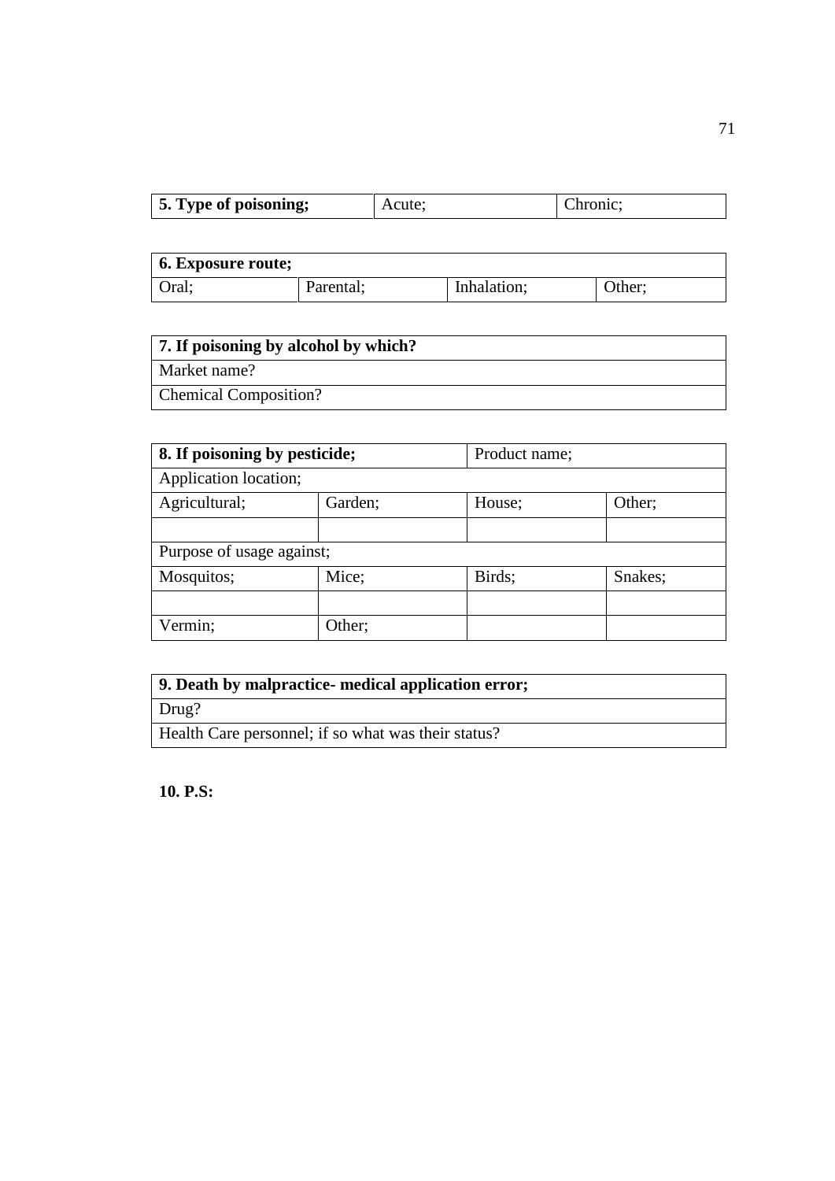| **5. Type of poisoning;** | Acute; | Chronic; |
|---|---|---|

| **6. Exposure route;** | | | |
|---|---|---|---|
| Oral; | Parental; | Inhalation; | Other; |

| **7. If poisoning by alcohol by which?** |
|---|
| Market name? |
| Chemical Composition? |

| **8. If poisoning by pesticide;** | | Product name; | |
|---|---|---|---|
| Application location; | | | |
| Agricultural; | Garden; | House; | Other; |
| | | | |
| Purpose of usage against; | | | |
| Mosquitos; | Mice; | Birds; | Snakes; |
| | | | |
| Vermin; | Other; | | |

| **9. Death by malpractice- medical application error;** |
|---|
| Drug? |
| Health Care personnel; if so what was their status? |

**10. P.S:**